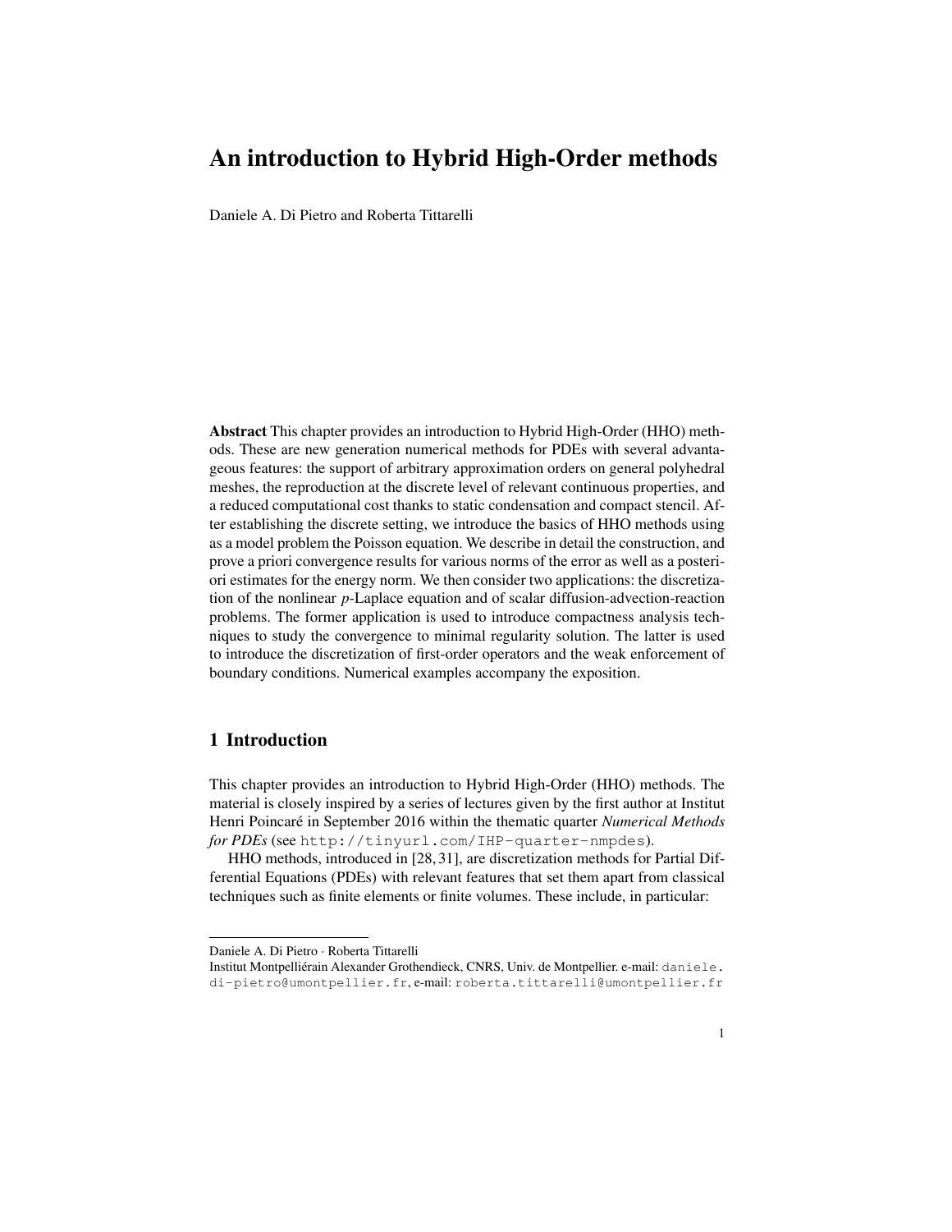# An introduction to Hybrid High-Order methods

Daniele A. Di Pietro and Roberta Tittarelli

**Abstract** This chapter provides an introduction to Hybrid High-Order (HHO) methods. These are new generation numerical methods for PDEs with several advantageous features: the support of arbitrary approximation orders on general polyhedral meshes, the reproduction at the discrete level of relevant continuous properties, and a reduced computational cost thanks to static condensation and compact stencil. After establishing the discrete setting, we introduce the basics of HHO methods using as a model problem the Poisson equation. We describe in detail the construction, and prove a priori convergence results for various norms of the error as well as a posteriori estimates for the energy norm. We then consider two applications: the discretization of the nonlinear $p$-Laplace equation and of scalar diffusion-advection-reaction problems. The former application is used to introduce compactness analysis techniques to study the convergence to minimal regularity solution. The latter is used to introduce the discretization of first-order operators and the weak enforcement of boundary conditions. Numerical examples accompany the exposition.

## 1 Introduction

This chapter provides an introduction to Hybrid High-Order (HHO) methods. The material is closely inspired by a series of lectures given by the first author at Institut Henri Poincaré in September 2016 within the thematic quarter *Numerical Methods for PDEs* (see `http://tinyurl.com/IHP-quarter-nmpdes`).

HHO methods, introduced in [28, 31], are discretization methods for Partial Differential Equations (PDEs) with relevant features that set them apart from classical techniques such as finite elements or finite volumes. These include, in particular:

---

Daniele A. Di Pietro · Roberta Tittarelli
Institut Montpelliérain Alexander Grothendieck, CNRS, Univ. de Montpellier. e-mail: `daniele.di-pietro@umontpellier.fr`, e-mail: `roberta.tittarelli@umontpellier.fr`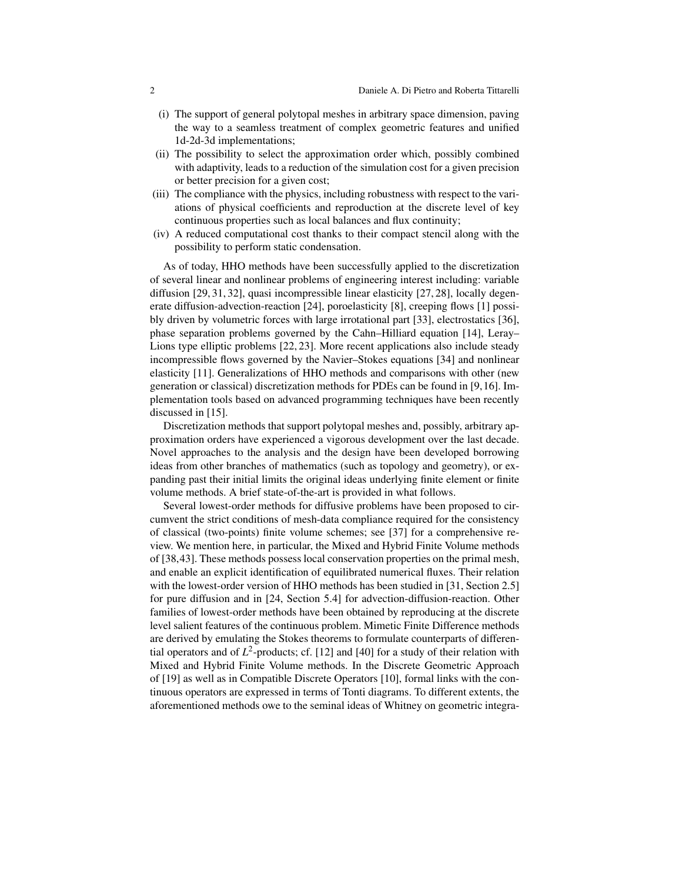(i) The support of general polytopal meshes in arbitrary space dimension, paving the way to a seamless treatment of complex geometric features and unified 1d-2d-3d implementations;
(ii) The possibility to select the approximation order which, possibly combined with adaptivity, leads to a reduction of the simulation cost for a given precision or better precision for a given cost;
(iii) The compliance with the physics, including robustness with respect to the variations of physical coefficients and reproduction at the discrete level of key continuous properties such as local balances and flux continuity;
(iv) A reduced computational cost thanks to their compact stencil along with the possibility to perform static condensation.

As of today, HHO methods have been successfully applied to the discretization of several linear and nonlinear problems of engineering interest including: variable diffusion [29, 31, 32], quasi incompressible linear elasticity [27, 28], locally degenerate diffusion-advection-reaction [24], poroelasticity [8], creeping flows [1] possibly driven by volumetric forces with large irrotational part [33], electrostatics [36], phase separation problems governed by the Cahn–Hilliard equation [14], Leray–Lions type elliptic problems [22, 23]. More recent applications also include steady incompressible flows governed by the Navier–Stokes equations [34] and nonlinear elasticity [11]. Generalizations of HHO methods and comparisons with other (new generation or classical) discretization methods for PDEs can be found in [9, 16]. Implementation tools based on advanced programming techniques have been recently discussed in [15].

Discretization methods that support polytopal meshes and, possibly, arbitrary approximation orders have experienced a vigorous development over the last decade. Novel approaches to the analysis and the design have been developed borrowing ideas from other branches of mathematics (such as topology and geometry), or expanding past their initial limits the original ideas underlying finite element or finite volume methods. A brief state-of-the-art is provided in what follows.

Several lowest-order methods for diffusive problems have been proposed to circumvent the strict conditions of mesh-data compliance required for the consistency of classical (two-points) finite volume schemes; see [37] for a comprehensive review. We mention here, in particular, the Mixed and Hybrid Finite Volume methods of [38,43]. These methods possess local conservation properties on the primal mesh, and enable an explicit identification of equilibrated numerical fluxes. Their relation with the lowest-order version of HHO methods has been studied in [31, Section 2.5] for pure diffusion and in [24, Section 5.4] for advection-diffusion-reaction. Other families of lowest-order methods have been obtained by reproducing at the discrete level salient features of the continuous problem. Mimetic Finite Difference methods are derived by emulating the Stokes theorems to formulate counterparts of differential operators and of $L^2$-products; cf. [12] and [40] for a study of their relation with Mixed and Hybrid Finite Volume methods. In the Discrete Geometric Approach of [19] as well as in Compatible Discrete Operators [10], formal links with the continuous operators are expressed in terms of Tonti diagrams. To different extents, the aforementioned methods owe to the seminal ideas of Whitney on geometric integra-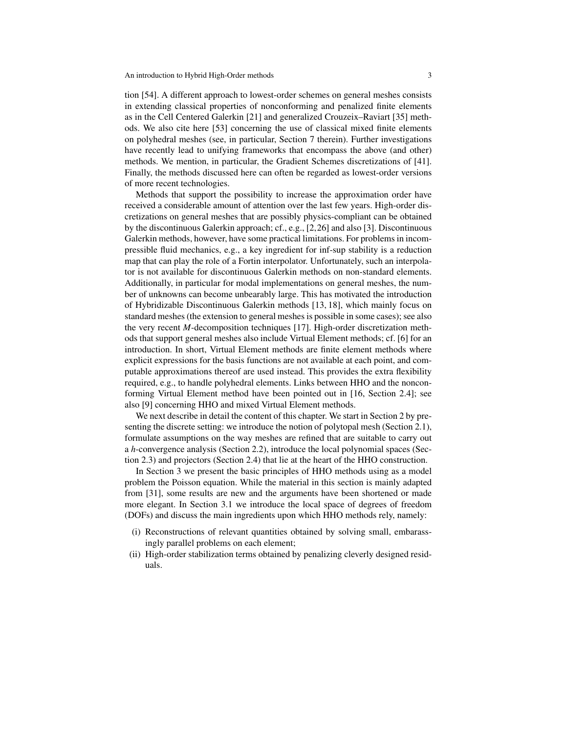tion [54]. A different approach to lowest-order schemes on general meshes consists in extending classical properties of nonconforming and penalized finite elements as in the Cell Centered Galerkin [21] and generalized Crouzeix–Raviart [35] methods. We also cite here [53] concerning the use of classical mixed finite elements on polyhedral meshes (see, in particular, Section 7 therein). Further investigations have recently lead to unifying frameworks that encompass the above (and other) methods. We mention, in particular, the Gradient Schemes discretizations of [41]. Finally, the methods discussed here can often be regarded as lowest-order versions of more recent technologies.

Methods that support the possibility to increase the approximation order have received a considerable amount of attention over the last few years. High-order discretizations on general meshes that are possibly physics-compliant can be obtained by the discontinuous Galerkin approach; cf., e.g., [2,26] and also [3]. Discontinuous Galerkin methods, however, have some practical limitations. For problems in incompressible fluid mechanics, e.g., a key ingredient for inf-sup stability is a reduction map that can play the role of a Fortin interpolator. Unfortunately, such an interpolator is not available for discontinuous Galerkin methods on non-standard elements. Additionally, in particular for modal implementations on general meshes, the number of unknowns can become unbearably large. This has motivated the introduction of Hybridizable Discontinuous Galerkin methods [13, 18], which mainly focus on standard meshes (the extension to general meshes is possible in some cases); see also the very recent $M$-decomposition techniques [17]. High-order discretization methods that support general meshes also include Virtual Element methods; cf. [6] for an introduction. In short, Virtual Element methods are finite element methods where explicit expressions for the basis functions are not available at each point, and computable approximations thereof are used instead. This provides the extra flexibility required, e.g., to handle polyhedral elements. Links between HHO and the nonconforming Virtual Element method have been pointed out in [16, Section 2.4]; see also [9] concerning HHO and mixed Virtual Element methods.

We next describe in detail the content of this chapter. We start in Section 2 by presenting the discrete setting: we introduce the notion of polytopal mesh (Section 2.1), formulate assumptions on the way meshes are refined that are suitable to carry out a $h$-convergence analysis (Section 2.2), introduce the local polynomial spaces (Section 2.3) and projectors (Section 2.4) that lie at the heart of the HHO construction.

In Section 3 we present the basic principles of HHO methods using as a model problem the Poisson equation. While the material in this section is mainly adapted from [31], some results are new and the arguments have been shortened or made more elegant. In Section 3.1 we introduce the local space of degrees of freedom (DOFs) and discuss the main ingredients upon which HHO methods rely, namely:

(i) Reconstructions of relevant quantities obtained by solving small, embarassingly parallel problems on each element;
(ii) High-order stabilization terms obtained by penalizing cleverly designed residuals.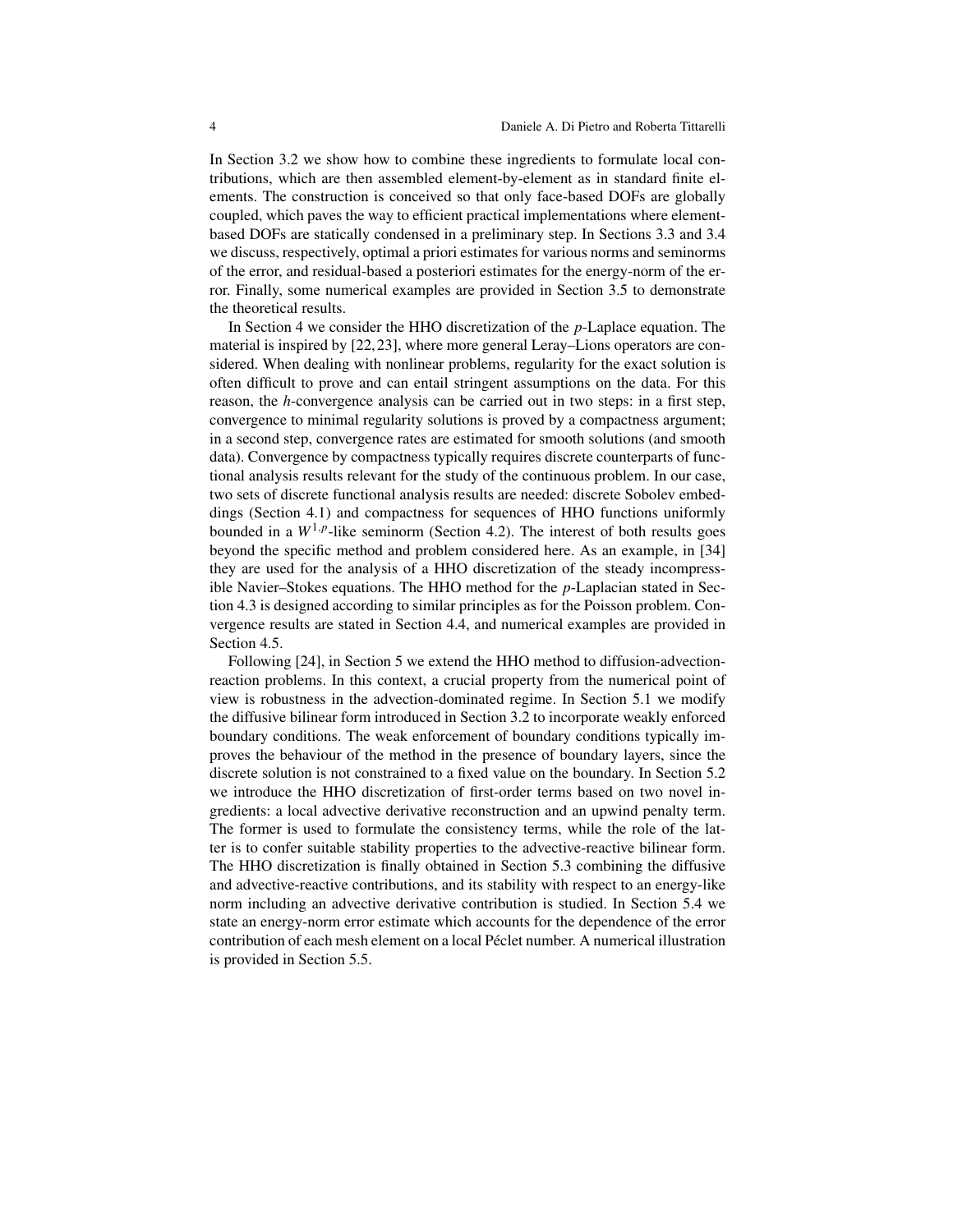In Section 3.2 we show how to combine these ingredients to formulate local contributions, which are then assembled element-by-element as in standard finite elements. The construction is conceived so that only face-based DOFs are globally coupled, which paves the way to efficient practical implementations where element-based DOFs are statically condensed in a preliminary step. In Sections 3.3 and 3.4 we discuss, respectively, optimal a priori estimates for various norms and seminorms of the error, and residual-based a posteriori estimates for the energy-norm of the error. Finally, some numerical examples are provided in Section 3.5 to demonstrate the theoretical results.

In Section 4 we consider the HHO discretization of the $p$-Laplace equation. The material is inspired by [22, 23], where more general Leray–Lions operators are considered. When dealing with nonlinear problems, regularity for the exact solution is often difficult to prove and can entail stringent assumptions on the data. For this reason, the $h$-convergence analysis can be carried out in two steps: in a first step, convergence to minimal regularity solutions is proved by a compactness argument; in a second step, convergence rates are estimated for smooth solutions (and smooth data). Convergence by compactness typically requires discrete counterparts of functional analysis results relevant for the study of the continuous problem. In our case, two sets of discrete functional analysis results are needed: discrete Sobolev embeddings (Section 4.1) and compactness for sequences of HHO functions uniformly bounded in a $W^{1,p}$-like seminorm (Section 4.2). The interest of both results goes beyond the specific method and problem considered here. As an example, in [34] they are used for the analysis of a HHO discretization of the steady incompressible Navier–Stokes equations. The HHO method for the $p$-Laplacian stated in Section 4.3 is designed according to similar principles as for the Poisson problem. Convergence results are stated in Section 4.4, and numerical examples are provided in Section 4.5.

Following [24], in Section 5 we extend the HHO method to diffusion-advection-reaction problems. In this context, a crucial property from the numerical point of view is robustness in the advection-dominated regime. In Section 5.1 we modify the diffusive bilinear form introduced in Section 3.2 to incorporate weakly enforced boundary conditions. The weak enforcement of boundary conditions typically improves the behaviour of the method in the presence of boundary layers, since the discrete solution is not constrained to a fixed value on the boundary. In Section 5.2 we introduce the HHO discretization of first-order terms based on two novel ingredients: a local advective derivative reconstruction and an upwind penalty term. The former is used to formulate the consistency terms, while the role of the latter is to confer suitable stability properties to the advective-reactive bilinear form. The HHO discretization is finally obtained in Section 5.3 combining the diffusive and advective-reactive contributions, and its stability with respect to an energy-like norm including an advective derivative contribution is studied. In Section 5.4 we state an energy-norm error estimate which accounts for the dependence of the error contribution of each mesh element on a local Péclet number. A numerical illustration is provided in Section 5.5.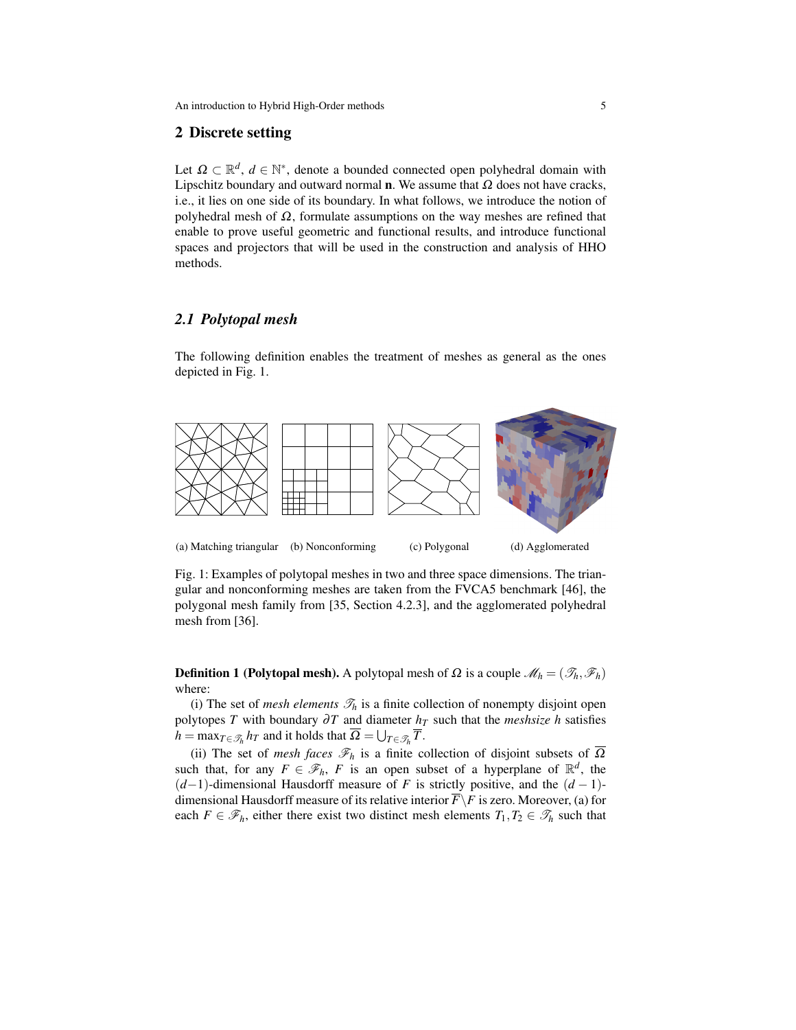## 2 Discrete setting

Let $\Omega \subset \mathbb{R}^d$, $d \in \mathbb{N}^*$, denote a bounded connected open polyhedral domain with Lipschitz boundary and outward normal $\mathbf{n}$. We assume that $\Omega$ does not have cracks, i.e., it lies on one side of its boundary. In what follows, we introduce the notion of polyhedral mesh of $\Omega$, formulate assumptions on the way meshes are refined that enable to prove useful geometric and functional results, and introduce functional spaces and projectors that will be used in the construction and analysis of HHO methods.

### 2.1 Polytopal mesh

The following definition enables the treatment of meshes as general as the ones depicted in Fig. 1.

(a) Matching triangular (b) Nonconforming (c) Polygonal (d) Agglomerated

Fig. 1: Examples of polytopal meshes in two and three space dimensions. The triangular and nonconforming meshes are taken from the FVCA5 benchmark [46], the polygonal mesh family from [35, Section 4.2.3], and the agglomerated polyhedral mesh from [36].

**Definition 1 (Polytopal mesh).** A polytopal mesh of $\Omega$ is a couple $\mathcal{M}_h = (\mathcal{T}_h, \mathcal{F}_h)$ where:

(i) The set of *mesh elements* $\mathcal{T}_h$ is a finite collection of nonempty disjoint open polytopes $T$ with boundary $\partial T$ and diameter $h_T$ such that the *meshsize* $h$ satisfies $h = \max_{T\in\mathcal{T}_h} h_T$ and it holds that $\overline{\Omega} = \bigcup_{T\in\mathcal{T}_h} \overline{T}$.

(ii) The set of *mesh faces* $\mathcal{F}_h$ is a finite collection of disjoint subsets of $\overline{\Omega}$ such that, for any $F \in \mathcal{F}_h$, $F$ is an open subset of a hyperplane of $\mathbb{R}^d$, the $(d-1)$-dimensional Hausdorff measure of $F$ is strictly positive, and the $(d-1)$-dimensional Hausdorff measure of its relative interior $\overline{F}\backslash F$ is zero. Moreover, (a) for each $F \in \mathcal{F}_h$, either there exist two distinct mesh elements $T_1, T_2 \in \mathcal{T}_h$ such that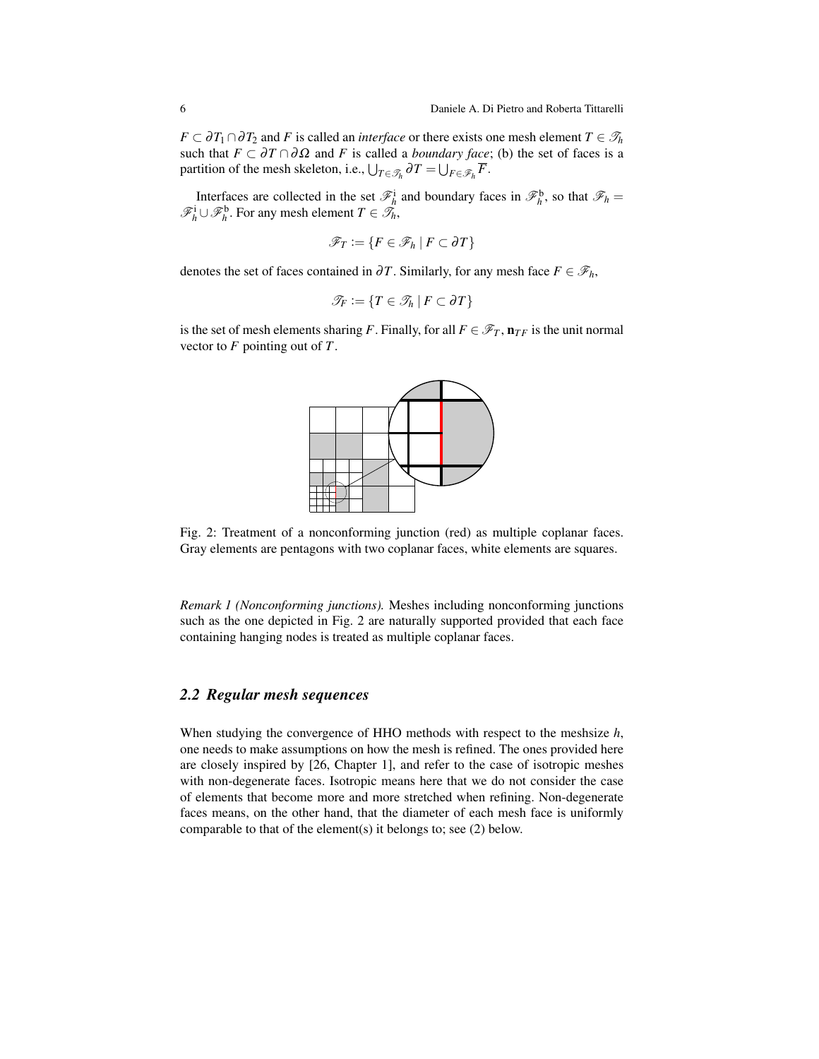$F \subset \partial T_1 \cap \partial T_2$ and $F$ is called an *interface* or there exists one mesh element $T \in \mathcal{T}_h$ such that $F \subset \partial T \cap \partial \Omega$ and $F$ is called a *boundary face*; (b) the set of faces is a partition of the mesh skeleton, i.e., $\bigcup_{T \in \mathcal{T}_h} \partial T = \bigcup_{F \in \mathcal{F}_h} \overline{F}$.

Interfaces are collected in the set $\mathcal{F}_h^{\mathrm{i}}$ and boundary faces in $\mathcal{F}_h^{\mathrm{b}}$, so that $\mathcal{F}_h = \mathcal{F}_h^{\mathrm{i}} \cup \mathcal{F}_h^{\mathrm{b}}$. For any mesh element $T \in \mathcal{T}_h$,

$$\mathcal{F}_T := \{F \in \mathcal{F}_h \mid F \subset \partial T\}$$

denotes the set of faces contained in $\partial T$. Similarly, for any mesh face $F \in \mathcal{F}_h$,

$$\mathcal{T}_F := \{T \in \mathcal{T}_h \mid F \subset \partial T\}$$

is the set of mesh elements sharing $F$. Finally, for all $F \in \mathcal{F}_T$, $\mathbf{n}_{TF}$ is the unit normal vector to $F$ pointing out of $T$.

Fig. 2: Treatment of a nonconforming junction (red) as multiple coplanar faces. Gray elements are pentagons with two coplanar faces, white elements are squares.

*Remark 1 (Nonconforming junctions).* Meshes including nonconforming junctions such as the one depicted in Fig. 2 are naturally supported provided that each face containing hanging nodes is treated as multiple coplanar faces.

## 2.2 Regular mesh sequences

When studying the convergence of HHO methods with respect to the meshsize $h$, one needs to make assumptions on how the mesh is refined. The ones provided here are closely inspired by [26, Chapter 1], and refer to the case of isotropic meshes with non-degenerate faces. Isotropic means here that we do not consider the case of elements that become more and more stretched when refining. Non-degenerate faces means, on the other hand, that the diameter of each mesh face is uniformly comparable to that of the element(s) it belongs to; see (2) below.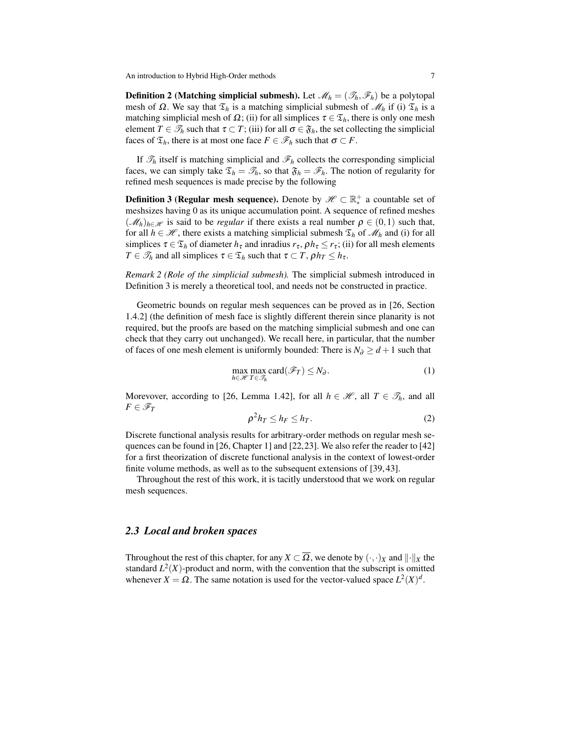**Definition 2 (Matching simplicial submesh).** Let $\mathcal{M}_h = (\mathcal{T}_h, \mathcal{F}_h)$ be a polytopal mesh of $\Omega$. We say that $\mathfrak{T}_h$ is a matching simplicial submesh of $\mathcal{M}_h$ if (i) $\mathfrak{T}_h$ is a matching simplicial mesh of $\Omega$; (ii) for all simplices $\tau \in \mathfrak{T}_h$, there is only one mesh element $T \in \mathcal{T}_h$ such that $\tau \subset T$; (iii) for all $\sigma \in \mathfrak{F}_h$, the set collecting the simplicial faces of $\mathfrak{T}_h$, there is at most one face $F \in \mathcal{F}_h$ such that $\sigma \subset F$.

If $\mathcal{T}_h$ itself is matching simplicial and $\mathcal{F}_h$ collects the corresponding simplicial faces, we can simply take $\mathfrak{T}_h = \mathcal{T}_h$, so that $\mathfrak{F}_h = \mathcal{F}_h$. The notion of regularity for refined mesh sequences is made precise by the following

**Definition 3 (Regular mesh sequence).** Denote by $\mathcal{H} \subset \mathbb{R}_*^+$ a countable set of meshsizes having 0 as its unique accumulation point. A sequence of refined meshes $(\mathcal{M}_h)_{h\in\mathcal{H}}$ is said to be *regular* if there exists a real number $\rho \in (0,1)$ such that, for all $h \in \mathcal{H}$, there exists a matching simplicial submesh $\mathfrak{T}_h$ of $\mathcal{M}_h$ and (i) for all simplices $\tau \in \mathfrak{T}_h$ of diameter $h_\tau$ and inradius $r_\tau$, $\rho h_\tau \leq r_\tau$; (ii) for all mesh elements $T \in \mathcal{T}_h$ and all simplices $\tau \in \mathfrak{T}_h$ such that $\tau \subset T$, $\rho h_T \leq h_\tau$.

*Remark 2 (Role of the simplicial submesh).* The simplicial submesh introduced in Definition 3 is merely a theoretical tool, and needs not be constructed in practice.

Geometric bounds on regular mesh sequences can be proved as in [26, Section 1.4.2] (the definition of mesh face is slightly different therein since planarity is not required, but the proofs are based on the matching simplicial submesh and one can check that they carry out unchanged). We recall here, in particular, that the number of faces of one mesh element is uniformly bounded: There is $N_\partial \geq d+1$ such that

$$\max_{h\in\mathcal{H}} \max_{T\in\mathcal{T}_h} \mathrm{card}(\mathcal{F}_T) \leq N_\partial. \tag{1}$$

Morevover, according to [26, Lemma 1.42], for all $h \in \mathcal{H}$, all $T \in \mathcal{T}_h$, and all $F \in \mathcal{F}_T$

$$\rho^2 h_T \leq h_F \leq h_T. \tag{2}$$

Discrete functional analysis results for arbitrary-order methods on regular mesh sequences can be found in [26, Chapter 1] and [22,23]. We also refer the reader to [42] for a first theorization of discrete functional analysis in the context of lowest-order finite volume methods, as well as to the subsequent extensions of [39, 43].

Throughout the rest of this work, it is tacitly understood that we work on regular mesh sequences.

### *2.3 Local and broken spaces*

Throughout the rest of this chapter, for any $X \subset \overline{\Omega}$, we denote by $(\cdot,\cdot)_X$ and $\|\cdot\|_X$ the standard $L^2(X)$-product and norm, with the convention that the subscript is omitted whenever $X = \Omega$. The same notation is used for the vector-valued space $L^2(X)^d$.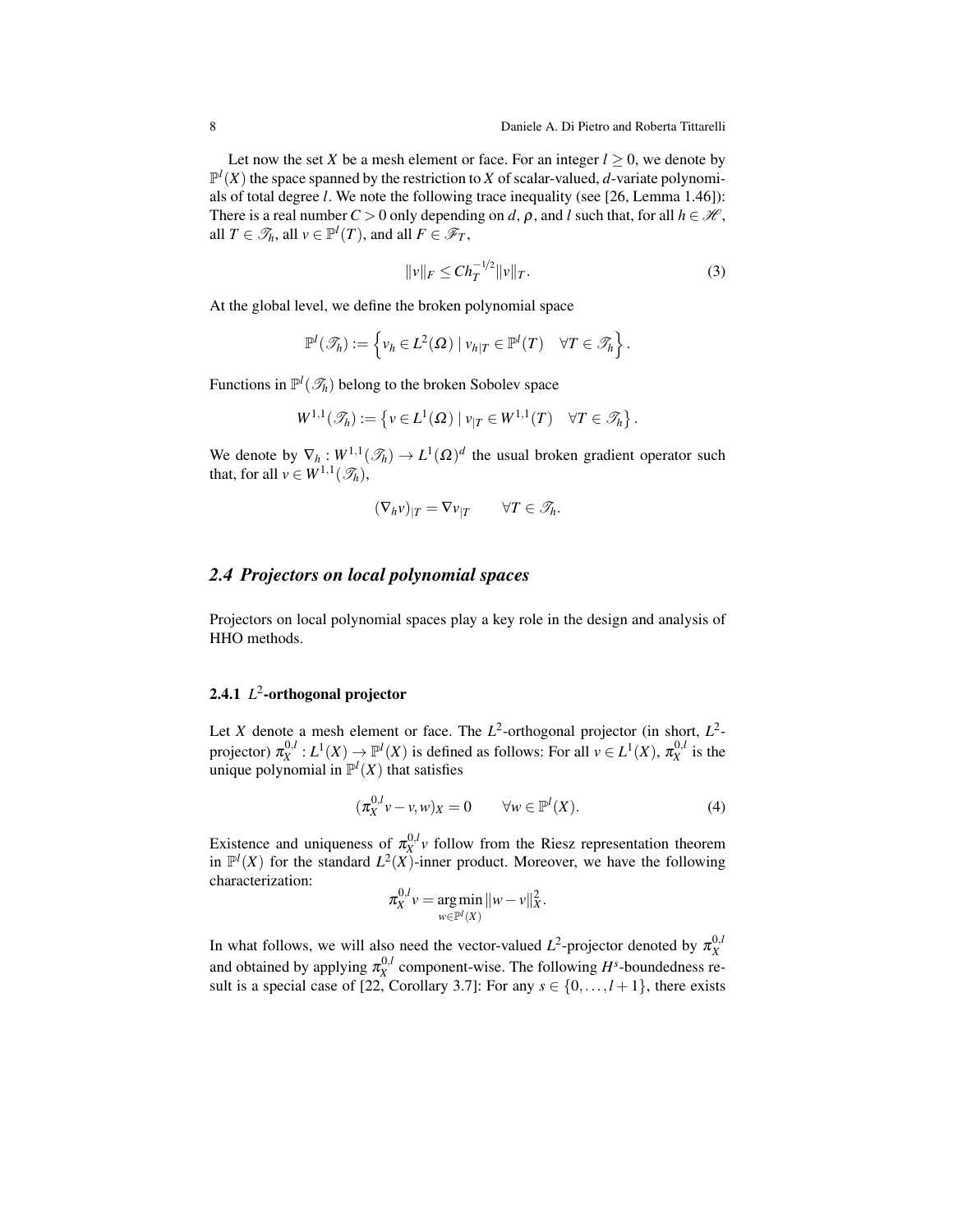Let now the set $X$ be a mesh element or face. For an integer $l \geq 0$, we denote by $\mathbb{P}^l(X)$ the space spanned by the restriction to $X$ of scalar-valued, $d$-variate polynomials of total degree $l$. We note the following trace inequality (see [26, Lemma 1.46]): There is a real number $C > 0$ only depending on $d$, $\rho$, and $l$ such that, for all $h \in \mathscr{H}$, all $T \in \mathscr{T}_h$, all $v \in \mathbb{P}^l(T)$, and all $F \in \mathscr{F}_T$,

$$\|v\|_F \leq C h_T^{-1/2} \|v\|_T. \tag{3}$$

At the global level, we define the broken polynomial space

$$\mathbb{P}^l(\mathscr{T}_h) := \left\{ v_h \in L^2(\Omega) \mid v_{h|T} \in \mathbb{P}^l(T) \quad \forall T \in \mathscr{T}_h \right\}.$$

Functions in $\mathbb{P}^l(\mathscr{T}_h)$ belong to the broken Sobolev space

$$W^{1,1}(\mathscr{T}_h) := \left\{ v \in L^1(\Omega) \mid v_{|T} \in W^{1,1}(T) \quad \forall T \in \mathscr{T}_h \right\}.$$

We denote by $\nabla_h : W^{1,1}(\mathscr{T}_h) \to L^1(\Omega)^d$ the usual broken gradient operator such that, for all $v \in W^{1,1}(\mathscr{T}_h)$,

$$(\nabla_h v)_{|T} = \nabla v_{|T} \qquad \forall T \in \mathscr{T}_h.$$

## 2.4 Projectors on local polynomial spaces

Projectors on local polynomial spaces play a key role in the design and analysis of HHO methods.

### 2.4.1 $L^2$-orthogonal projector

Let $X$ denote a mesh element or face. The $L^2$-orthogonal projector (in short, $L^2$-projector) $\pi_X^{0,l} : L^1(X) \to \mathbb{P}^l(X)$ is defined as follows: For all $v \in L^1(X)$, $\pi_X^{0,l}$ is the unique polynomial in $\mathbb{P}^l(X)$ that satisfies

$$(\pi_X^{0,l} v - v, w)_X = 0 \qquad \forall w \in \mathbb{P}^l(X). \tag{4}$$

Existence and uniqueness of $\pi_X^{0,l} v$ follow from the Riesz representation theorem in $\mathbb{P}^l(X)$ for the standard $L^2(X)$-inner product. Moreover, we have the following characterization:

$$\pi_X^{0,l} v = \underset{w \in \mathbb{P}^l(X)}{\arg\min} \|w - v\|_X^2.$$

In what follows, we will also need the vector-valued $L^2$-projector denoted by $\boldsymbol{\pi}_X^{0,l}$ and obtained by applying $\pi_X^{0,l}$ component-wise. The following $H^s$-boundedness result is a special case of [22, Corollary 3.7]: For any $s \in \{0, \ldots, l+1\}$, there exists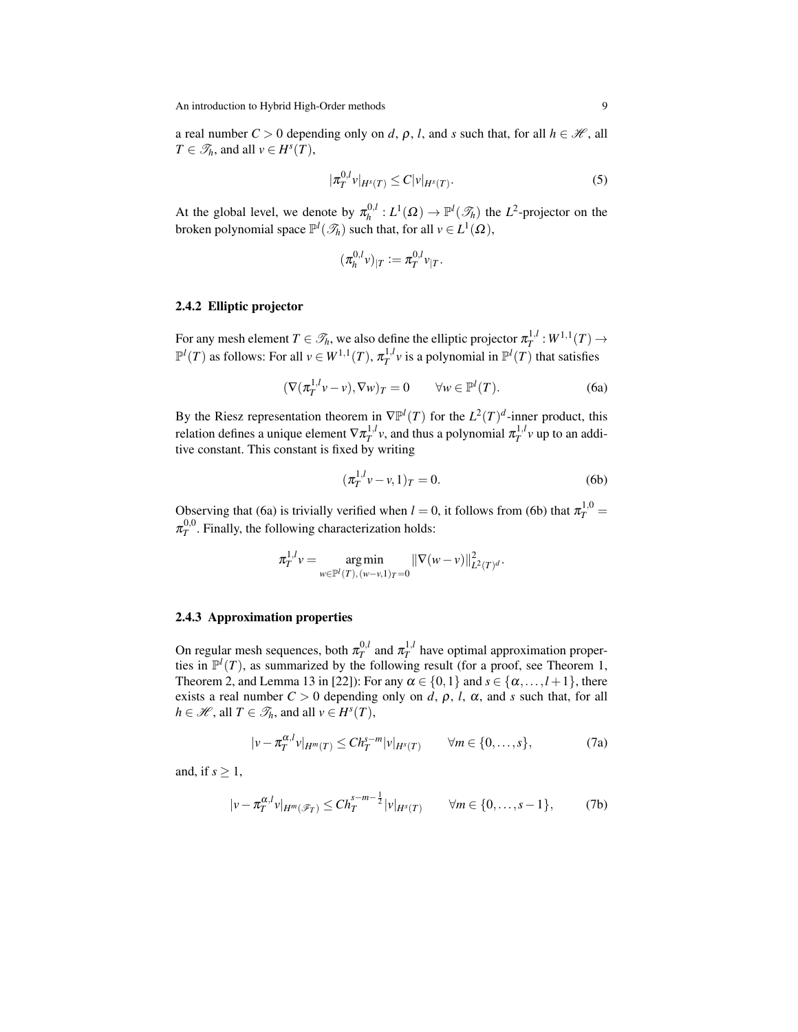a real number $C > 0$ depending only on $d$, $\rho$, $l$, and $s$ such that, for all $h \in \mathcal{H}$, all $T \in \mathcal{T}_h$, and all $v \in H^s(T)$,

$$|\pi_T^{0,l} v|_{H^s(T)} \leq C |v|_{H^s(T)}. \tag{5}$$

At the global level, we denote by $\pi_h^{0,l} : L^1(\Omega) \to \mathbb{P}^l(\mathcal{T}_h)$ the $L^2$-projector on the broken polynomial space $\mathbb{P}^l(\mathcal{T}_h)$ such that, for all $v \in L^1(\Omega)$,

$$(\pi_h^{0,l} v)_{|T} := \pi_T^{0,l} v_{|T}.$$

### 2.4.2 Elliptic projector

For any mesh element $T \in \mathcal{T}_h$, we also define the elliptic projector $\pi_T^{1,l} : W^{1,1}(T) \to \mathbb{P}^l(T)$ as follows: For all $v \in W^{1,1}(T)$, $\pi_T^{1,l} v$ is a polynomial in $\mathbb{P}^l(T)$ that satisfies

$$(\nabla(\pi_T^{1,l} v - v), \nabla w)_T = 0 \qquad \forall w \in \mathbb{P}^l(T). \tag{6a}$$

By the Riesz representation theorem in $\nabla \mathbb{P}^l(T)$ for the $L^2(T)^d$-inner product, this relation defines a unique element $\nabla \pi_T^{1,l} v$, and thus a polynomial $\pi_T^{1,l} v$ up to an additive constant. This constant is fixed by writing

$$(\pi_T^{1,l} v - v, 1)_T = 0. \tag{6b}$$

Observing that (6a) is trivially verified when $l = 0$, it follows from (6b) that $\pi_T^{1,0} = \pi_T^{0,0}$. Finally, the following characterization holds:

$$\pi_T^{1,l} v = \underset{w \in \mathbb{P}^l(T),\, (w-v,1)_T = 0}{\arg\min} \|\nabla(w - v)\|_{L^2(T)^d}^2.$$

### 2.4.3 Approximation properties

On regular mesh sequences, both $\pi_T^{0,l}$ and $\pi_T^{1,l}$ have optimal approximation properties in $\mathbb{P}^l(T)$, as summarized by the following result (for a proof, see Theorem 1, Theorem 2, and Lemma 13 in [22]): For any $\alpha \in \{0, 1\}$ and $s \in \{\alpha, \ldots, l+1\}$, there exists a real number $C > 0$ depending only on $d$, $\rho$, $l$, $\alpha$, and $s$ such that, for all $h \in \mathcal{H}$, all $T \in \mathcal{T}_h$, and all $v \in H^s(T)$,

$$|v - \pi_T^{\alpha,l} v|_{H^m(T)} \leq C h_T^{s-m} |v|_{H^s(T)} \qquad \forall m \in \{0, \ldots, s\}, \tag{7a}$$

and, if $s \geq 1$,

$$|v - \pi_T^{\alpha,l} v|_{H^m(\mathcal{F}_T)} \leq C h_T^{s-m-\frac{1}{2}} |v|_{H^s(T)} \qquad \forall m \in \{0, \ldots, s-1\}, \tag{7b}$$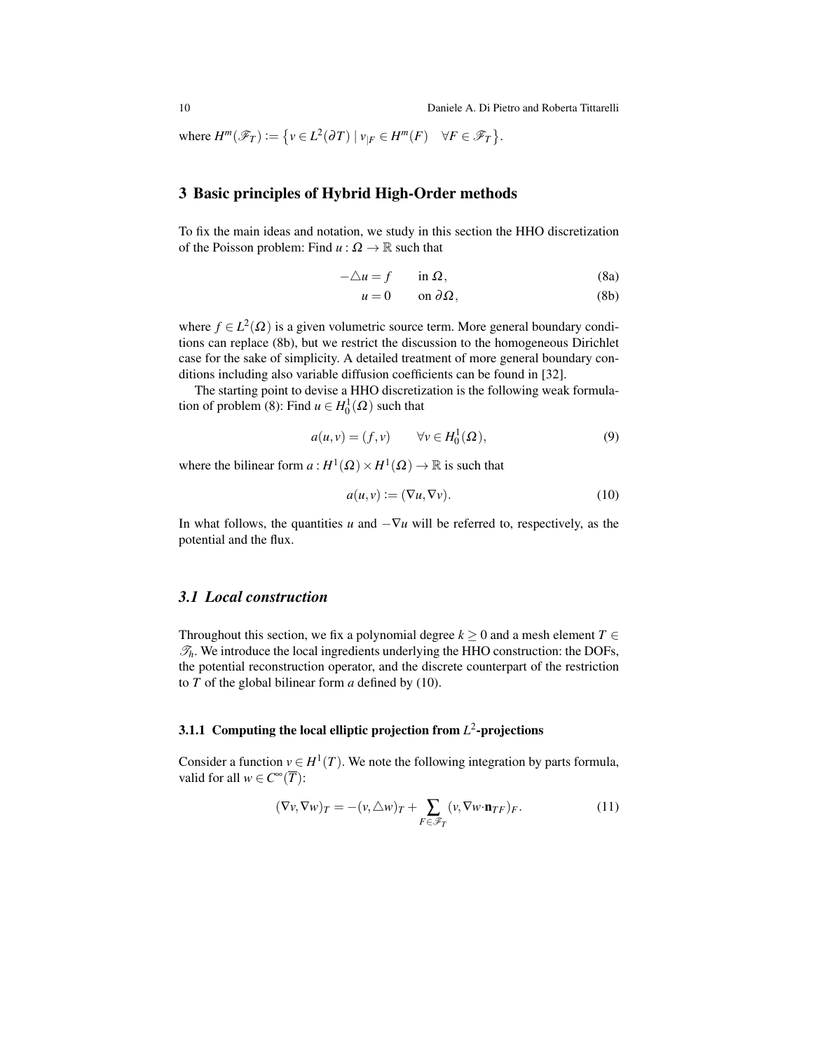where $H^m(\mathscr{F}_T) := \left\{ v \in L^2(\partial T) \mid v_{|F} \in H^m(F) \quad \forall F \in \mathscr{F}_T \right\}$.

## 3 Basic principles of Hybrid High-Order methods

To fix the main ideas and notation, we study in this section the HHO discretization of the Poisson problem: Find $u : \Omega \to \mathbb{R}$ such that

$$-\triangle u = f \qquad \text{in } \Omega, \tag{8a}$$

$$u = 0 \qquad \text{on } \partial\Omega, \tag{8b}$$

where $f \in L^2(\Omega)$ is a given volumetric source term. More general boundary conditions can replace (8b), but we restrict the discussion to the homogeneous Dirichlet case for the sake of simplicity. A detailed treatment of more general boundary conditions including also variable diffusion coefficients can be found in [32].

The starting point to devise a HHO discretization is the following weak formulation of problem (8): Find $u \in H_0^1(\Omega)$ such that

$$a(u, v) = (f, v) \qquad \forall v \in H_0^1(\Omega), \tag{9}$$

where the bilinear form $a : H^1(\Omega) \times H^1(\Omega) \to \mathbb{R}$ is such that

$$a(u, v) := (\nabla u, \nabla v). \tag{10}$$

In what follows, the quantities $u$ and $-\nabla u$ will be referred to, respectively, as the potential and the flux.

### *3.1 Local construction*

Throughout this section, we fix a polynomial degree $k \geq 0$ and a mesh element $T \in \mathscr{T}_h$. We introduce the local ingredients underlying the HHO construction: the DOFs, the potential reconstruction operator, and the discrete counterpart of the restriction to $T$ of the global bilinear form $a$ defined by (10).

#### 3.1.1 Computing the local elliptic projection from $L^2$-projections

Consider a function $v \in H^1(T)$. We note the following integration by parts formula, valid for all $w \in C^\infty(\overline{T})$:

$$(\nabla v, \nabla w)_T = -(v, \triangle w)_T + \sum_{F \in \mathscr{F}_T} (v, \nabla w \cdot \mathbf{n}_{TF})_F. \tag{11}$$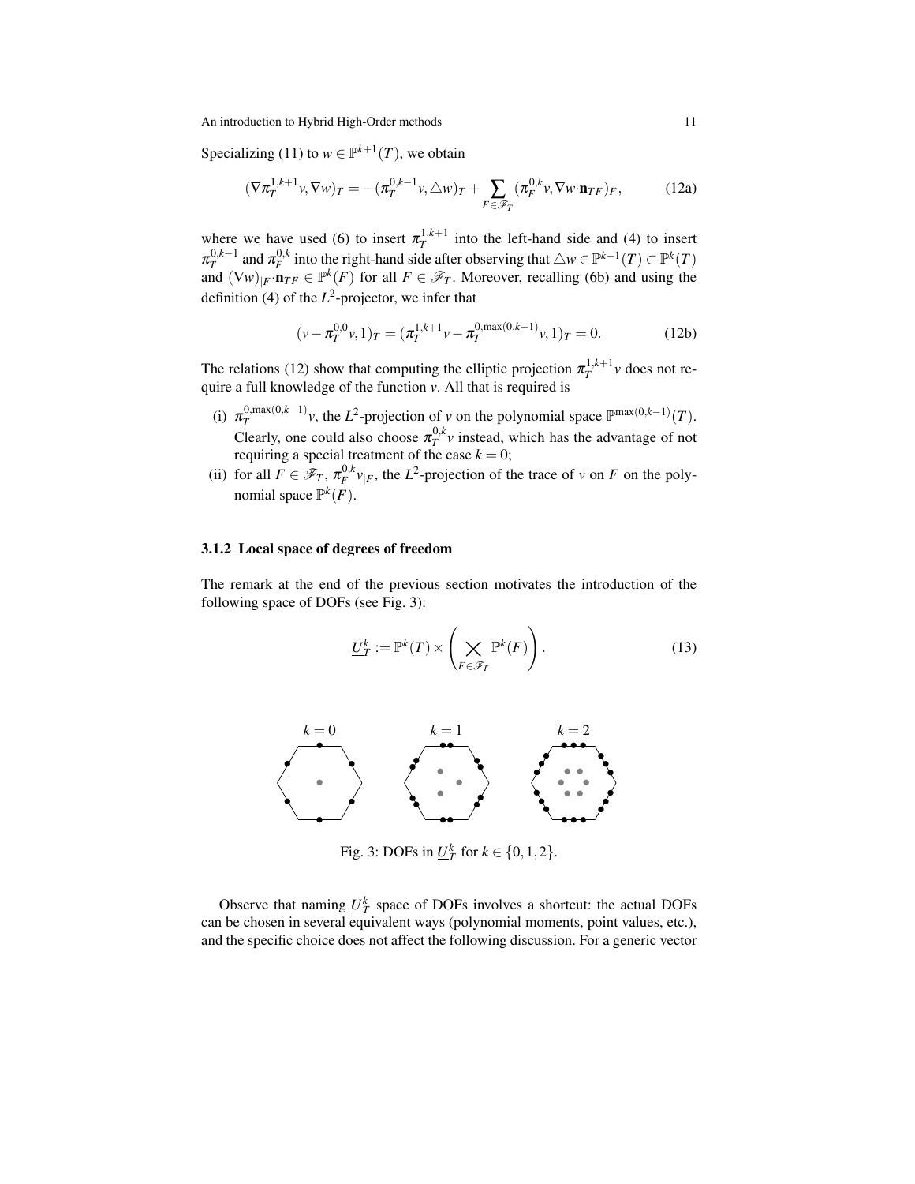Specializing (11) to $w \in \mathbb{P}^{k+1}(T)$, we obtain

$$(\nabla \pi_T^{1,k+1} v, \nabla w)_T = -(\pi_T^{0,k-1} v, \triangle w)_T + \sum_{F \in \mathscr{F}_T} (\pi_F^{0,k} v, \nabla w \cdot \mathbf{n}_{TF})_F, \tag{12a}$$

where we have used (6) to insert $\pi_T^{1,k+1}$ into the left-hand side and (4) to insert $\pi_T^{0,k-1}$ and $\pi_F^{0,k}$ into the right-hand side after observing that $\triangle w \in \mathbb{P}^{k-1}(T) \subset \mathbb{P}^k(T)$ and $(\nabla w)_{|F} \cdot \mathbf{n}_{TF} \in \mathbb{P}^k(F)$ for all $F \in \mathscr{F}_T$. Moreover, recalling (6b) and using the definition (4) of the $L^2$-projector, we infer that

$$(v - \pi_T^{0,0} v, 1)_T = (\pi_T^{1,k+1} v - \pi_T^{0,\max(0,k-1)} v, 1)_T = 0. \tag{12b}$$

The relations (12) show that computing the elliptic projection $\pi_T^{1,k+1} v$ does not require a full knowledge of the function $v$. All that is required is

(i) $\pi_T^{0,\max(0,k-1)} v$, the $L^2$-projection of $v$ on the polynomial space $\mathbb{P}^{\max(0,k-1)}(T)$. Clearly, one could also choose $\pi_T^{0,k} v$ instead, which has the advantage of not requiring a special treatment of the case $k = 0$;

(ii) for all $F \in \mathscr{F}_T$, $\pi_F^{0,k} v_{|F}$, the $L^2$-projection of the trace of $v$ on $F$ on the polynomial space $\mathbb{P}^k(F)$.

### 3.1.2 Local space of degrees of freedom

The remark at the end of the previous section motivates the introduction of the following space of DOFs (see Fig. 3):

$$\underline{U}_T^k := \mathbb{P}^k(T) \times \left( \bigtimes_{F \in \mathscr{F}_T} \mathbb{P}^k(F) \right). \tag{13}$$

Fig. 3: DOFs in $\underline{U}_T^k$ for $k \in \{0, 1, 2\}$.

Observe that naming $\underline{U}_T^k$ space of DOFs involves a shortcut: the actual DOFs can be chosen in several equivalent ways (polynomial moments, point values, etc.), and the specific choice does not affect the following discussion. For a generic vector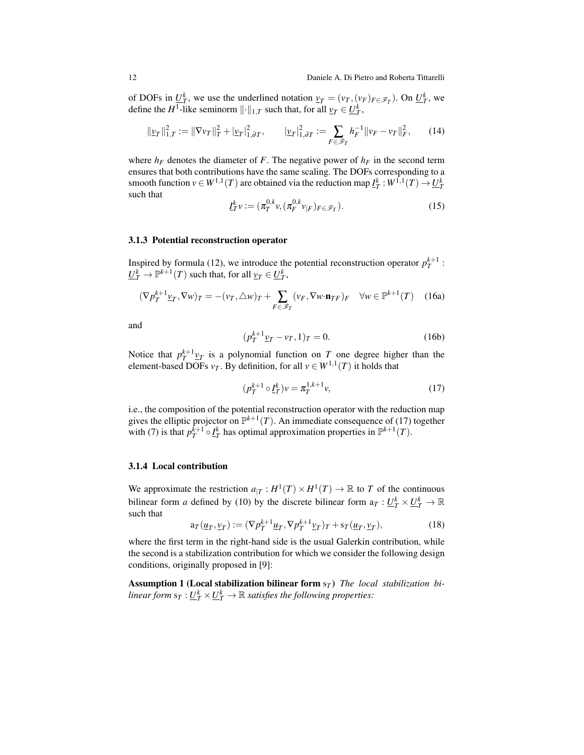of DOFs in $\underline{U}_T^k$, we use the underlined notation $\underline{v}_T = (v_T, (v_F)_{F\in\mathscr{F}_T})$. On $\underline{U}_T^k$, we define the $H^1$-like seminorm $\|{\cdot}\|_{1,T}$ such that, for all $\underline{v}_T \in \underline{U}_T^k$,

$$\|\underline{v}_T\|_{1,T}^2 := \|\nabla v_T\|_T^2 + |\underline{v}_T|_{1,\partial T}^2, \qquad |\underline{v}_T|_{1,\partial T}^2 := \sum_{F\in\mathscr{F}_T} h_F^{-1}\|v_F - v_T\|_F^2, \tag{14}$$

where $h_F$ denotes the diameter of $F$. The negative power of $h_F$ in the second term ensures that both contributions have the same scaling. The DOFs corresponding to a smooth function $v \in W^{1,1}(T)$ are obtained via the reduction map $\underline{I}_T^k : W^{1,1}(T) \to \underline{U}_T^k$ such that

$$\underline{I}_T^k v := (\pi_T^{0,k} v, (\pi_F^{0,k} v_{|F})_{F\in\mathscr{F}_T}). \tag{15}$$

### 3.1.3 Potential reconstruction operator

Inspired by formula (12), we introduce the potential reconstruction operator $p_T^{k+1} : \underline{U}_T^k \to \mathbb{P}^{k+1}(T)$ such that, for all $\underline{v}_T \in \underline{U}_T^k$,

$$(\nabla p_T^{k+1}\underline{v}_T, \nabla w)_T = -(v_T, \triangle w)_T + \sum_{F\in\mathscr{F}_T} (v_F, \nabla w{\cdot}\mathbf{n}_{TF})_F \quad \forall w \in \mathbb{P}^{k+1}(T) \tag{16a}$$

and

$$(p_T^{k+1}\underline{v}_T - v_T, 1)_T = 0. \tag{16b}$$

Notice that $p_T^{k+1}\underline{v}_T$ is a polynomial function on $T$ one degree higher than the element-based DOFs $v_T$. By definition, for all $v \in W^{1,1}(T)$ it holds that

$$(p_T^{k+1} \circ \underline{I}_T^k) v = \pi_T^{1,k+1} v, \tag{17}$$

i.e., the composition of the potential reconstruction operator with the reduction map gives the elliptic projector on $\mathbb{P}^{k+1}(T)$. An immediate consequence of (17) together with (7) is that $p_T^{k+1} \circ \underline{I}_T^k$ has optimal approximation properties in $\mathbb{P}^{k+1}(T)$.

### 3.1.4 Local contribution

We approximate the restriction $a_{|T} : H^1(T) \times H^1(T) \to \mathbb{R}$ to $T$ of the continuous bilinear form $a$ defined by (10) by the discrete bilinear form $\mathrm{a}_T : \underline{U}_T^k \times \underline{U}_T^k \to \mathbb{R}$ such that

$$\mathrm{a}_T(\underline{u}_T, \underline{v}_T) := (\nabla p_T^{k+1}\underline{u}_T, \nabla p_T^{k+1}\underline{v}_T)_T + \mathrm{s}_T(\underline{u}_T, \underline{v}_T), \tag{18}$$

where the first term in the right-hand side is the usual Galerkin contribution, while the second is a stabilization contribution for which we consider the following design conditions, originally proposed in [9]:

**Assumption 1 (Local stabilization bilinear form $\mathrm{s}_T$)** *The local stabilization bilinear form $\mathrm{s}_T : \underline{U}_T^k \times \underline{U}_T^k \to \mathbb{R}$ satisfies the following properties:*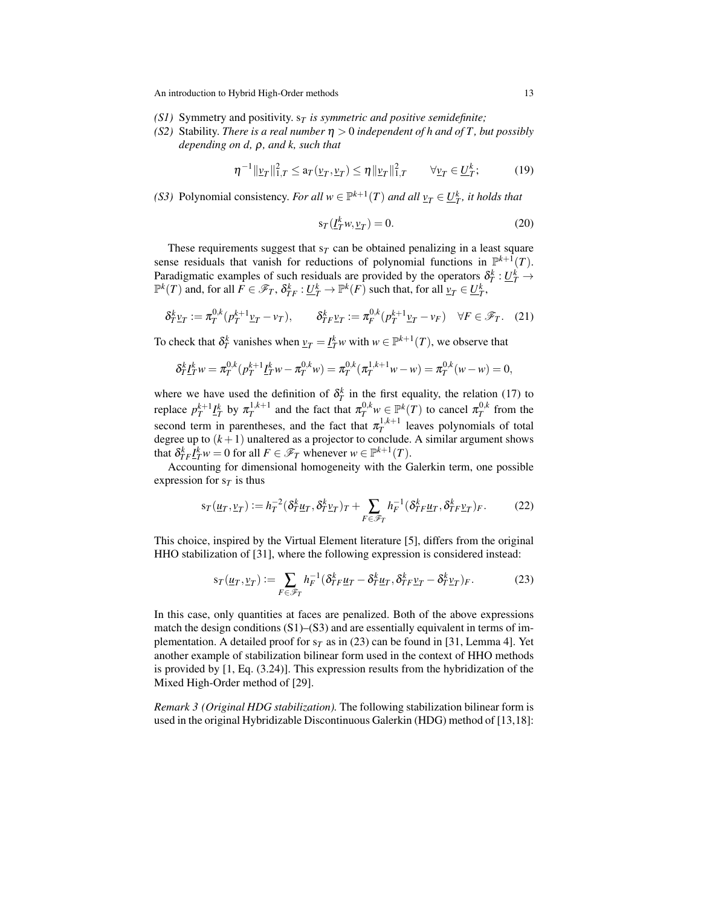*(S1)* Symmetry and positivity. *$\mathrm{s}_T$ is symmetric and positive semidefinite;*

*(S2)* Stability. *There is a real number $\eta > 0$ independent of $h$ and of $T$, but possibly depending on $d$, $\rho$, and $k$, such that*

$$\eta^{-1}\|\underline{v}_T\|_{1,T}^2 \leq \mathrm{a}_T(\underline{v}_T,\underline{v}_T) \leq \eta\|\underline{v}_T\|_{1,T}^2 \qquad \forall \underline{v}_T \in \underline{U}_T^k; \tag{19}$$

*(S3)* Polynomial consistency. *For all $w \in \mathbb{P}^{k+1}(T)$ and all $\underline{v}_T \in \underline{U}_T^k$, it holds that*

$$\mathrm{s}_T(\underline{I}_T^k w, \underline{v}_T) = 0. \tag{20}$$

These requirements suggest that $\mathrm{s}_T$ can be obtained penalizing in a least square sense residuals that vanish for reductions of polynomial functions in $\mathbb{P}^{k+1}(T)$. Paradigmatic examples of such residuals are provided by the operators $\delta_T^k : \underline{U}_T^k \to \mathbb{P}^k(T)$ and, for all $F \in \mathscr{F}_T$, $\delta_{TF}^k : \underline{U}_T^k \to \mathbb{P}^k(F)$ such that, for all $\underline{v}_T \in \underline{U}_T^k$,

$$\delta_T^k \underline{v}_T := \pi_T^{0,k}(p_T^{k+1}\underline{v}_T - v_T), \qquad \delta_{TF}^k \underline{v}_T := \pi_F^{0,k}(p_T^{k+1}\underline{v}_T - v_F) \quad \forall F \in \mathscr{F}_T. \tag{21}$$

To check that $\delta_T^k$ vanishes when $\underline{v}_T = \underline{I}_T^k w$ with $w \in \mathbb{P}^{k+1}(T)$, we observe that

$$\delta_T^k \underline{I}_T^k w = \pi_T^{0,k}(p_T^{k+1}\underline{I}_T^k w - \pi_T^{0,k} w) = \pi_T^{0,k}(\pi_T^{1,k+1} w - w) = \pi_T^{0,k}(w - w) = 0,$$

where we have used the definition of $\delta_T^k$ in the first equality, the relation (17) to replace $p_T^{k+1}\underline{I}_T^k$ by $\pi_T^{1,k+1}$ and the fact that $\pi_T^{0,k} w \in \mathbb{P}^k(T)$ to cancel $\pi_T^{0,k}$ from the second term in parentheses, and the fact that $\pi_T^{1,k+1}$ leaves polynomials of total degree up to $(k+1)$ unaltered as a projector to conclude. A similar argument shows that $\delta_{TF}^k \underline{I}_T^k w = 0$ for all $F \in \mathscr{F}_T$ whenever $w \in \mathbb{P}^{k+1}(T)$.

Accounting for dimensional homogeneity with the Galerkin term, one possible expression for $\mathrm{s}_T$ is thus

$$\mathrm{s}_T(\underline{u}_T,\underline{v}_T) := h_T^{-2}(\delta_T^k \underline{u}_T, \delta_T^k \underline{v}_T)_T + \sum_{F \in \mathscr{F}_T} h_F^{-1}(\delta_{TF}^k \underline{u}_T, \delta_{TF}^k \underline{v}_T)_F. \tag{22}$$

This choice, inspired by the Virtual Element literature [5], differs from the original HHO stabilization of [31], where the following expression is considered instead:

$$\mathrm{s}_T(\underline{u}_T,\underline{v}_T) := \sum_{F \in \mathscr{F}_T} h_F^{-1}(\delta_{TF}^k \underline{u}_T - \delta_T^k \underline{u}_T, \delta_{TF}^k \underline{v}_T - \delta_T^k \underline{v}_T)_F. \tag{23}$$

In this case, only quantities at faces are penalized. Both of the above expressions match the design conditions (S1)–(S3) and are essentially equivalent in terms of implementation. A detailed proof for $\mathrm{s}_T$ as in (23) can be found in [31, Lemma 4]. Yet another example of stabilization bilinear form used in the context of HHO methods is provided by [1, Eq. (3.24)]. This expression results from the hybridization of the Mixed High-Order method of [29].

*Remark 3 (Original HDG stabilization).* The following stabilization bilinear form is used in the original Hybridizable Discontinuous Galerkin (HDG) method of [13,18]: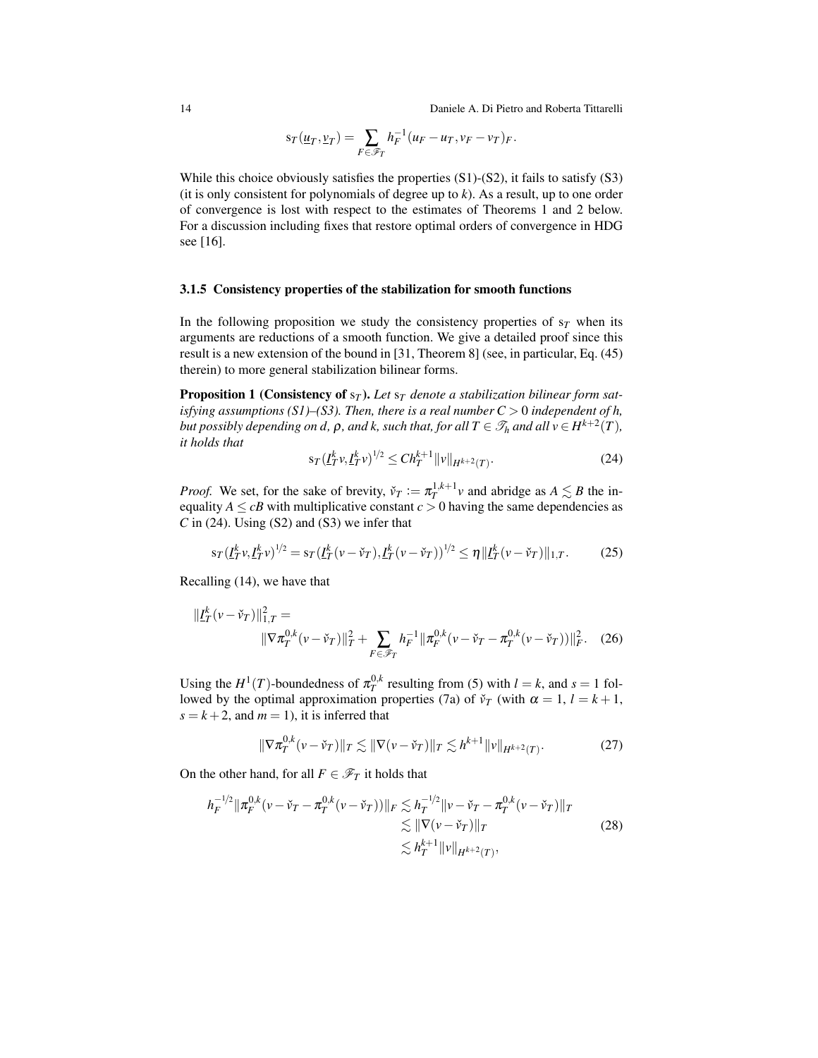$$
\mathrm{s}_T(\underline{u}_T, \underline{v}_T) = \sum_{F \in \mathscr{F}_T} h_F^{-1} (u_F - u_T, v_F - v_T)_F.
$$

While this choice obviously satisfies the properties (S1)-(S2), it fails to satisfy (S3) (it is only consistent for polynomials of degree up to $k$). As a result, up to one order of convergence is lost with respect to the estimates of Theorems 1 and 2 below. For a discussion including fixes that restore optimal orders of convergence in HDG see [16].

### 3.1.5 Consistency properties of the stabilization for smooth functions

In the following proposition we study the consistency properties of $\mathrm{s}_T$ when its arguments are reductions of a smooth function. We give a detailed proof since this result is a new extension of the bound in [31, Theorem 8] (see, in particular, Eq. (45) therein) to more general stabilization bilinear forms.

**Proposition 1 (Consistency of $\mathrm{s}_T$).** *Let $\mathrm{s}_T$ denote a stabilization bilinear form satisfying assumptions (S1)–(S3). Then, there is a real number $C > 0$ independent of $h$, but possibly depending on $d$, $\rho$, and $k$, such that, for all $T \in \mathscr{T}_h$ and all $v \in H^{k+2}(T)$, it holds that*

$$
\mathrm{s}_T(\underline{I}_T^k v, \underline{I}_T^k v)^{1/2} \le C h_T^{k+1} \|v\|_{H^{k+2}(T)}. \tag{24}
$$

*Proof.* We set, for the sake of brevity, $\check{v}_T := \pi_T^{1,k+1} v$ and abridge as $A \lesssim B$ the inequality $A \le cB$ with multiplicative constant $c > 0$ having the same dependencies as $C$ in (24). Using (S2) and (S3) we infer that

$$
\mathrm{s}_T(\underline{I}_T^k v, \underline{I}_T^k v)^{1/2} = \mathrm{s}_T(\underline{I}_T^k (v - \check{v}_T), \underline{I}_T^k (v - \check{v}_T))^{1/2} \le \eta \|\underline{I}_T^k (v - \check{v}_T)\|_{1,T}. \tag{25}
$$

Recalling (14), we have that

$$
\|\underline{I}_T^k (v - \check{v}_T)\|_{1,T}^2 = \\
\|\nabla \pi_T^{0,k} (v - \check{v}_T)\|_T^2 + \sum_{F \in \mathscr{F}_T} h_F^{-1} \|\pi_F^{0,k} (v - \check{v}_T - \pi_T^{0,k}(v - \check{v}_T))\|_F^2. \tag{26}
$$

Using the $H^1(T)$-boundedness of $\pi_T^{0,k}$ resulting from (5) with $l = k$, and $s = 1$ followed by the optimal approximation properties (7a) of $\check{v}_T$ (with $\alpha = 1$, $l = k+1$, $s = k+2$, and $m = 1$), it is inferred that

$$
\|\nabla \pi_T^{0,k} (v - \check{v}_T)\|_T \lesssim \|\nabla (v - \check{v}_T)\|_T \lesssim h^{k+1} \|v\|_{H^{k+2}(T)}. \tag{27}
$$

On the other hand, for all $F \in \mathscr{F}_T$ it holds that

$$
\begin{aligned}
h_F^{-1/2} \|\pi_F^{0,k} (v - \check{v}_T - \pi_T^{0,k}(v - \check{v}_T))\|_F &\lesssim h_T^{-1/2} \|v - \check{v}_T - \pi_T^{0,k}(v - \check{v}_T)\|_T \\
&\lesssim \|\nabla (v - \check{v}_T)\|_T \\
&\lesssim h_T^{k+1} \|v\|_{H^{k+2}(T)},
\end{aligned} \tag{28}
$$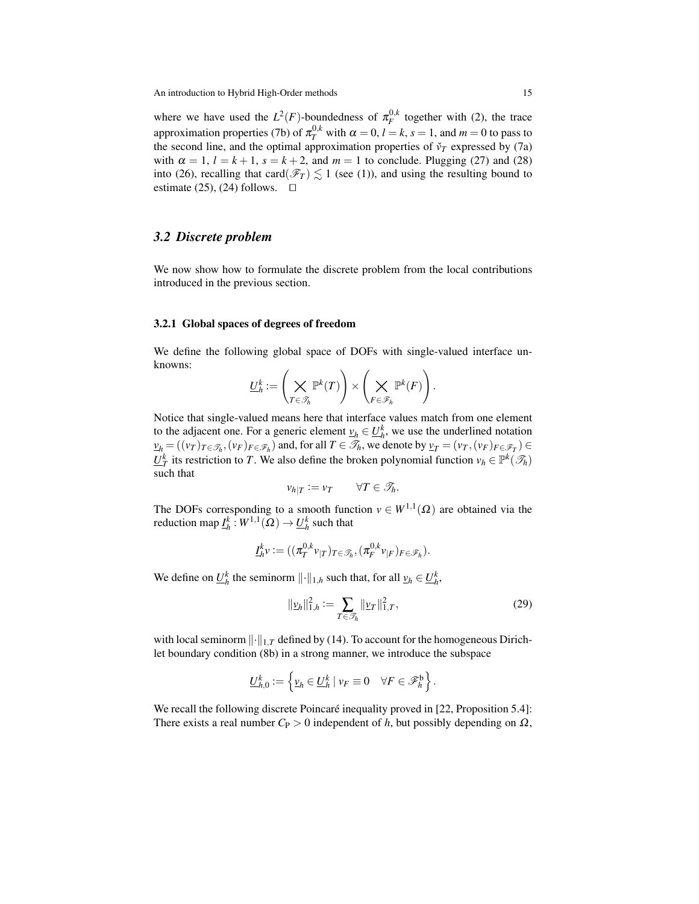where we have used the $L^2(F)$-boundedness of $\pi_F^{0,k}$ together with (2), the trace approximation properties (7b) of $\pi_T^{0,k}$ with $\alpha = 0$, $l = k$, $s = 1$, and $m = 0$ to pass to the second line, and the optimal approximation properties of $\check{v}_T$ expressed by (7a) with $\alpha = 1$, $l = k+1$, $s = k+2$, and $m = 1$ to conclude. Plugging (27) and (28) into (26), recalling that $\mathrm{card}(\mathscr{F}_T) \lesssim 1$ (see (1)), and using the resulting bound to estimate (25), (24) follows. $\square$

## 3.2 Discrete problem

We now show how to formulate the discrete problem from the local contributions introduced in the previous section.

### 3.2.1 Global spaces of degrees of freedom

We define the following global space of DOFs with single-valued interface unknowns:

$$\underline{U}_h^k := \left( \bigtimes_{T \in \mathscr{T}_h} \mathbb{P}^k(T) \right) \times \left( \bigtimes_{F \in \mathscr{F}_h} \mathbb{P}^k(F) \right).$$

Notice that single-valued means here that interface values match from one element to the adjacent one. For a generic element $\underline{v}_h \in \underline{U}_h^k$, we use the underlined notation $\underline{v}_h = ((v_T)_{T \in \mathscr{T}_h}, (v_F)_{F \in \mathscr{F}_h})$ and, for all $T \in \mathscr{T}_h$, we denote by $\underline{v}_T = (v_T, (v_F)_{F \in \mathscr{F}_T}) \in \underline{U}_T^k$ its restriction to $T$. We also define the broken polynomial function $v_h \in \mathbb{P}^k(\mathscr{T}_h)$ such that

$$v_{h|T} := v_T \qquad \forall T \in \mathscr{T}_h.$$

The DOFs corresponding to a smooth function $v \in W^{1,1}(\Omega)$ are obtained via the reduction map $\underline{I}_h^k : W^{1,1}(\Omega) \to \underline{U}_h^k$ such that

$$\underline{I}_h^k v := ((\pi_T^{0,k} v_{|T})_{T \in \mathscr{T}_h}, (\pi_F^{0,k} v_{|F})_{F \in \mathscr{F}_h}).$$

We define on $\underline{U}_h^k$ the seminorm $\|\cdot\|_{1,h}$ such that, for all $\underline{v}_h \in \underline{U}_h^k$,

$$\|\underline{v}_h\|_{1,h}^2 := \sum_{T \in \mathscr{T}_h} \|\underline{v}_T\|_{1,T}^2, \tag{29}$$

with local seminorm $\|\cdot\|_{1,T}$ defined by (14). To account for the homogeneous Dirichlet boundary condition (8b) in a strong manner, we introduce the subspace

$$\underline{U}_{h,0}^k := \left\{ \underline{v}_h \in \underline{U}_h^k \mid v_F \equiv 0 \quad \forall F \in \mathscr{F}_h^{\mathrm{b}} \right\}.$$

We recall the following discrete Poincaré inequality proved in [22, Proposition 5.4]: There exists a real number $C_{\mathrm{P}} > 0$ independent of $h$, but possibly depending on $\Omega$,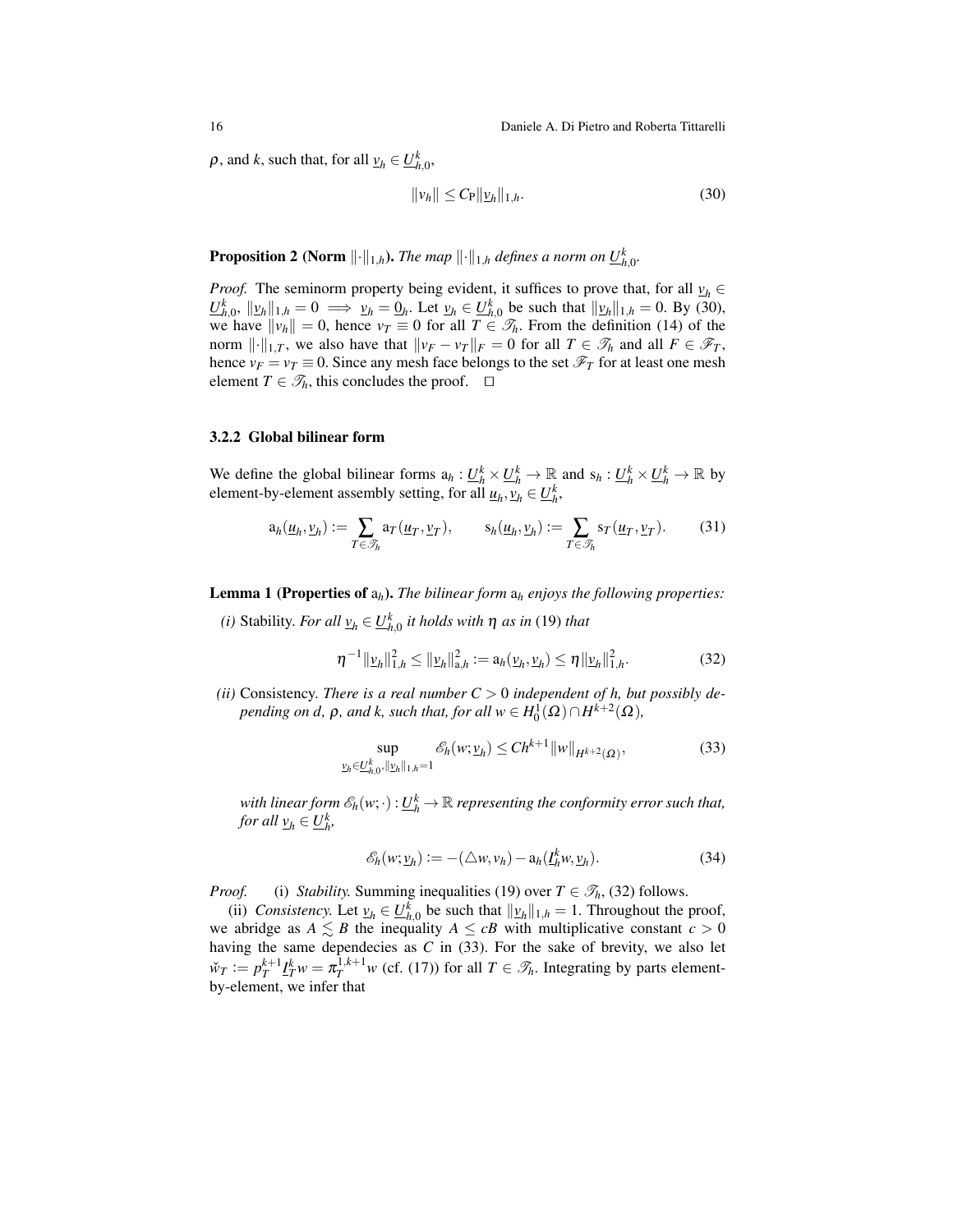$\rho$, and $k$, such that, for all $\underline{v}_h \in \underline{U}_{h,0}^k$,

$$\|v_h\| \leq C_{\rm P} \|\underline{v}_h\|_{1,h}. \tag{30}$$

**Proposition 2 (Norm $\|\cdot\|_{1,h}$).** *The map $\|\cdot\|_{1,h}$ defines a norm on $\underline{U}_{h,0}^k$.*

*Proof.* The seminorm property being evident, it suffices to prove that, for all $\underline{v}_h \in \underline{U}_{h,0}^k$, $\|\underline{v}_h\|_{1,h} = 0 \implies \underline{v}_h = \underline{0}_h$. Let $\underline{v}_h \in \underline{U}_{h,0}^k$ be such that $\|\underline{v}_h\|_{1,h} = 0$. By (30), we have $\|v_h\| = 0$, hence $v_T \equiv 0$ for all $T \in \mathscr{T}_h$. From the definition (14) of the norm $\|\cdot\|_{1,T}$, we also have that $\|v_F - v_T\|_F = 0$ for all $T \in \mathscr{T}_h$ and all $F \in \mathscr{F}_T$, hence $v_F = v_T \equiv 0$. Since any mesh face belongs to the set $\mathscr{F}_T$ for at least one mesh element $T \in \mathscr{T}_h$, this concludes the proof. $\square$

### 3.2.2 Global bilinear form

We define the global bilinear forms $\mathrm{a}_h : \underline{U}_h^k \times \underline{U}_h^k \to \mathbb{R}$ and $\mathrm{s}_h : \underline{U}_h^k \times \underline{U}_h^k \to \mathbb{R}$ by element-by-element assembly setting, for all $\underline{u}_h, \underline{v}_h \in \underline{U}_h^k$,

$$\mathrm{a}_h(\underline{u}_h, \underline{v}_h) := \sum_{T \in \mathscr{T}_h} \mathrm{a}_T(\underline{u}_T, \underline{v}_T), \qquad \mathrm{s}_h(\underline{u}_h, \underline{v}_h) := \sum_{T \in \mathscr{T}_h} \mathrm{s}_T(\underline{u}_T, \underline{v}_T). \tag{31}$$

**Lemma 1 (Properties of $\mathrm{a}_h$).** *The bilinear form $\mathrm{a}_h$ enjoys the following properties:*

*(i)* Stability. *For all $\underline{v}_h \in \underline{U}_{h,0}^k$ it holds with $\eta$ as in (19) that*

$$\eta^{-1} \|\underline{v}_h\|_{1,h}^2 \leq \|\underline{v}_h\|_{\mathrm{a},h}^2 := \mathrm{a}_h(\underline{v}_h, \underline{v}_h) \leq \eta \|\underline{v}_h\|_{1,h}^2. \tag{32}$$

*(ii)* Consistency. *There is a real number $C > 0$ independent of $h$, but possibly depending on $d$, $\rho$, and $k$, such that, for all $w \in H_0^1(\Omega) \cap H^{k+2}(\Omega)$,*

$$\sup_{\underline{v}_h \in \underline{U}_{h,0}^k, \|\underline{v}_h\|_{1,h} = 1} \mathscr{E}_h(w; \underline{v}_h) \leq C h^{k+1} \|w\|_{H^{k+2}(\Omega)}, \tag{33}$$

*with linear form $\mathscr{E}_h(w; \cdot) : \underline{U}_h^k \to \mathbb{R}$ representing the conformity error such that, for all $\underline{v}_h \in \underline{U}_h^k$,*

$$\mathscr{E}_h(w; \underline{v}_h) := -(\triangle w, v_h) - \mathrm{a}_h(\underline{I}_h^k w, \underline{v}_h). \tag{34}$$

*Proof.* (i) *Stability.* Summing inequalities (19) over $T \in \mathscr{T}_h$, (32) follows.

(ii) *Consistency.* Let $\underline{v}_h \in \underline{U}_{h,0}^k$ be such that $\|\underline{v}_h\|_{1,h} = 1$. Throughout the proof, we abridge as $A \lesssim B$ the inequality $A \leq cB$ with multiplicative constant $c > 0$ having the same dependecies as $C$ in (33). For the sake of brevity, we also let $\check{w}_T := p_T^{k+1} \underline{I}_T^k w = \pi_T^{1,k+1} w$ (cf. (17)) for all $T \in \mathscr{T}_h$. Integrating by parts element-by-element, we infer that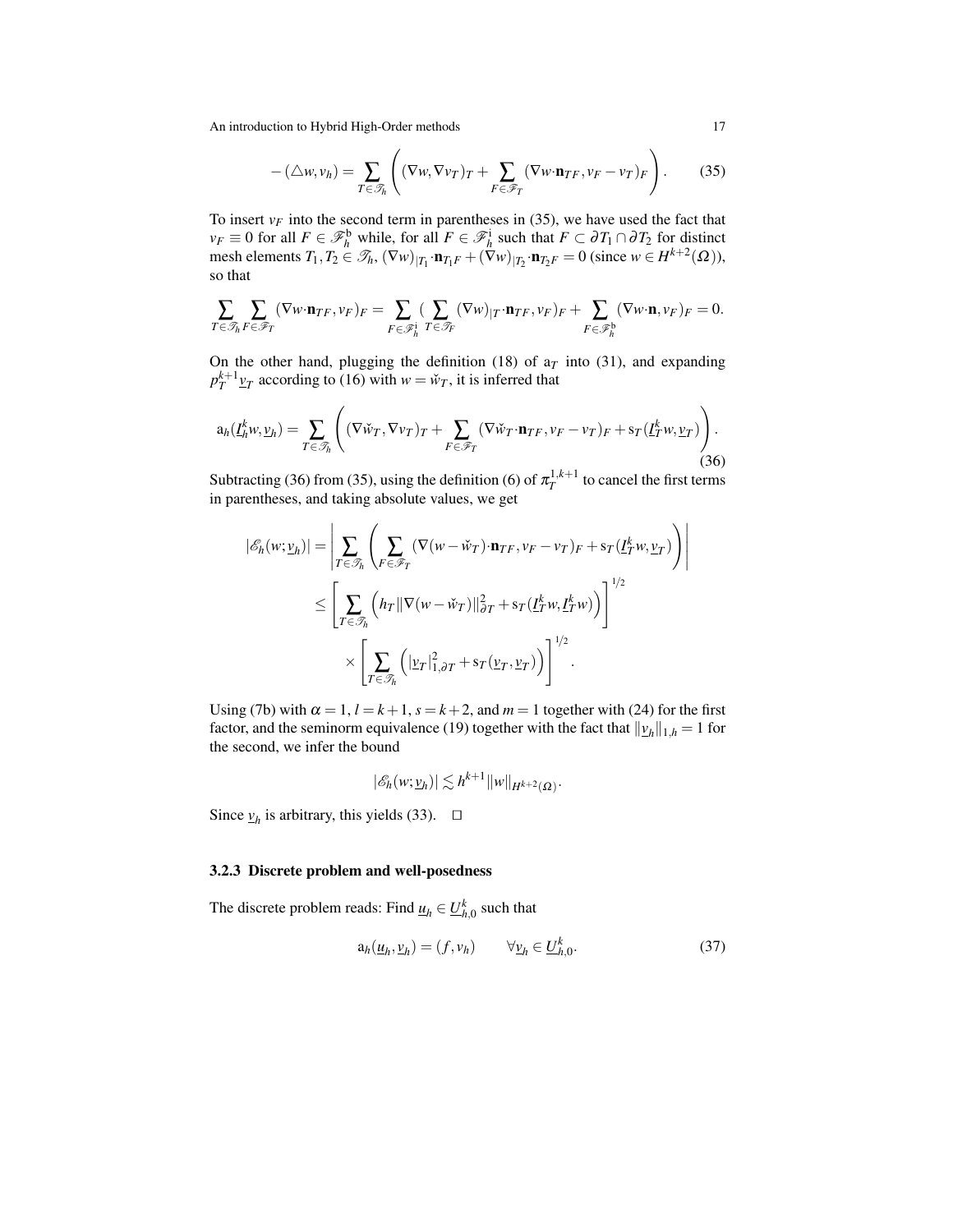$$
-(\triangle w, v_h) = \sum_{T\in\mathscr{T}_h}\left((\nabla w,\nabla v_T)_T + \sum_{F\in\mathscr{F}_T}(\nabla w\cdot\mathbf{n}_{TF}, v_F - v_T)_F\right). \tag{35}
$$

To insert $v_F$ into the second term in parentheses in (35), we have used the fact that $v_F \equiv 0$ for all $F\in\mathscr{F}_h^{\mathrm{b}}$ while, for all $F\in\mathscr{F}_h^{\mathrm{i}}$ such that $F\subset\partial T_1\cap\partial T_2$ for distinct mesh elements $T_1,T_2\in\mathscr{T}_h$, $(\nabla w)_{|T_1}\cdot\mathbf{n}_{T_1F} + (\nabla w)_{|T_2}\cdot\mathbf{n}_{T_2F} = 0$ (since $w\in H^{k+2}(\Omega)$), so that

$$
\sum_{T\in\mathscr{T}_h}\sum_{F\in\mathscr{F}_T}(\nabla w\cdot\mathbf{n}_{TF}, v_F)_F = \sum_{F\in\mathscr{F}_h^{\mathrm{i}}}(\sum_{T\in\mathscr{T}_F}(\nabla w)_{|T}\cdot\mathbf{n}_{TF}, v_F)_F + \sum_{F\in\mathscr{F}_h^{\mathrm{b}}}(\nabla w\cdot\mathbf{n}, v_F)_F = 0.
$$

On the other hand, plugging the definition (18) of $\mathrm{a}_T$ into (31), and expanding $p_T^{k+1}\underline{v}_T$ according to (16) with $w = \check{w}_T$, it is inferred that

$$
\mathrm{a}_h(\underline{I}_h^k w, \underline{v}_h) = \sum_{T\in\mathscr{T}_h}\left((\nabla\check{w}_T,\nabla v_T)_T + \sum_{F\in\mathscr{F}_T}(\nabla\check{w}_T\cdot\mathbf{n}_{TF}, v_F - v_T)_F + \mathrm{s}_T(\underline{I}_T^k w,\underline{v}_T)\right). \tag{36}
$$

Subtracting (36) from (35), using the definition (6) of $\pi_T^{1,k+1}$ to cancel the first terms in parentheses, and taking absolute values, we get

$$
\begin{aligned}
|\mathscr{E}_h(w;\underline{v}_h)| &= \left|\sum_{T\in\mathscr{T}_h}\left(\sum_{F\in\mathscr{F}_T}(\nabla(w-\check{w}_T)\cdot\mathbf{n}_{TF}, v_F - v_T)_F + \mathrm{s}_T(\underline{I}_T^k w,\underline{v}_T)\right)\right| \\
&\le \left[\sum_{T\in\mathscr{T}_h}\left(h_T\|\nabla(w-\check{w}_T)\|_{\partial T}^2 + \mathrm{s}_T(\underline{I}_T^k w,\underline{I}_T^k w)\right)\right]^{1/2} \\
&\quad\times\left[\sum_{T\in\mathscr{T}_h}\left(|\underline{v}_T|_{1,\partial T}^2 + \mathrm{s}_T(\underline{v}_T,\underline{v}_T)\right)\right]^{1/2}.
\end{aligned}
$$

Using (7b) with $\alpha = 1$, $l = k+1$, $s = k+2$, and $m = 1$ together with (24) for the first factor, and the seminorm equivalence (19) together with the fact that $\|\underline{v}_h\|_{1,h} = 1$ for the second, we infer the bound

$$
|\mathscr{E}_h(w;\underline{v}_h)| \lesssim h^{k+1}\|w\|_{H^{k+2}(\Omega)}.
$$

Since $\underline{v}_h$ is arbitrary, this yields (33). $\square$

### 3.2.3 Discrete problem and well-posedness

The discrete problem reads: Find $\underline{u}_h\in\underline{U}_{h,0}^k$ such that

$$
\mathrm{a}_h(\underline{u}_h,\underline{v}_h) = (f, v_h) \qquad \forall\underline{v}_h\in\underline{U}_{h,0}^k. \tag{37}
$$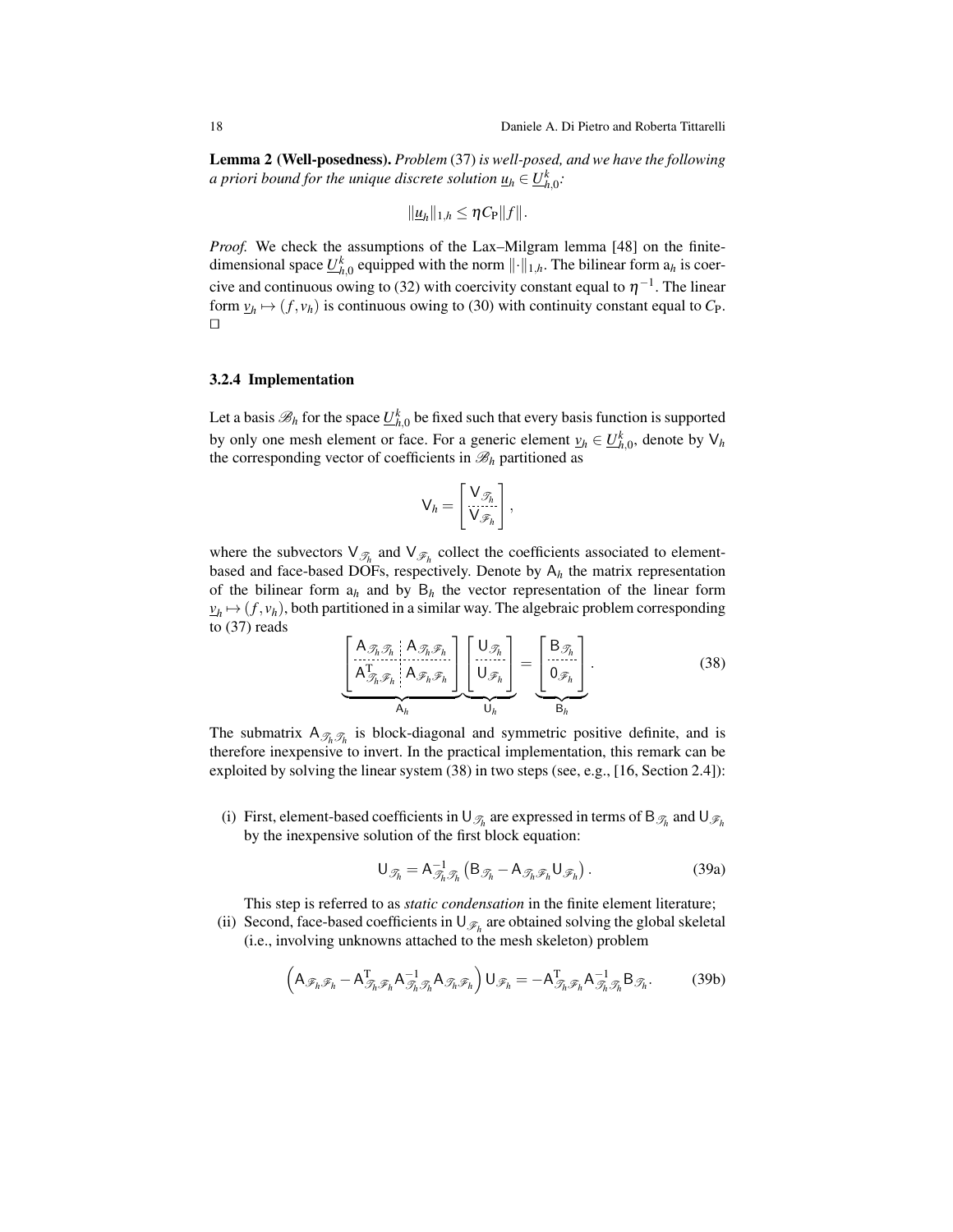**Lemma 2 (Well-posedness).** *Problem* (37) *is well-posed, and we have the following a priori bound for the unique discrete solution* $\underline{u}_h \in \underline{U}_{h,0}^k$*:*

$$\|\underline{u}_h\|_{1,h} \le \eta C_{\mathrm{P}} \|f\|.$$

*Proof.* We check the assumptions of the Lax–Milgram lemma [48] on the finite-dimensional space $\underline{U}_{h,0}^k$ equipped with the norm $\|\cdot\|_{1,h}$. The bilinear form $\mathrm{a}_h$ is coercive and continuous owing to (32) with coercivity constant equal to $\eta^{-1}$. The linear form $\underline{v}_h \mapsto (f, v_h)$ is continuous owing to (30) with continuity constant equal to $C_{\mathrm{P}}$. □

### 3.2.4 Implementation

Let a basis $\mathscr{B}_h$ for the space $\underline{U}_{h,0}^k$ be fixed such that every basis function is supported by only one mesh element or face. For a generic element $\underline{v}_h \in \underline{U}_{h,0}^k$, denote by $\mathsf{V}_h$ the corresponding vector of coefficients in $\mathscr{B}_h$ partitioned as

$$\mathsf{V}_h = \begin{bmatrix} \mathsf{V}_{\mathscr{T}_h} \\ \mathsf{V}_{\mathscr{F}_h} \end{bmatrix},$$

where the subvectors $\mathsf{V}_{\mathscr{T}_h}$ and $\mathsf{V}_{\mathscr{F}_h}$ collect the coefficients associated to element-based and face-based DOFs, respectively. Denote by $\mathsf{A}_h$ the matrix representation of the bilinear form $\mathrm{a}_h$ and by $\mathsf{B}_h$ the vector representation of the linear form $\underline{v}_h \mapsto (f, v_h)$, both partitioned in a similar way. The algebraic problem corresponding to (37) reads

$$\underbrace{\begin{bmatrix} \mathsf{A}_{\mathscr{T}_h\mathscr{T}_h} & \mathsf{A}_{\mathscr{T}_h\mathscr{F}_h} \\ \mathsf{A}_{\mathscr{T}_h\mathscr{F}_h}^{\mathrm{T}} & \mathsf{A}_{\mathscr{F}_h\mathscr{F}_h} \end{bmatrix}}_{\mathsf{A}_h} \underbrace{\begin{bmatrix} \mathsf{U}_{\mathscr{T}_h} \\ \mathsf{U}_{\mathscr{F}_h} \end{bmatrix}}_{\mathsf{U}_h} = \underbrace{\begin{bmatrix} \mathsf{B}_{\mathscr{T}_h} \\ \mathsf{0}_{\mathscr{F}_h} \end{bmatrix}}_{\mathsf{B}_h}. \tag{38}$$

The submatrix $\mathsf{A}_{\mathscr{T}_h\mathscr{T}_h}$ is block-diagonal and symmetric positive definite, and is therefore inexpensive to invert. In the practical implementation, this remark can be exploited by solving the linear system (38) in two steps (see, e.g., [16, Section 2.4]):

(i) First, element-based coefficients in $\mathsf{U}_{\mathscr{T}_h}$ are expressed in terms of $\mathsf{B}_{\mathscr{T}_h}$ and $\mathsf{U}_{\mathscr{F}_h}$ by the inexpensive solution of the first block equation:

$$\mathsf{U}_{\mathscr{T}_h} = \mathsf{A}_{\mathscr{T}_h\mathscr{T}_h}^{-1}\left(\mathsf{B}_{\mathscr{T}_h} - \mathsf{A}_{\mathscr{T}_h\mathscr{F}_h}\mathsf{U}_{\mathscr{F}_h}\right). \tag{39a}$$

This step is referred to as *static condensation* in the finite element literature;

(ii) Second, face-based coefficients in $\mathsf{U}_{\mathscr{F}_h}$ are obtained solving the global skeletal (i.e., involving unknowns attached to the mesh skeleton) problem

$$\left(\mathsf{A}_{\mathscr{F}_h\mathscr{F}_h} - \mathsf{A}_{\mathscr{T}_h\mathscr{F}_h}^{\mathrm{T}}\mathsf{A}_{\mathscr{T}_h\mathscr{T}_h}^{-1}\mathsf{A}_{\mathscr{T}_h\mathscr{F}_h}\right)\mathsf{U}_{\mathscr{F}_h} = -\mathsf{A}_{\mathscr{T}_h\mathscr{F}_h}^{\mathrm{T}}\mathsf{A}_{\mathscr{T}_h\mathscr{T}_h}^{-1}\mathsf{B}_{\mathscr{T}_h}. \tag{39b}$$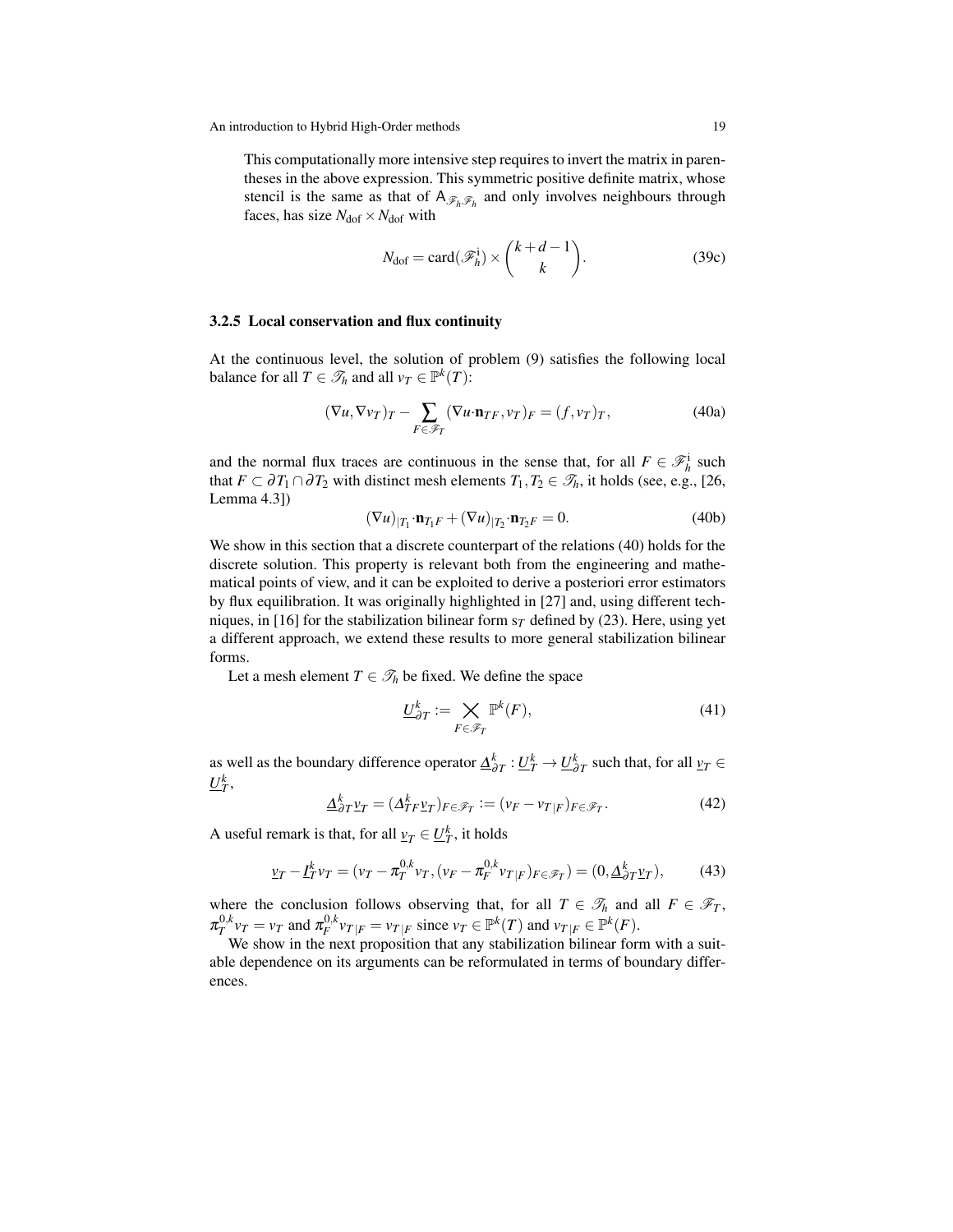This computationally more intensive step requires to invert the matrix in parentheses in the above expression. This symmetric positive definite matrix, whose stencil is the same as that of $\mathsf{A}_{\mathscr{F}_h\mathscr{F}_h}$ and only involves neighbours through faces, has size $N_{\rm dof}\times N_{\rm dof}$ with

$$N_{\rm dof} = \operatorname{card}(\mathscr{F}_h^{\rm i}) \times \binom{k+d-1}{k}. \tag{39c}$$

### 3.2.5 Local conservation and flux continuity

At the continuous level, the solution of problem (9) satisfies the following local balance for all $T\in\mathscr{T}_h$ and all $v_T\in\mathbb{P}^k(T)$:

$$(\nabla u, \nabla v_T)_T - \sum_{F\in\mathscr{F}_T} (\nabla u{\cdot}\mathbf{n}_{TF}, v_T)_F = (f, v_T)_T, \tag{40a}$$

and the normal flux traces are continuous in the sense that, for all $F\in\mathscr{F}_h^{\rm i}$ such that $F\subset\partial T_1\cap\partial T_2$ with distinct mesh elements $T_1,T_2\in\mathscr{T}_h$, it holds (see, e.g., [26, Lemma 4.3])

$$(\nabla u)_{|T_1}{\cdot}\mathbf{n}_{T_1F} + (\nabla u)_{|T_2}{\cdot}\mathbf{n}_{T_2F} = 0. \tag{40b}$$

We show in this section that a discrete counterpart of the relations (40) holds for the discrete solution. This property is relevant both from the engineering and mathematical points of view, and it can be exploited to derive a posteriori error estimators by flux equilibration. It was originally highlighted in [27] and, using different techniques, in [16] for the stabilization bilinear form $\mathrm{s}_T$ defined by (23). Here, using yet a different approach, we extend these results to more general stabilization bilinear forms.

Let a mesh element $T\in\mathscr{T}_h$ be fixed. We define the space

$$\underline{U}_{\partial T}^k := \bigtimes_{F\in\mathscr{F}_T} \mathbb{P}^k(F), \tag{41}$$

as well as the boundary difference operator $\underline{\Delta}_{\partial T}^k : \underline{U}_T^k \to \underline{U}_{\partial T}^k$ such that, for all $\underline{v}_T\in\underline{U}_T^k$,

$$\underline{\Delta}_{\partial T}^k \underline{v}_T = (\Delta_{TF}^k \underline{v}_T)_{F\in\mathscr{F}_T} := (v_F - v_{T|F})_{F\in\mathscr{F}_T}. \tag{42}$$

A useful remark is that, for all $\underline{v}_T\in\underline{U}_T^k$, it holds

$$\underline{v}_T - \underline{I}_T^k v_T = (v_T - \pi_T^{0,k} v_T, (v_F - \pi_F^{0,k} v_{T|F})_{F\in\mathscr{F}_T}) = (0, \underline{\Delta}_{\partial T}^k \underline{v}_T), \tag{43}$$

where the conclusion follows observing that, for all $T\in\mathscr{T}_h$ and all $F\in\mathscr{F}_T$, $\pi_T^{0,k} v_T = v_T$ and $\pi_F^{0,k} v_{T|F} = v_{T|F}$ since $v_T\in\mathbb{P}^k(T)$ and $v_{T|F}\in\mathbb{P}^k(F)$.

We show in the next proposition that any stabilization bilinear form with a suitable dependence on its arguments can be reformulated in terms of boundary differences.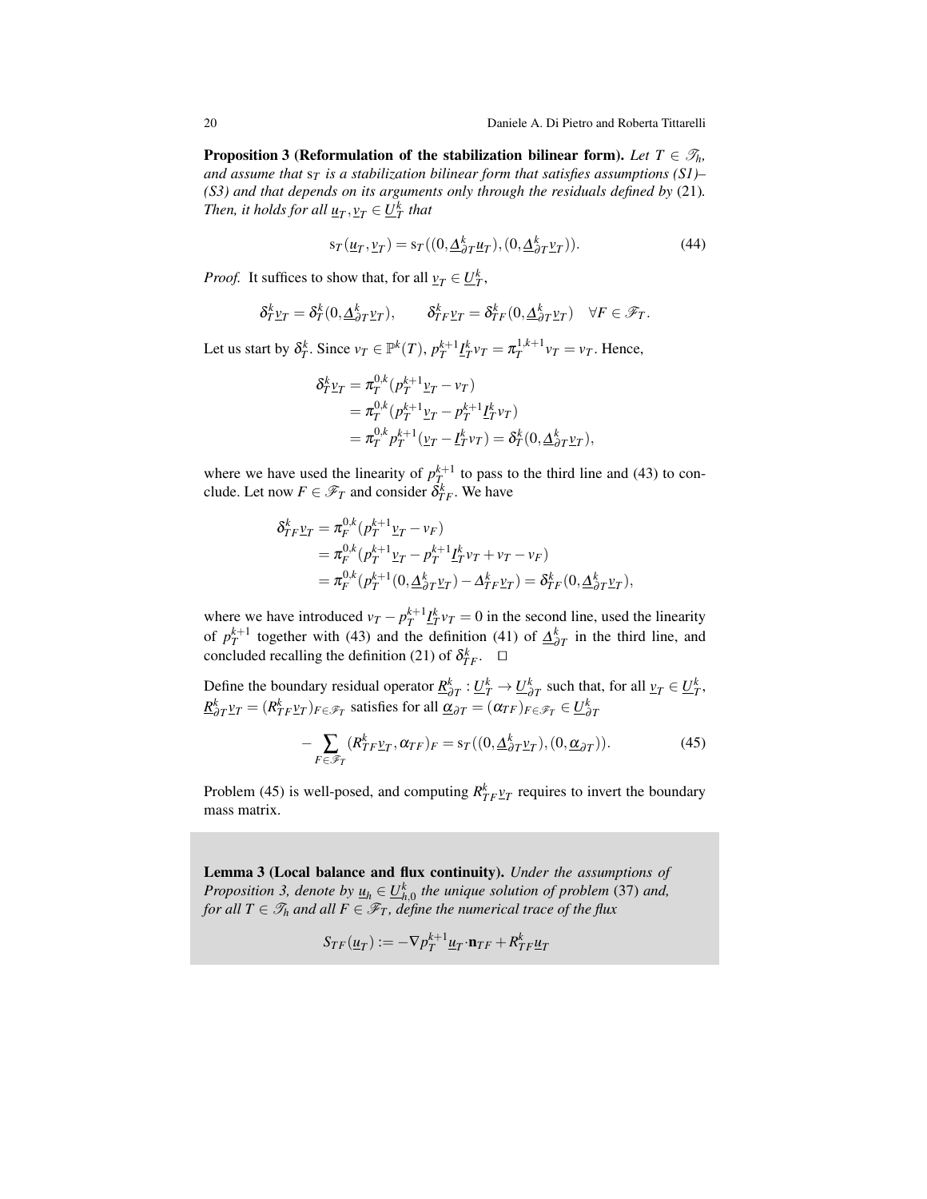**Proposition 3 (Reformulation of the stabilization bilinear form).** *Let $T \in \mathscr{T}_h$, and assume that $\mathrm{s}_T$ is a stabilization bilinear form that satisfies assumptions (S1)–(S3) and that depends on its arguments only through the residuals defined by* (21)*. Then, it holds for all $\underline{u}_T, \underline{v}_T \in \underline{U}_T^k$ that*

$$\mathrm{s}_T(\underline{u}_T, \underline{v}_T) = \mathrm{s}_T((0, \underline{\Delta}_{\partial T}^k \underline{u}_T), (0, \underline{\Delta}_{\partial T}^k \underline{v}_T)). \tag{44}$$

*Proof.* It suffices to show that, for all $\underline{v}_T \in \underline{U}_T^k$,

$$\delta_T^k \underline{v}_T = \delta_T^k(0, \underline{\Delta}_{\partial T}^k \underline{v}_T), \qquad \delta_{TF}^k \underline{v}_T = \delta_{TF}^k(0, \underline{\Delta}_{\partial T}^k \underline{v}_T) \quad \forall F \in \mathscr{F}_T.$$

Let us start by $\delta_T^k$. Since $v_T \in \mathbb{P}^k(T)$, $p_T^{k+1} \underline{I}_T^k v_T = \pi_T^{1,k+1} v_T = v_T$. Hence,

$$\begin{aligned}
\delta_T^k \underline{v}_T &= \pi_T^{0,k}(p_T^{k+1} \underline{v}_T - v_T) \\
&= \pi_T^{0,k}(p_T^{k+1} \underline{v}_T - p_T^{k+1} \underline{I}_T^k v_T) \\
&= \pi_T^{0,k} p_T^{k+1}(\underline{v}_T - \underline{I}_T^k v_T) = \delta_T^k(0, \underline{\Delta}_{\partial T}^k \underline{v}_T),
\end{aligned}$$

where we have used the linearity of $p_T^{k+1}$ to pass to the third line and (43) to conclude. Let now $F \in \mathscr{F}_T$ and consider $\delta_{TF}^k$. We have

$$\begin{aligned}
\delta_{TF}^k \underline{v}_T &= \pi_F^{0,k}(p_T^{k+1} \underline{v}_T - v_F) \\
&= \pi_F^{0,k}(p_T^{k+1} \underline{v}_T - p_T^{k+1} \underline{I}_T^k v_T + v_T - v_F) \\
&= \pi_F^{0,k}(p_T^{k+1}(0, \underline{\Delta}_{\partial T}^k \underline{v}_T) - \Delta_{TF}^k \underline{v}_T) = \delta_{TF}^k(0, \underline{\Delta}_{\partial T}^k \underline{v}_T),
\end{aligned}$$

where we have introduced $v_T - p_T^{k+1} \underline{I}_T^k v_T = 0$ in the second line, used the linearity of $p_T^{k+1}$ together with (43) and the definition (41) of $\underline{\Delta}_{\partial T}^k$ in the third line, and concluded recalling the definition (21) of $\delta_{TF}^k$. $\square$

Define the boundary residual operator $\underline{R}_{\partial T}^k : \underline{U}_T^k \to \underline{U}_{\partial T}^k$ such that, for all $\underline{v}_T \in \underline{U}_T^k$, $\underline{R}_{\partial T}^k \underline{v}_T = (R_{TF}^k \underline{v}_T)_{F \in \mathscr{F}_T}$ satisfies for all $\underline{\alpha}_{\partial T} = (\alpha_{TF})_{F \in \mathscr{F}_T} \in \underline{U}_{\partial T}^k$

$$-\sum_{F \in \mathscr{F}_T} (R_{TF}^k \underline{v}_T, \alpha_{TF})_F = \mathrm{s}_T((0, \underline{\Delta}_{\partial T}^k \underline{v}_T), (0, \underline{\alpha}_{\partial T})). \tag{45}$$

Problem (45) is well-posed, and computing $R_{TF}^k \underline{v}_T$ requires to invert the boundary mass matrix.

**Lemma 3 (Local balance and flux continuity).** *Under the assumptions of Proposition 3, denote by $\underline{u}_h \in \underline{U}_{h,0}^k$ the unique solution of problem* (37) *and, for all $T \in \mathscr{T}_h$ and all $F \in \mathscr{F}_T$, define the numerical trace of the flux*

$$S_{TF}(\underline{u}_T) := -\nabla p_T^{k+1} \underline{u}_T \cdot \mathbf{n}_{TF} + R_{TF}^k \underline{u}_T$$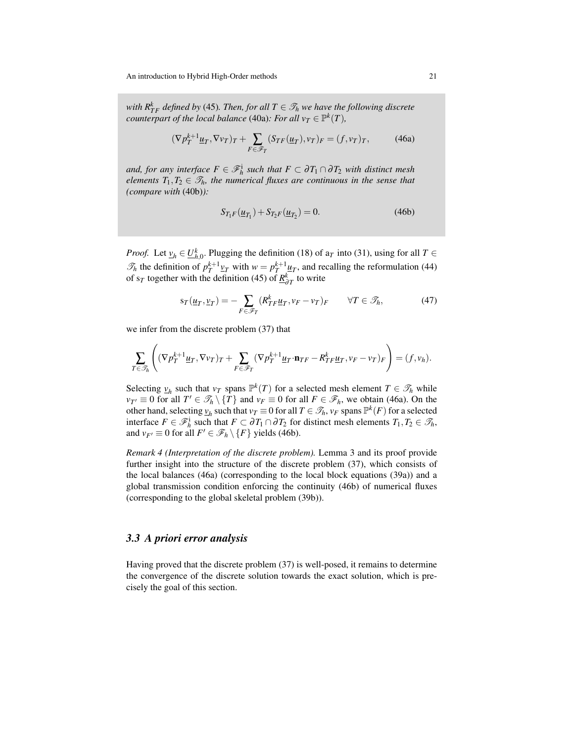*with $R^k_{TF}$ defined by* (45)*. Then, for all $T \in \mathcal{T}_h$ we have the following discrete counterpart of the local balance* (40a)*: For all $v_T \in \mathbb{P}^k(T)$,*

$$(\nabla p_T^{k+1} \underline{u}_T, \nabla v_T)_T + \sum_{F \in \mathcal{F}_T} (S_{TF}(\underline{u}_T), v_T)_F = (f, v_T)_T, \tag{46a}$$

*and, for any interface $F \in \mathcal{F}_h^{\mathrm{i}}$ such that $F \subset \partial T_1 \cap \partial T_2$ with distinct mesh elements $T_1, T_2 \in \mathcal{T}_h$, the numerical fluxes are continuous in the sense that (compare with* (40b)*):*

$$S_{T_1 F}(\underline{u}_{T_1}) + S_{T_2 F}(\underline{u}_{T_2}) = 0. \tag{46b}$$

*Proof.* Let $\underline{v}_h \in \underline{U}^k_{h,0}$. Plugging the definition (18) of $\mathrm{a}_T$ into (31), using for all $T \in \mathcal{T}_h$ the definition of $p_T^{k+1}\underline{v}_T$ with $w = p_T^{k+1}\underline{u}_T$, and recalling the reformulation (44) of $\mathrm{s}_T$ together with the definition (45) of $\underline{R}^k_{\partial T}$ to write

$$\mathrm{s}_T(\underline{u}_T, \underline{v}_T) = - \sum_{F \in \mathcal{F}_T} (R^k_{TF}\underline{u}_T, v_F - v_T)_F \qquad \forall T \in \mathcal{T}_h, \tag{47}$$

we infer from the discrete problem (37) that

$$\sum_{T \in \mathcal{T}_h} \left( (\nabla p_T^{k+1}\underline{u}_T, \nabla v_T)_T + \sum_{F \in \mathcal{F}_T} (\nabla p_T^{k+1}\underline{u}_T \cdot \mathbf{n}_{TF} - R^k_{TF}\underline{u}_T, v_F - v_T)_F \right) = (f, v_h).$$

Selecting $\underline{v}_h$ such that $v_T$ spans $\mathbb{P}^k(T)$ for a selected mesh element $T \in \mathcal{T}_h$ while $v_{T'} \equiv 0$ for all $T' \in \mathcal{T}_h \setminus \{T\}$ and $v_F \equiv 0$ for all $F \in \mathcal{F}_h$, we obtain (46a). On the other hand, selecting $\underline{v}_h$ such that $v_T \equiv 0$ for all $T \in \mathcal{T}_h$, $v_F$ spans $\mathbb{P}^k(F)$ for a selected interface $F \in \mathcal{F}_h^{\mathrm{i}}$ such that $F \subset \partial T_1 \cap \partial T_2$ for distinct mesh elements $T_1, T_2 \in \mathcal{T}_h$, and $v_{F'} \equiv 0$ for all $F' \in \mathcal{F}_h \setminus \{F\}$ yields (46b).

*Remark 4 (Interpretation of the discrete problem).* Lemma 3 and its proof provide further insight into the structure of the discrete problem (37), which consists of the local balances (46a) (corresponding to the local block equations (39a)) and a global transmission condition enforcing the continuity (46b) of numerical fluxes (corresponding to the global skeletal problem (39b)).

### 3.3 A priori error analysis

Having proved that the discrete problem (37) is well-posed, it remains to determine the convergence of the discrete solution towards the exact solution, which is precisely the goal of this section.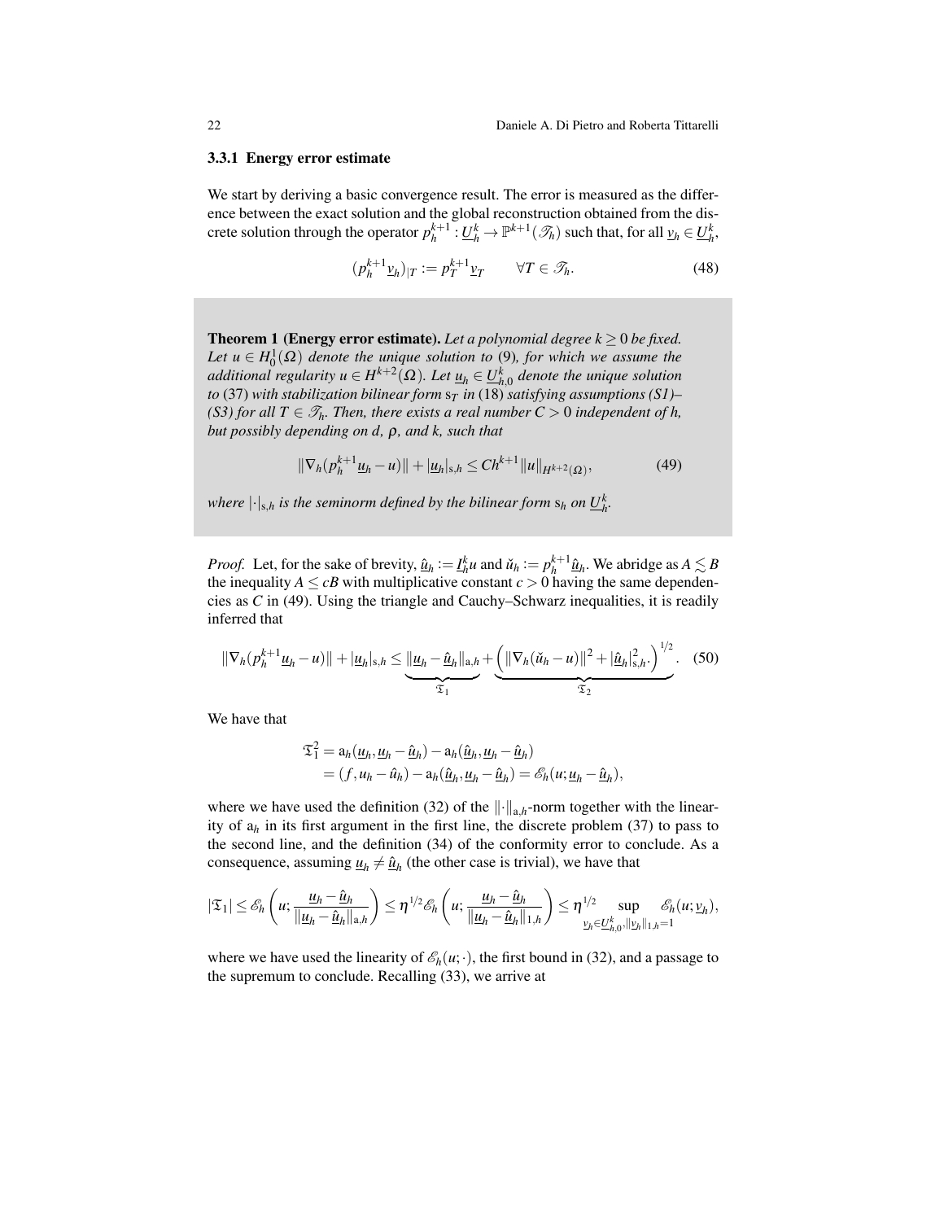#### 3.3.1 Energy error estimate

We start by deriving a basic convergence result. The error is measured as the difference between the exact solution and the global reconstruction obtained from the discrete solution through the operator $p_h^{k+1} : \underline{U}_h^k \to \mathbb{P}^{k+1}(\mathcal{T}_h)$ such that, for all $\underline{v}_h \in \underline{U}_h^k$,

$$
(p_h^{k+1}\underline{v}_h)_{|T} := p_T^{k+1}\underline{v}_T \qquad \forall T \in \mathcal{T}_h. \tag{48}
$$

**Theorem 1 (Energy error estimate).** *Let a polynomial degree $k \geq 0$ be fixed. Let $u \in H_0^1(\Omega)$ denote the unique solution to* (9)*, for which we assume the additional regularity $u \in H^{k+2}(\Omega)$. Let $\underline{u}_h \in \underline{U}_{h,0}^k$ denote the unique solution to* (37) *with stabilization bilinear form $\mathrm{s}_T$ in* (18) *satisfying assumptions (S1)–(S3) for all $T \in \mathcal{T}_h$. Then, there exists a real number $C > 0$ independent of $h$, but possibly depending on $d$, $\rho$, and $k$, such that*

$$
\|\nabla_h(p_h^{k+1}\underline{u}_h - u)\| + |\underline{u}_h|_{\mathrm{s},h} \leq Ch^{k+1}\|u\|_{H^{k+2}(\Omega)}, \tag{49}
$$

*where $|\cdot|_{\mathrm{s},h}$ is the seminorm defined by the bilinear form $\mathrm{s}_h$ on $\underline{U}_h^k$.*

*Proof.* Let, for the sake of brevity, $\underline{\hat{u}}_h := \underline{I}_h^k u$ and $\check{u}_h := p_h^{k+1}\underline{\hat{u}}_h$. We abridge as $A \lesssim B$ the inequality $A \leq cB$ with multiplicative constant $c > 0$ having the same dependencies as $C$ in (49). Using the triangle and Cauchy–Schwarz inequalities, it is readily inferred that

$$
\|\nabla_h(p_h^{k+1}\underline{u}_h - u)\| + |\underline{u}_h|_{\mathrm{s},h} \leq \underbrace{\|\underline{u}_h - \underline{\hat{u}}_h\|_{\mathrm{a},h}}_{\mathfrak{T}_1} + \underbrace{\left(\|\nabla_h(\check{u}_h - u)\|^2 + |\underline{\hat{u}}_h|_{\mathrm{s},h}^2\right)^{1/2}}_{\mathfrak{T}_2}. \tag{50}
$$

We have that

$$
\begin{aligned}
\mathfrak{T}_1^2 &= \mathrm{a}_h(\underline{u}_h, \underline{u}_h - \underline{\hat{u}}_h) - \mathrm{a}_h(\underline{\hat{u}}_h, \underline{u}_h - \underline{\hat{u}}_h) \\
&= (f, u_h - \hat{u}_h) - \mathrm{a}_h(\underline{\hat{u}}_h, \underline{u}_h - \underline{\hat{u}}_h) = \mathcal{E}_h(u; \underline{u}_h - \underline{\hat{u}}_h),
\end{aligned}
$$

where we have used the definition (32) of the $\|\cdot\|_{\mathrm{a},h}$-norm together with the linearity of $\mathrm{a}_h$ in its first argument in the first line, the discrete problem (37) to pass to the second line, and the definition (34) of the conformity error to conclude. As a consequence, assuming $\underline{u}_h \neq \underline{\hat{u}}_h$ (the other case is trivial), we have that

$$
|\mathfrak{T}_1| \leq \mathcal{E}_h\left(u; \frac{\underline{u}_h - \underline{\hat{u}}_h}{\|\underline{u}_h - \underline{\hat{u}}_h\|_{\mathrm{a},h}}\right) \leq \eta^{1/2}\mathcal{E}_h\left(u; \frac{\underline{u}_h - \underline{\hat{u}}_h}{\|\underline{u}_h - \underline{\hat{u}}_h\|_{1,h}}\right) \leq \eta^{1/2} \sup_{\underline{v}_h \in \underline{U}_{h,0}^k, \|\underline{v}_h\|_{1,h}=1} \mathcal{E}_h(u; \underline{v}_h),
$$

where we have used the linearity of $\mathcal{E}_h(u;\cdot)$, the first bound in (32), and a passage to the supremum to conclude. Recalling (33), we arrive at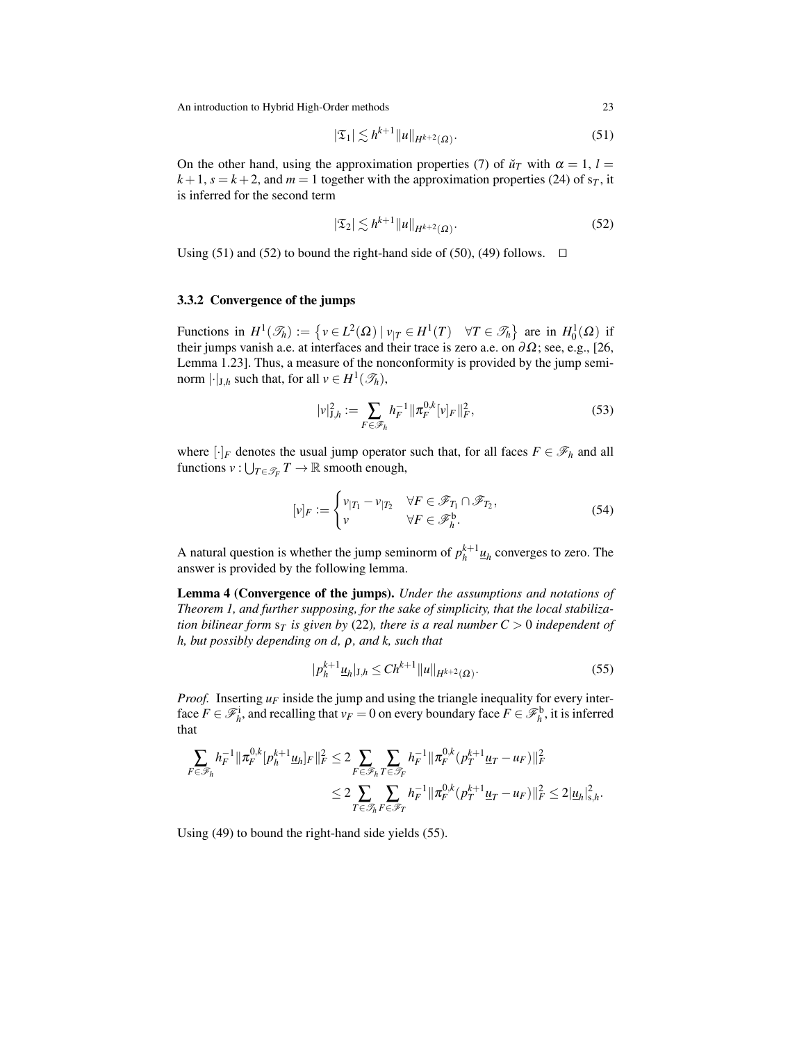$$|\mathfrak{T}_1| \lesssim h^{k+1} \|u\|_{H^{k+2}(\Omega)}. \tag{51}$$

On the other hand, using the approximation properties (7) of $\check{u}_T$ with $\alpha = 1$, $l = k+1$, $s = k+2$, and $m = 1$ together with the approximation properties (24) of $\mathrm{s}_T$, it is inferred for the second term

$$|\mathfrak{T}_2| \lesssim h^{k+1} \|u\|_{H^{k+2}(\Omega)}. \tag{52}$$

Using (51) and (52) to bound the right-hand side of (50), (49) follows. $\square$

### 3.3.2 Convergence of the jumps

Functions in $H^1(\mathscr{T}_h) := \left\{ v \in L^2(\Omega) \mid v_{|T} \in H^1(T) \quad \forall T \in \mathscr{T}_h \right\}$ are in $H^1_0(\Omega)$ if their jumps vanish a.e. at interfaces and their trace is zero a.e. on $\partial\Omega$; see, e.g., [26, Lemma 1.23]. Thus, a measure of the nonconformity is provided by the jump seminorm $|\cdot|_{\mathrm{J},h}$ such that, for all $v \in H^1(\mathscr{T}_h)$,

$$|v|^2_{\mathrm{J},h} := \sum_{F \in \mathscr{F}_h} h_F^{-1} \|\pi_F^{0,k}[v]_F\|_F^2, \tag{53}$$

where $[\cdot]_F$ denotes the usual jump operator such that, for all faces $F \in \mathscr{F}_h$ and all functions $v : \bigcup_{T \in \mathscr{T}_F} T \to \mathbb{R}$ smooth enough,

$$[v]_F := \begin{cases} v_{|T_1} - v_{|T_2} & \forall F \in \mathscr{F}_{T_1} \cap \mathscr{F}_{T_2}, \\ v & \forall F \in \mathscr{F}_h^{\mathrm{b}}. \end{cases} \tag{54}$$

A natural question is whether the jump seminorm of $p_h^{k+1}\underline{u}_h$ converges to zero. The answer is provided by the following lemma.

**Lemma 4 (Convergence of the jumps).** *Under the assumptions and notations of Theorem 1, and further supposing, for the sake of simplicity, that the local stabilization bilinear form $\mathrm{s}_T$ is given by (22), there is a real number $C > 0$ independent of $h$, but possibly depending on $d$, $\rho$, and $k$, such that*

$$|p_h^{k+1}\underline{u}_h|_{\mathrm{J},h} \le C h^{k+1} \|u\|_{H^{k+2}(\Omega)}. \tag{55}$$

*Proof.* Inserting $u_F$ inside the jump and using the triangle inequality for every interface $F \in \mathscr{F}_h^{\mathrm{i}}$, and recalling that $v_F = 0$ on every boundary face $F \in \mathscr{F}_h^{\mathrm{b}}$, it is inferred that

$$\begin{aligned}
\sum_{F \in \mathscr{F}_h} h_F^{-1} \|\pi_F^{0,k}[p_h^{k+1}\underline{u}_h]_F\|_F^2 &\le 2 \sum_{F \in \mathscr{F}_h} \sum_{T \in \mathscr{T}_F} h_F^{-1} \|\pi_F^{0,k}(p_T^{k+1}\underline{u}_T - u_F)\|_F^2 \\
&\le 2 \sum_{T \in \mathscr{T}_h} \sum_{F \in \mathscr{F}_T} h_F^{-1} \|\pi_F^{0,k}(p_T^{k+1}\underline{u}_T - u_F)\|_F^2 \le 2 |\underline{u}_h|^2_{\mathrm{s},h}.
\end{aligned}$$

Using (49) to bound the right-hand side yields (55).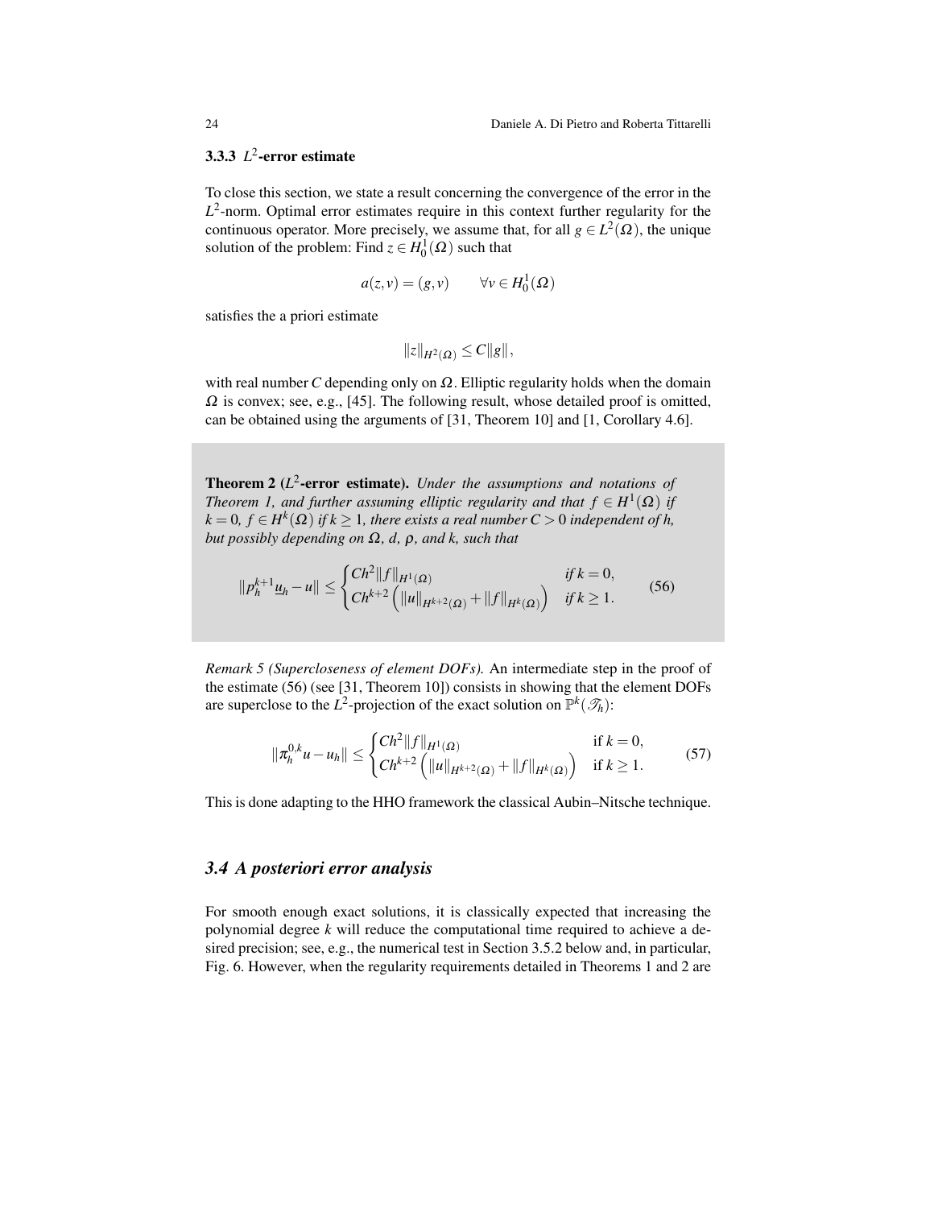### 3.3.3 $L^2$-error estimate

To close this section, we state a result concerning the convergence of the error in the $L^2$-norm. Optimal error estimates require in this context further regularity for the continuous operator. More precisely, we assume that, for all $g \in L^2(\Omega)$, the unique solution of the problem: Find $z \in H_0^1(\Omega)$ such that

$$a(z,v) = (g,v) \qquad \forall v \in H_0^1(\Omega)$$

satisfies the a priori estimate

$$\|z\|_{H^2(\Omega)} \leq C\|g\|,$$

with real number $C$ depending only on $\Omega$. Elliptic regularity holds when the domain $\Omega$ is convex; see, e.g., [45]. The following result, whose detailed proof is omitted, can be obtained using the arguments of [31, Theorem 10] and [1, Corollary 4.6].

**Theorem 2** (**$L^2$-error estimate**)**.** *Under the assumptions and notations of Theorem 1, and further assuming elliptic regularity and that $f \in H^1(\Omega)$ if $k = 0$, $f \in H^k(\Omega)$ if $k \geq 1$, there exists a real number $C > 0$ independent of $h$, but possibly depending on $\Omega$, $d$, $\rho$, and $k$, such that*

$$\|p_h^{k+1}\underline{u}_h - u\| \leq \begin{cases} Ch^2\|f\|_{H^1(\Omega)} & \text{if } k = 0, \\ Ch^{k+2}\left(\|u\|_{H^{k+2}(\Omega)} + \|f\|_{H^k(\Omega)}\right) & \text{if } k \geq 1. \end{cases} \tag{56}$$

*Remark 5 (Supercloseness of element DOFs).* An intermediate step in the proof of the estimate (56) (see [31, Theorem 10]) consists in showing that the element DOFs are superclose to the $L^2$-projection of the exact solution on $\mathbb{P}^k(\mathscr{T}_h)$:

$$\|\pi_h^{0,k}u - u_h\| \leq \begin{cases} Ch^2\|f\|_{H^1(\Omega)} & \text{if } k = 0, \\ Ch^{k+2}\left(\|u\|_{H^{k+2}(\Omega)} + \|f\|_{H^k(\Omega)}\right) & \text{if } k \geq 1. \end{cases} \tag{57}$$

This is done adapting to the HHO framework the classical Aubin–Nitsche technique.

## 3.4 A posteriori error analysis

For smooth enough exact solutions, it is classically expected that increasing the polynomial degree $k$ will reduce the computational time required to achieve a desired precision; see, e.g., the numerical test in Section 3.5.2 below and, in particular, Fig. 6. However, when the regularity requirements detailed in Theorems 1 and 2 are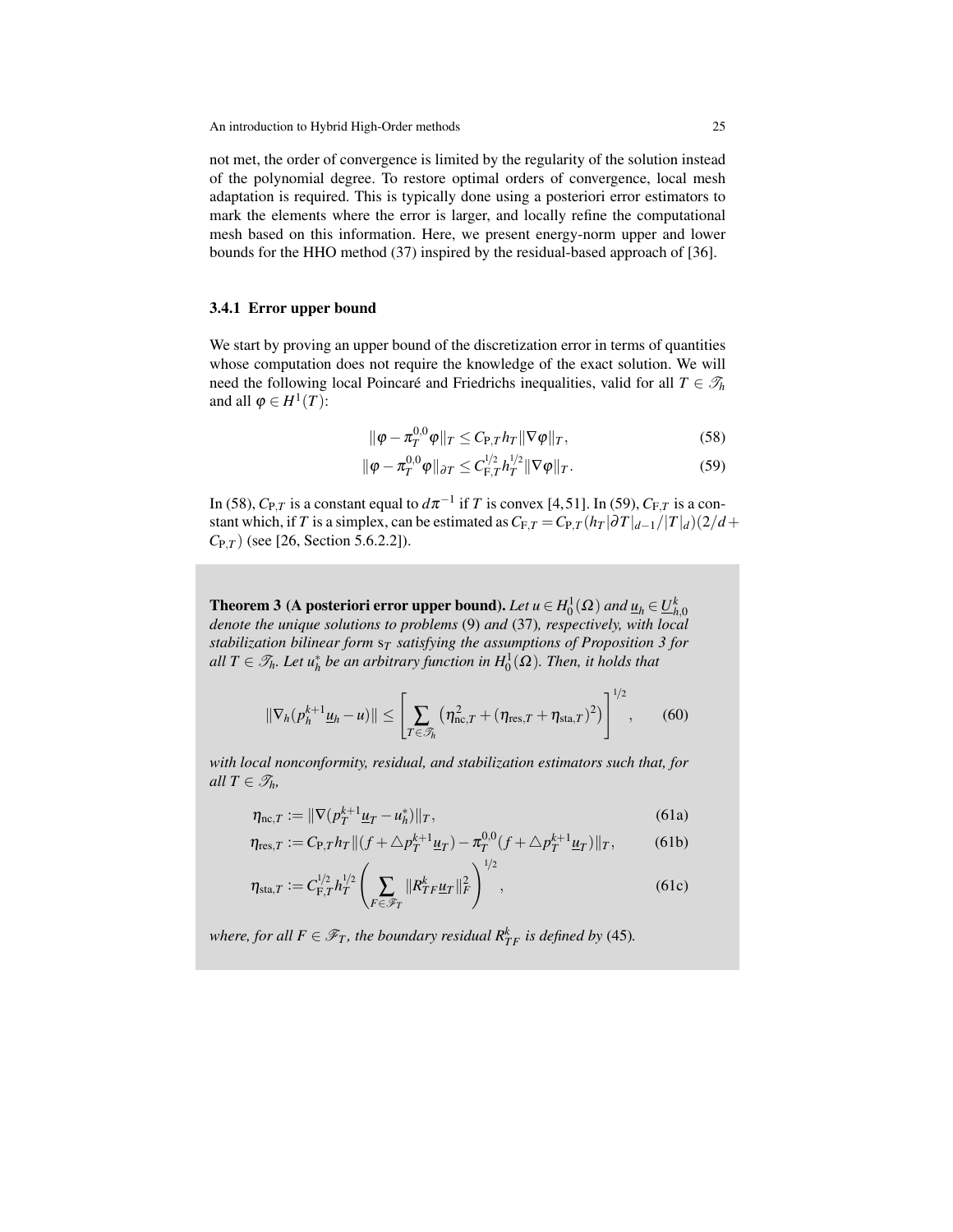not met, the order of convergence is limited by the regularity of the solution instead of the polynomial degree. To restore optimal orders of convergence, local mesh adaptation is required. This is typically done using a posteriori error estimators to mark the elements where the error is larger, and locally refine the computational mesh based on this information. Here, we present energy-norm upper and lower bounds for the HHO method (37) inspired by the residual-based approach of [36].

### 3.4.1 Error upper bound

We start by proving an upper bound of the discretization error in terms of quantities whose computation does not require the knowledge of the exact solution. We will need the following local Poincaré and Friedrichs inequalities, valid for all $T \in \mathcal{T}_h$ and all $\varphi \in H^1(T)$:

$$\|\varphi - \pi_T^{0,0}\varphi\|_T \le C_{\mathrm{P},T} h_T \|\nabla\varphi\|_T, \tag{58}$$

$$\|\varphi - \pi_T^{0,0}\varphi\|_{\partial T} \le C_{\mathrm{F},T}^{1/2} h_T^{1/2} \|\nabla\varphi\|_T. \tag{59}$$

In (58), $C_{\mathrm{P},T}$ is a constant equal to $d\pi^{-1}$ if $T$ is convex [4,51]. In (59), $C_{\mathrm{F},T}$ is a constant which, if $T$ is a simplex, can be estimated as $C_{\mathrm{F},T} = C_{\mathrm{P},T}(h_T|\partial T|_{d-1}/|T|_d)(2/d + C_{\mathrm{P},T})$ (see [26, Section 5.6.2.2]).

**Theorem 3 (A posteriori error upper bound).** *Let $u \in H_0^1(\Omega)$ and $\underline{u}_h \in \underline{U}_{h,0}^k$ denote the unique solutions to problems* (9) *and* (37)*, respectively, with local stabilization bilinear form $\mathrm{s}_T$ satisfying the assumptions of Proposition 3 for all $T \in \mathcal{T}_h$. Let $u_h^*$ be an arbitrary function in $H_0^1(\Omega)$. Then, it holds that*

$$\|\nabla_h(p_h^{k+1}\underline{u}_h - u)\| \le \left[\sum_{T\in\mathcal{T}_h} \left(\eta_{\mathrm{nc},T}^2 + (\eta_{\mathrm{res},T} + \eta_{\mathrm{sta},T})^2\right)\right]^{1/2}, \tag{60}$$

*with local nonconformity, residual, and stabilization estimators such that, for all $T \in \mathcal{T}_h$,*

$$\eta_{\mathrm{nc},T} := \|\nabla(p_T^{k+1}\underline{u}_T - u_h^*)\|_T, \tag{61a}$$

$$\eta_{\mathrm{res},T} := C_{\mathrm{P},T} h_T \|(f + \triangle p_T^{k+1}\underline{u}_T) - \pi_T^{0,0}(f + \triangle p_T^{k+1}\underline{u}_T)\|_T, \tag{61b}$$

$$\eta_{\mathrm{sta},T} := C_{\mathrm{F},T}^{1/2} h_T^{1/2} \left(\sum_{F\in\mathcal{F}_T} \|R_{TF}^k \underline{u}_T\|_F^2\right)^{1/2}, \tag{61c}$$

*where, for all $F \in \mathcal{F}_T$, the boundary residual $R_{TF}^k$ is defined by* (45)*.*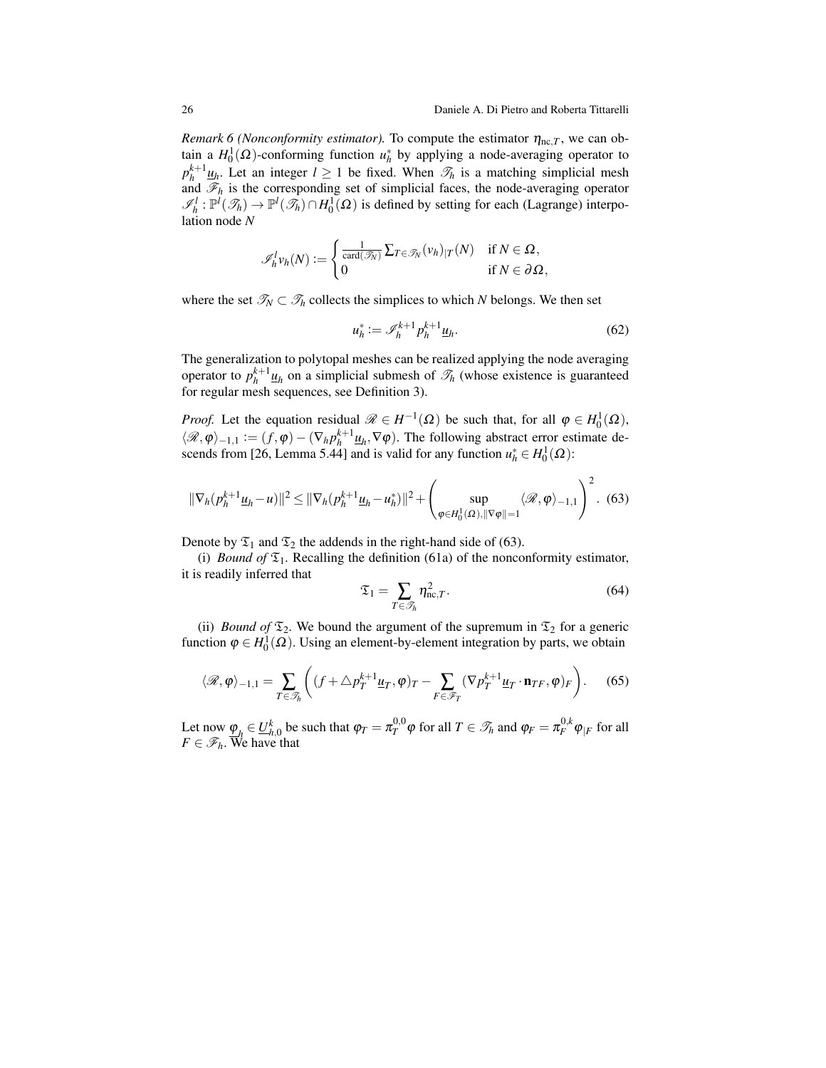*Remark 6 (Nonconformity estimator).* To compute the estimator $\eta_{\mathrm{nc},T}$, we can obtain a $H_0^1(\Omega)$-conforming function $u_h^*$ by applying a node-averaging operator to $p_h^{k+1}\underline{u}_h$. Let an integer $l \geq 1$ be fixed. When $\mathscr{T}_h$ is a matching simplicial mesh and $\mathscr{F}_h$ is the corresponding set of simplicial faces, the node-averaging operator $\mathscr{I}_h^l : \mathbb{P}^l(\mathscr{T}_h) \to \mathbb{P}^l(\mathscr{T}_h) \cap H_0^1(\Omega)$ is defined by setting for each (Lagrange) interpolation node $N$

$$
\mathscr{I}_h^l v_h(N) := \begin{cases} \frac{1}{\mathrm{card}(\mathscr{T}_N)} \sum_{T\in\mathscr{T}_N} (v_h)_{|T}(N) & \text{if } N \in \Omega, \\ 0 & \text{if } N \in \partial\Omega, \end{cases}
$$

where the set $\mathscr{T}_N \subset \mathscr{T}_h$ collects the simplices to which $N$ belongs. We then set

$$
u_h^* := \mathscr{I}_h^{k+1} p_h^{k+1} \underline{u}_h. \tag{62}
$$

The generalization to polytopal meshes can be realized applying the node averaging operator to $p_h^{k+1}\underline{u}_h$ on a simplicial submesh of $\mathscr{T}_h$ (whose existence is guaranteed for regular mesh sequences, see Definition 3).

*Proof.* Let the equation residual $\mathscr{R} \in H^{-1}(\Omega)$ be such that, for all $\varphi \in H_0^1(\Omega)$, $\langle \mathscr{R}, \varphi \rangle_{-1,1} := (f, \varphi) - (\nabla_h p_h^{k+1}\underline{u}_h, \nabla\varphi)$. The following abstract error estimate descends from [26, Lemma 5.44] and is valid for any function $u_h^* \in H_0^1(\Omega)$:

$$
\|\nabla_h(p_h^{k+1}\underline{u}_h - u)\|^2 \leq \|\nabla_h(p_h^{k+1}\underline{u}_h - u_h^*)\|^2 + \left( \sup_{\varphi\in H_0^1(\Omega), \|\nabla\varphi\|=1} \langle \mathscr{R}, \varphi \rangle_{-1,1} \right)^2. \tag{63}
$$

Denote by $\mathfrak{T}_1$ and $\mathfrak{T}_2$ the addends in the right-hand side of (63).

(i) *Bound of* $\mathfrak{T}_1$. Recalling the definition (61a) of the nonconformity estimator, it is readily inferred that

$$
\mathfrak{T}_1 = \sum_{T\in\mathscr{T}_h} \eta_{\mathrm{nc},T}^2. \tag{64}
$$

(ii) *Bound of* $\mathfrak{T}_2$. We bound the argument of the supremum in $\mathfrak{T}_2$ for a generic function $\varphi \in H_0^1(\Omega)$. Using an element-by-element integration by parts, we obtain

$$
\langle \mathscr{R}, \varphi \rangle_{-1,1} = \sum_{T\in\mathscr{T}_h} \left( (f + \triangle p_T^{k+1}\underline{u}_T, \varphi)_T - \sum_{F\in\mathscr{F}_T} (\nabla p_T^{k+1}\underline{u}_T \cdot \mathbf{n}_{TF}, \varphi)_F \right). \tag{65}
$$

Let now $\underline{\varphi}_h \in \underline{U}_{h,0}^k$ be such that $\varphi_T = \pi_T^{0,0}\varphi$ for all $T \in \mathscr{T}_h$ and $\varphi_F = \pi_F^{0,k}\varphi_{|F}$ for all $F \in \mathscr{F}_h$. We have that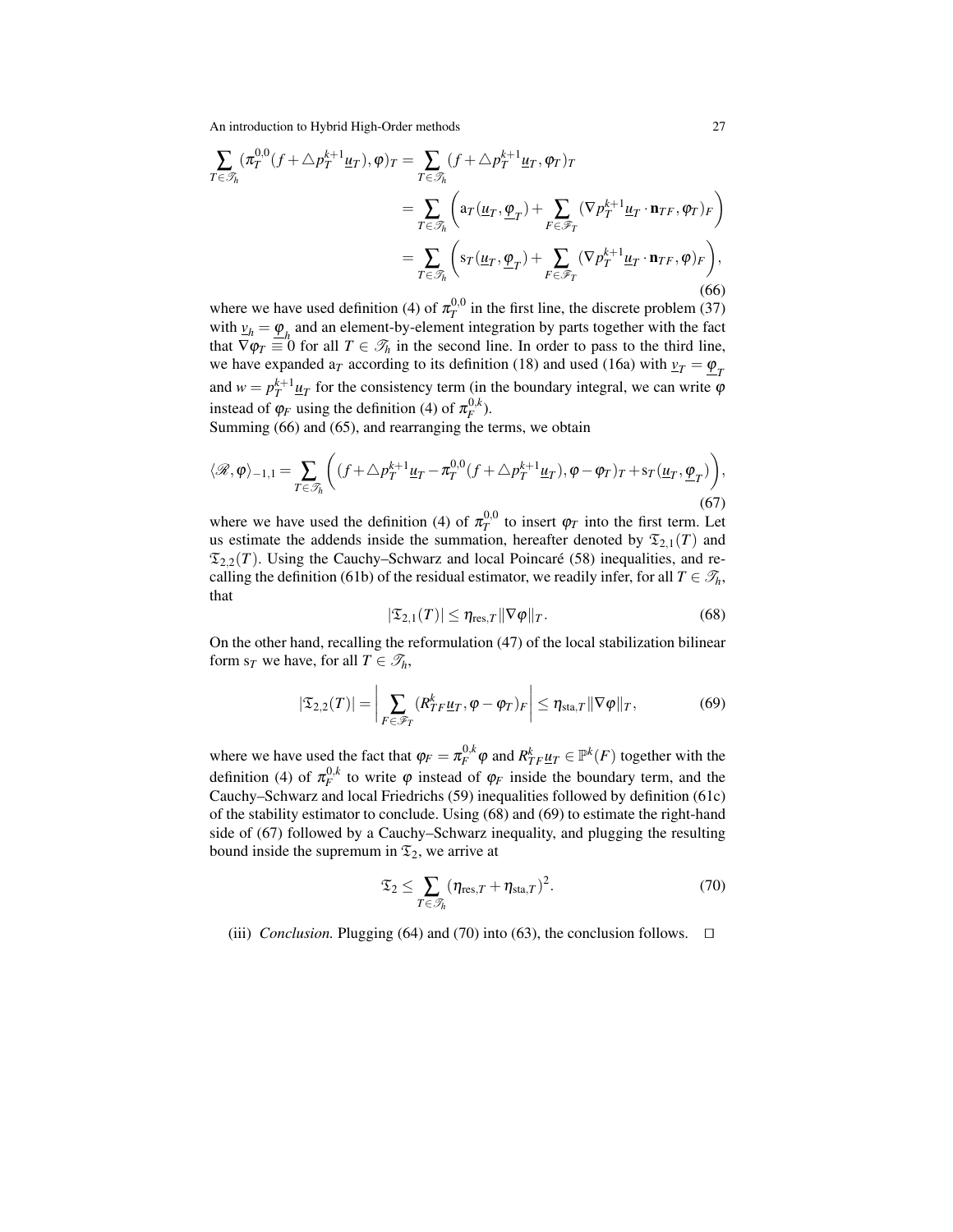$$
\begin{aligned}
\sum_{T\in\mathcal{T}_h} (\pi_T^{0,0}(f+\triangle p_T^{k+1}\underline{u}_T),\varphi)_T &= \sum_{T\in\mathcal{T}_h} (f+\triangle p_T^{k+1}\underline{u}_T,\varphi_T)_T \\
&= \sum_{T\in\mathcal{T}_h}\left(\mathrm{a}_T(\underline{u}_T,\underline{\varphi}_T)+\sum_{F\in\mathcal{F}_T}(\nabla p_T^{k+1}\underline{u}_T\cdot\mathbf{n}_{TF},\varphi_T)_F\right) \\
&= \sum_{T\in\mathcal{T}_h}\left(\mathrm{s}_T(\underline{u}_T,\underline{\varphi}_T)+\sum_{F\in\mathcal{F}_T}(\nabla p_T^{k+1}\underline{u}_T\cdot\mathbf{n}_{TF},\varphi)_F\right),
\end{aligned}
\tag{66}
$$

where we have used definition (4) of $\pi_T^{0,0}$ in the first line, the discrete problem (37) with $\underline{v}_h=\underline{\varphi}_h$ and an element-by-element integration by parts together with the fact that $\nabla\varphi_T\equiv 0$ for all $T\in\mathcal{T}_h$ in the second line. In order to pass to the third line, we have expanded $\mathrm{a}_T$ according to its definition (18) and used (16a) with $\underline{v}_T=\underline{\varphi}_T$ and $w=p_T^{k+1}\underline{u}_T$ for the consistency term (in the boundary integral, we can write $\varphi$ instead of $\varphi_F$ using the definition (4) of $\pi_F^{0,k}$).
Summing (66) and (65), and rearranging the terms, we obtain

$$
\langle\mathscr{R},\varphi\rangle_{-1,1}=\sum_{T\in\mathcal{T}_h}\left((f+\triangle p_T^{k+1}\underline{u}_T-\pi_T^{0,0}(f+\triangle p_T^{k+1}\underline{u}_T),\varphi-\varphi_T)_T+\mathrm{s}_T(\underline{u}_T,\underline{\varphi}_T)\right),
\tag{67}
$$

where we have used the definition (4) of $\pi_T^{0,0}$ to insert $\varphi_T$ into the first term. Let us estimate the addends inside the summation, hereafter denoted by $\mathfrak{T}_{2,1}(T)$ and $\mathfrak{T}_{2,2}(T)$. Using the Cauchy–Schwarz and local Poincaré (58) inequalities, and recalling the definition (61b) of the residual estimator, we readily infer, for all $T\in\mathcal{T}_h$, that

$$
|\mathfrak{T}_{2,1}(T)|\le\eta_{\mathrm{res},T}\|\nabla\varphi\|_T.
\tag{68}
$$

On the other hand, recalling the reformulation (47) of the local stabilization bilinear form $\mathrm{s}_T$ we have, for all $T\in\mathcal{T}_h$,

$$
|\mathfrak{T}_{2,2}(T)|=\left|\sum_{F\in\mathcal{F}_T}(R_{TF}^k\underline{u}_T,\varphi-\varphi_T)_F\right|\le\eta_{\mathrm{sta},T}\|\nabla\varphi\|_T,
\tag{69}
$$

where we have used the fact that $\varphi_F=\pi_F^{0,k}\varphi$ and $R_{TF}^k\underline{u}_T\in\mathbb{P}^k(F)$ together with the definition (4) of $\pi_F^{0,k}$ to write $\varphi$ instead of $\varphi_F$ inside the boundary term, and the Cauchy–Schwarz and local Friedrichs (59) inequalities followed by definition (61c) of the stability estimator to conclude. Using (68) and (69) to estimate the right-hand side of (67) followed by a Cauchy–Schwarz inequality, and plugging the resulting bound inside the supremum in $\mathfrak{T}_2$, we arrive at

$$
\mathfrak{T}_2\le\sum_{T\in\mathcal{T}_h}(\eta_{\mathrm{res},T}+\eta_{\mathrm{sta},T})^2.
\tag{70}
$$

(iii) *Conclusion.* Plugging (64) and (70) into (63), the conclusion follows. □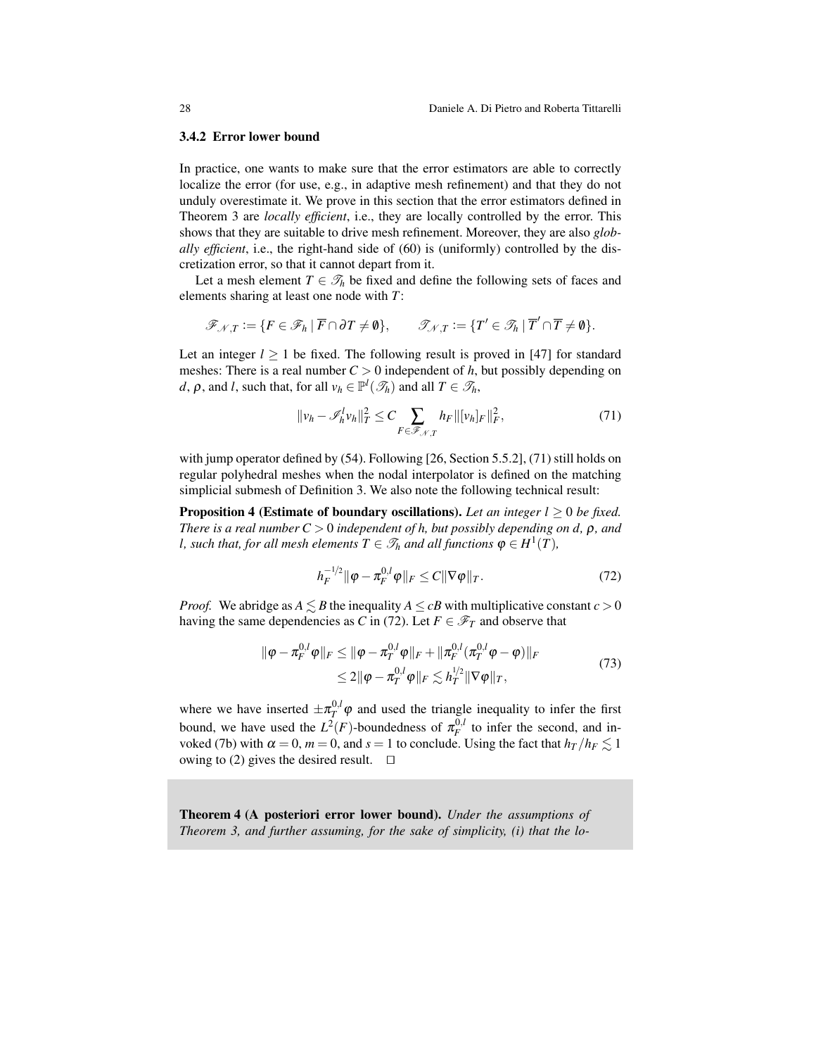### 3.4.2 Error lower bound

In practice, one wants to make sure that the error estimators are able to correctly localize the error (for use, e.g., in adaptive mesh refinement) and that they do not unduly overestimate it. We prove in this section that the error estimators defined in Theorem 3 are *locally efficient*, i.e., they are locally controlled by the error. This shows that they are suitable to drive mesh refinement. Moreover, they are also *globally efficient*, i.e., the right-hand side of (60) is (uniformly) controlled by the discretization error, so that it cannot depart from it.

Let a mesh element $T \in \mathscr{T}_h$ be fixed and define the following sets of faces and elements sharing at least one node with $T$:

$$
\mathscr{F}_{\mathscr{N},T} := \{F \in \mathscr{F}_h \mid \overline{F} \cap \partial T \neq \emptyset\}, \qquad \mathscr{T}_{\mathscr{N},T} := \{T' \in \mathscr{T}_h \mid \overline{T}' \cap \overline{T} \neq \emptyset\}.
$$

Let an integer $l \geq 1$ be fixed. The following result is proved in [47] for standard meshes: There is a real number $C > 0$ independent of $h$, but possibly depending on $d$, $\rho$, and $l$, such that, for all $v_h \in \mathbb{P}^l(\mathscr{T}_h)$ and all $T \in \mathscr{T}_h$,

$$
\|v_h - \mathscr{I}_h^l v_h\|_T^2 \leq C \sum_{F \in \mathscr{F}_{\mathscr{N},T}} h_F \|[v_h]_F\|_F^2, \tag{71}
$$

with jump operator defined by (54). Following [26, Section 5.5.2], (71) still holds on regular polyhedral meshes when the nodal interpolator is defined on the matching simplicial submesh of Definition 3. We also note the following technical result:

**Proposition 4 (Estimate of boundary oscillations).** *Let an integer $l \geq 0$ be fixed. There is a real number $C > 0$ independent of h, but possibly depending on d, $\rho$, and l, such that, for all mesh elements $T \in \mathscr{T}_h$ and all functions $\varphi \in H^1(T)$,*

$$
h_F^{-1/2} \|\varphi - \pi_F^{0,l} \varphi\|_F \leq C \|\nabla \varphi\|_T. \tag{72}
$$

*Proof.* We abridge as $A \lesssim B$ the inequality $A \leq cB$ with multiplicative constant $c > 0$ having the same dependencies as $C$ in (72). Let $F \in \mathscr{F}_T$ and observe that

$$
\begin{aligned}
\|\varphi - \pi_F^{0,l} \varphi\|_F &\leq \|\varphi - \pi_T^{0,l} \varphi\|_F + \|\pi_F^{0,l}(\pi_T^{0,l} \varphi - \varphi)\|_F \\
&\leq 2\|\varphi - \pi_T^{0,l} \varphi\|_F \lesssim h_T^{1/2} \|\nabla \varphi\|_T,
\end{aligned} \tag{73}
$$

where we have inserted $\pm \pi_T^{0,l} \varphi$ and used the triangle inequality to infer the first bound, we have used the $L^2(F)$-boundedness of $\pi_F^{0,l}$ to infer the second, and invoked (7b) with $\alpha = 0$, $m = 0$, and $s = 1$ to conclude. Using the fact that $h_T / h_F \lesssim 1$ owing to (2) gives the desired result. $\square$

**Theorem 4 (A posteriori error lower bound).** *Under the assumptions of Theorem 3, and further assuming, for the sake of simplicity, (i) that the lo-*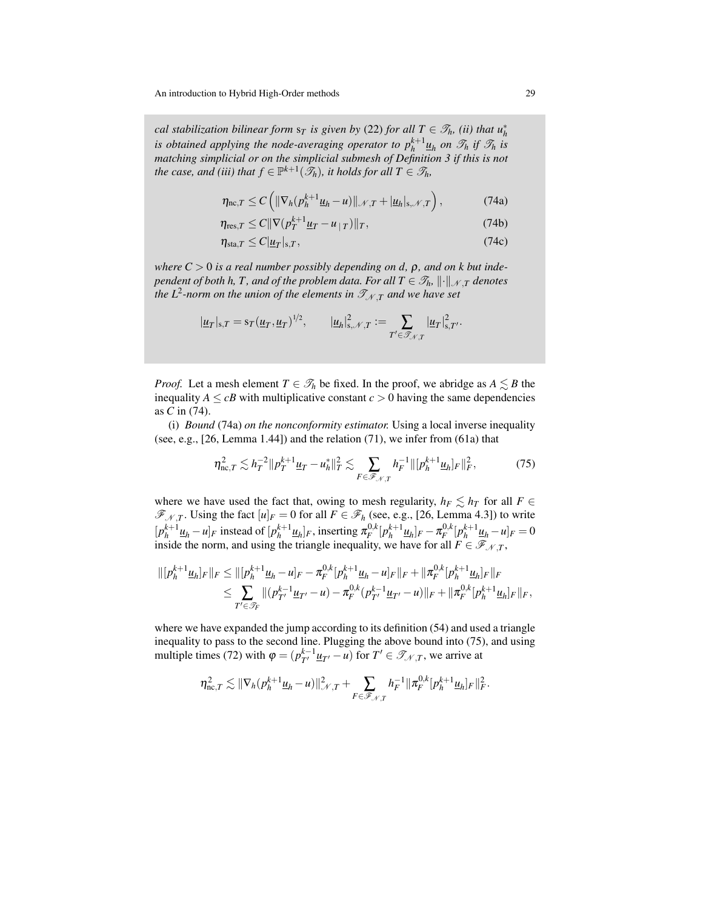*cal stabilization bilinear form $\mathrm{s}_T$ is given by (22) for all $T \in \mathscr{T}_h$, (ii) that $u_h^*$ is obtained applying the node-averaging operator to $p_h^{k+1}\underline{u}_h$ on $\mathscr{T}_h$ if $\mathscr{T}_h$ is matching simplicial or on the simplicial submesh of Definition 3 if this is not the case, and (iii) that $f \in \mathbb{P}^{k+1}(\mathscr{T}_h)$, it holds for all $T \in \mathscr{T}_h$,*

$$\eta_{\mathrm{nc},T} \le C \left( \|\nabla_h (p_h^{k+1}\underline{u}_h - u)\|_{\mathscr{N},T} + |\underline{u}_h|_{\mathrm{s},\mathscr{N},T} \right), \tag{74a}$$

$$\eta_{\mathrm{res},T} \le C \|\nabla (p_T^{k+1}\underline{u}_T - u_{|T})\|_T, \tag{74b}$$

$$\eta_{\mathrm{sta},T} \le C |\underline{u}_T|_{\mathrm{s},T}, \tag{74c}$$

*where $C > 0$ is a real number possibly depending on $d$, $\rho$, and on $k$ but independent of both $h$, $T$, and of the problem data. For all $T \in \mathscr{T}_h$, $\|\cdot\|_{\mathscr{N},T}$ denotes the $L^2$-norm on the union of the elements in $\mathscr{T}_{\mathscr{N},T}$ and we have set*

$$|\underline{u}_T|_{\mathrm{s},T} = \mathrm{s}_T(\underline{u}_T, \underline{u}_T)^{1/2}, \qquad |\underline{u}_h|_{\mathrm{s},\mathscr{N},T}^2 := \sum_{T' \in \mathscr{T}_{\mathscr{N},T}} |\underline{u}_T|_{\mathrm{s},T'}^2.$$

*Proof.* Let a mesh element $T \in \mathscr{T}_h$ be fixed. In the proof, we abridge as $A \lesssim B$ the inequality $A \le cB$ with multiplicative constant $c > 0$ having the same dependencies as $C$ in (74).

(i) *Bound* (74a) *on the nonconformity estimator.* Using a local inverse inequality (see, e.g., [26, Lemma 1.44]) and the relation (71), we infer from (61a) that

$$\eta_{\mathrm{nc},T}^2 \lesssim h_T^{-2} \|p_T^{k+1}\underline{u}_T - u_h^*\|_T^2 \lesssim \sum_{F \in \mathscr{F}_{\mathscr{N},T}} h_F^{-1} \|[p_h^{k+1}\underline{u}_h]_F\|_F^2, \tag{75}$$

where we have used the fact that, owing to mesh regularity, $h_F \lesssim h_T$ for all $F \in \mathscr{F}_{\mathscr{N},T}$. Using the fact $[u]_F = 0$ for all $F \in \mathscr{F}_h$ (see, e.g., [26, Lemma 4.3]) to write $[p_h^{k+1}\underline{u}_h - u]_F$ instead of $[p_h^{k+1}\underline{u}_h]_F$, inserting $\pi_F^{0,k}[p_h^{k+1}\underline{u}_h]_F - \pi_F^{0,k}[p_h^{k+1}\underline{u}_h - u]_F = 0$ inside the norm, and using the triangle inequality, we have for all $F \in \mathscr{F}_{\mathscr{N},T}$,

$$\begin{aligned}
\|[p_h^{k+1}\underline{u}_h]_F\|_F &\le \|[p_h^{k+1}\underline{u}_h - u]_F - \pi_F^{0,k}[p_h^{k+1}\underline{u}_h - u]_F\|_F + \|\pi_F^{0,k}[p_h^{k+1}\underline{u}_h]_F\|_F \\
&\le \sum_{T' \in \mathscr{T}_F} \|(p_{T'}^{k-1}\underline{u}_{T'} - u) - \pi_F^{0,k}(p_{T'}^{k-1}\underline{u}_{T'} - u)\|_F + \|\pi_F^{0,k}[p_h^{k+1}\underline{u}_h]_F\|_F,
\end{aligned}$$

where we have expanded the jump according to its definition (54) and used a triangle inequality to pass to the second line. Plugging the above bound into (75), and using multiple times (72) with $\varphi = (p_{T'}^{k-1}\underline{u}_{T'} - u)$ for $T' \in \mathscr{T}_{\mathscr{N},T}$, we arrive at

$$\eta_{\mathrm{nc},T}^2 \lesssim \|\nabla_h (p_h^{k+1}\underline{u}_h - u)\|_{\mathscr{N},T}^2 + \sum_{F \in \mathscr{F}_{\mathscr{N},T}} h_F^{-1} \|\pi_F^{0,k}[p_h^{k+1}\underline{u}_h]_F\|_F^2.$$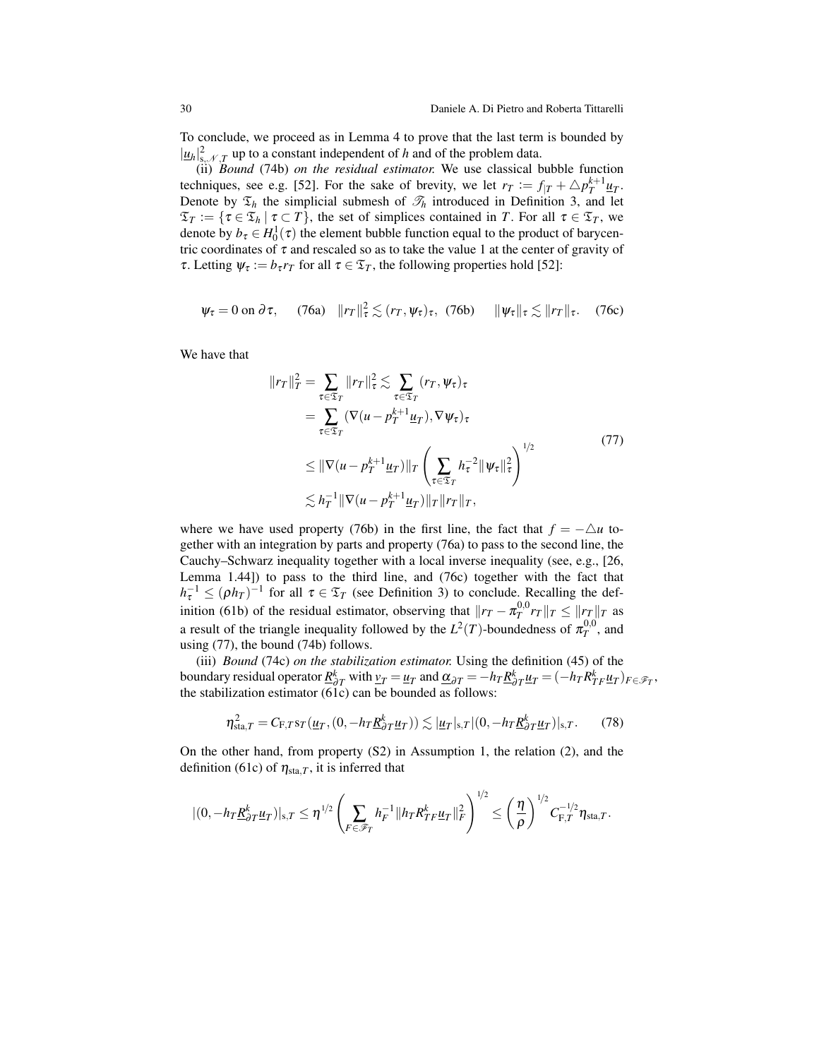To conclude, we proceed as in Lemma 4 to prove that the last term is bounded by $|\underline{u}_h|^2_{\mathrm{s},\mathcal{N},T}$ up to a constant independent of $h$ and of the problem data.

(ii) *Bound* (74b) *on the residual estimator.* We use classical bubble function techniques, see e.g. [52]. For the sake of brevity, we let $r_T := f_{|T} + \triangle p_T^{k+1}\underline{u}_T$. Denote by $\mathfrak{T}_h$ the simplicial submesh of $\mathcal{T}_h$ introduced in Definition 3, and let $\mathfrak{T}_T := \{\tau \in \mathfrak{T}_h \mid \tau \subset T\}$, the set of simplices contained in $T$. For all $\tau \in \mathfrak{T}_T$, we denote by $b_\tau \in H_0^1(\tau)$ the element bubble function equal to the product of barycentric coordinates of $\tau$ and rescaled so as to take the value 1 at the center of gravity of $\tau$. Letting $\psi_\tau := b_\tau r_T$ for all $\tau \in \mathfrak{T}_T$, the following properties hold [52]:

$$
\psi_\tau = 0 \text{ on } \partial\tau, \quad \text{(76a)} \qquad \|r_T\|_\tau^2 \lesssim (r_T, \psi_\tau)_\tau, \quad \text{(76b)} \qquad \|\psi_\tau\|_\tau \lesssim \|r_T\|_\tau. \quad \text{(76c)}
$$

We have that

$$
\begin{aligned}
\|r_T\|_T^2 = \sum_{\tau\in\mathfrak{T}_T} \|r_T\|_\tau^2 &\lesssim \sum_{\tau\in\mathfrak{T}_T} (r_T, \psi_\tau)_\tau \\
&= \sum_{\tau\in\mathfrak{T}_T} (\nabla(u - p_T^{k+1}\underline{u}_T), \nabla\psi_\tau)_\tau \\
&\le \|\nabla(u - p_T^{k+1}\underline{u}_T)\|_T \left(\sum_{\tau\in\mathfrak{T}_T} h_\tau^{-2}\|\psi_\tau\|_\tau^2\right)^{1/2} \\
&\lesssim h_T^{-1}\|\nabla(u - p_T^{k+1}\underline{u}_T)\|_T \|r_T\|_T,
\end{aligned} \tag{77}
$$

where we have used property (76b) in the first line, the fact that $f = -\triangle u$ together with an integration by parts and property (76a) to pass to the second line, the Cauchy–Schwarz inequality together with a local inverse inequality (see, e.g., [26, Lemma 1.44]) to pass to the third line, and (76c) together with the fact that $h_\tau^{-1} \le (\rho h_T)^{-1}$ for all $\tau \in \mathfrak{T}_T$ (see Definition 3) to conclude. Recalling the definition (61b) of the residual estimator, observing that $\|r_T - \pi_T^{0,0} r_T\|_T \le \|r_T\|_T$ as a result of the triangle inequality followed by the $L^2(T)$-boundedness of $\pi_T^{0,0}$, and using (77), the bound (74b) follows.

(iii) *Bound* (74c) *on the stabilization estimator.* Using the definition (45) of the boundary residual operator $\underline{R}_{\partial T}^k$ with $\underline{v}_T = \underline{u}_T$ and $\underline{\alpha}_{\partial T} = -h_T\underline{R}_{\partial T}^k\underline{u}_T = (-h_T R_{TF}^k\underline{u}_T)_{F\in\mathcal{F}_T}$, the stabilization estimator (61c) can be bounded as follows:

$$
\eta_{\mathrm{sta},T}^2 = C_{\mathrm{F},T}\, \mathrm{s}_T(\underline{u}_T, (0, -h_T\underline{R}_{\partial T}^k\underline{u}_T)) \lesssim |\underline{u}_T|_{\mathrm{s},T} |(0, -h_T\underline{R}_{\partial T}^k\underline{u}_T)|_{\mathrm{s},T}. \tag{78}
$$

On the other hand, from property (S2) in Assumption 1, the relation (2), and the definition (61c) of $\eta_{\mathrm{sta},T}$, it is inferred that

$$
|(0, -h_T\underline{R}_{\partial T}^k\underline{u}_T)|_{\mathrm{s},T} \le \eta^{1/2}\left(\sum_{F\in\mathcal{F}_T} h_F^{-1}\|h_T R_{TF}^k\underline{u}_T\|_F^2\right)^{1/2} \le \left(\frac{\eta}{\rho}\right)^{1/2} C_{\mathrm{F},T}^{-1/2}\eta_{\mathrm{sta},T}.
$$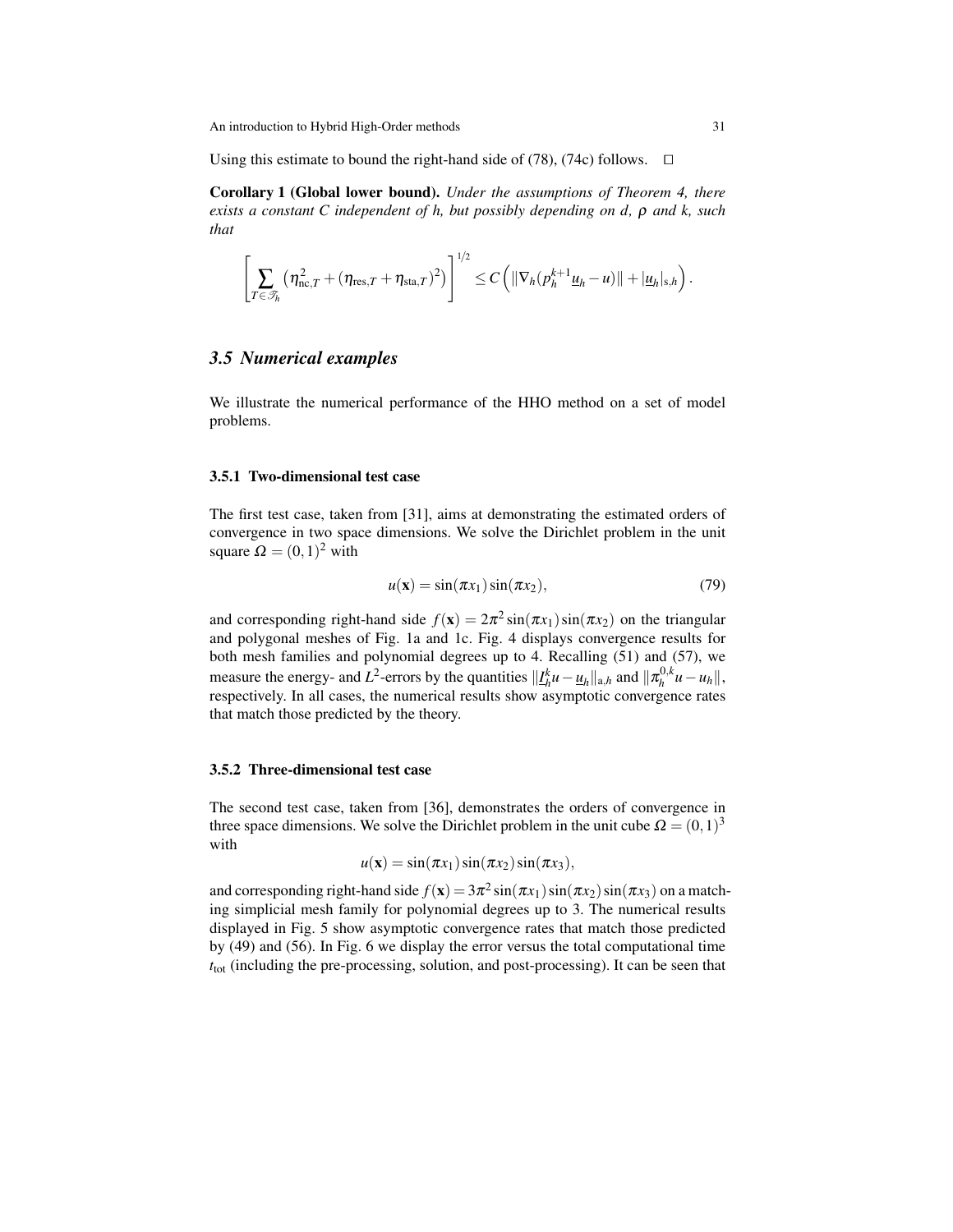Using this estimate to bound the right-hand side of (78), (74c) follows. $\square$

**Corollary 1 (Global lower bound).** *Under the assumptions of Theorem 4, there exists a constant $C$ independent of $h$, but possibly depending on $d$, $\rho$ and $k$, such that*

$$\left[\sum_{T\in\mathcal{T}_h}\left(\eta_{\mathrm{nc},T}^2+(\eta_{\mathrm{res},T}+\eta_{\mathrm{sta},T})^2\right)\right]^{1/2}\leq C\left(\|\nabla_h(p_h^{k+1}\underline{u}_h-u)\|+|\underline{u}_h|_{\mathrm{s},h}\right).$$

## 3.5 Numerical examples

We illustrate the numerical performance of the HHO method on a set of model problems.

### 3.5.1 Two-dimensional test case

The first test case, taken from [31], aims at demonstrating the estimated orders of convergence in two space dimensions. We solve the Dirichlet problem in the unit square $\Omega=(0,1)^2$ with

$$u(\mathbf{x})=\sin(\pi x_1)\sin(\pi x_2),\tag{79}$$

and corresponding right-hand side $f(\mathbf{x})=2\pi^2\sin(\pi x_1)\sin(\pi x_2)$ on the triangular and polygonal meshes of Fig. 1a and 1c. Fig. 4 displays convergence results for both mesh families and polynomial degrees up to 4. Recalling (51) and (57), we measure the energy- and $L^2$-errors by the quantities $\|\underline{I}_h^k u-\underline{u}_h\|_{\mathrm{a},h}$ and $\|\pi_h^{0,k}u-u_h\|$, respectively. In all cases, the numerical results show asymptotic convergence rates that match those predicted by the theory.

### 3.5.2 Three-dimensional test case

The second test case, taken from [36], demonstrates the orders of convergence in three space dimensions. We solve the Dirichlet problem in the unit cube $\Omega=(0,1)^3$ with

$$u(\mathbf{x})=\sin(\pi x_1)\sin(\pi x_2)\sin(\pi x_3),$$

and corresponding right-hand side $f(\mathbf{x})=3\pi^2\sin(\pi x_1)\sin(\pi x_2)\sin(\pi x_3)$ on a matching simplicial mesh family for polynomial degrees up to 3. The numerical results displayed in Fig. 5 show asymptotic convergence rates that match those predicted by (49) and (56). In Fig. 6 we display the error versus the total computational time $t_{\mathrm{tot}}$ (including the pre-processing, solution, and post-processing). It can be seen that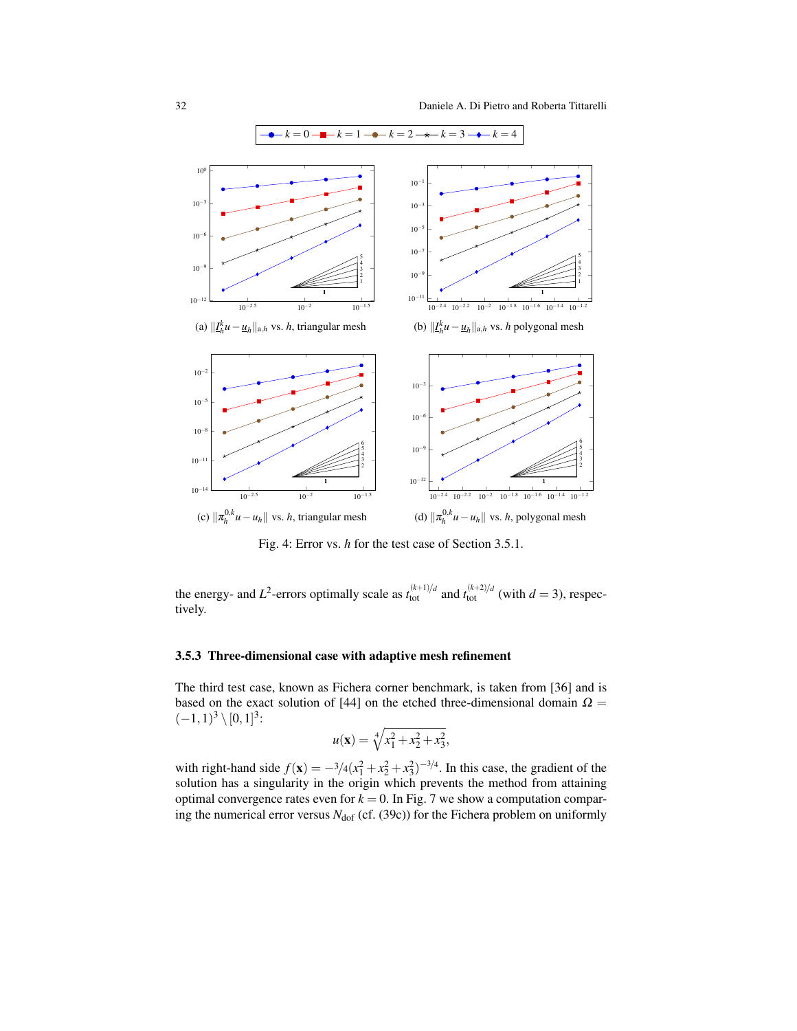(a) $\|\underline{I}_h^k u - \underline{u}_h\|_{a,h}$ vs. $h$, triangular mesh

(b) $\|\underline{I}_h^k u - \underline{u}_h\|_{a,h}$ vs. $h$ polygonal mesh

(c) $\|\pi_h^{0,k} u - u_h\|$ vs. $h$, triangular mesh

(d) $\|\pi_h^{0,k} u - u_h\|$ vs. $h$, polygonal mesh

Fig. 4: Error vs. $h$ for the test case of Section 3.5.1.

the energy- and $L^2$-errors optimally scale as $t_{\text{tot}}^{(k+1)/d}$ and $t_{\text{tot}}^{(k+2)/d}$ (with $d = 3$), respectively.

### 3.5.3 Three-dimensional case with adaptive mesh refinement

The third test case, known as Fichera corner benchmark, is taken from [36] and is based on the exact solution of [44] on the etched three-dimensional domain $\Omega = (-1,1)^3 \setminus [0,1]^3$:

$$u(\mathbf{x}) = \sqrt[4]{x_1^2 + x_2^2 + x_3^2},$$

with right-hand side $f(\mathbf{x}) = -3/4(x_1^2 + x_2^2 + x_3^2)^{-3/4}$. In this case, the gradient of the solution has a singularity in the origin which prevents the method from attaining optimal convergence rates even for $k = 0$. In Fig. 7 we show a computation comparing the numerical error versus $N_{\text{dof}}$ (cf. (39c)) for the Fichera problem on uniformly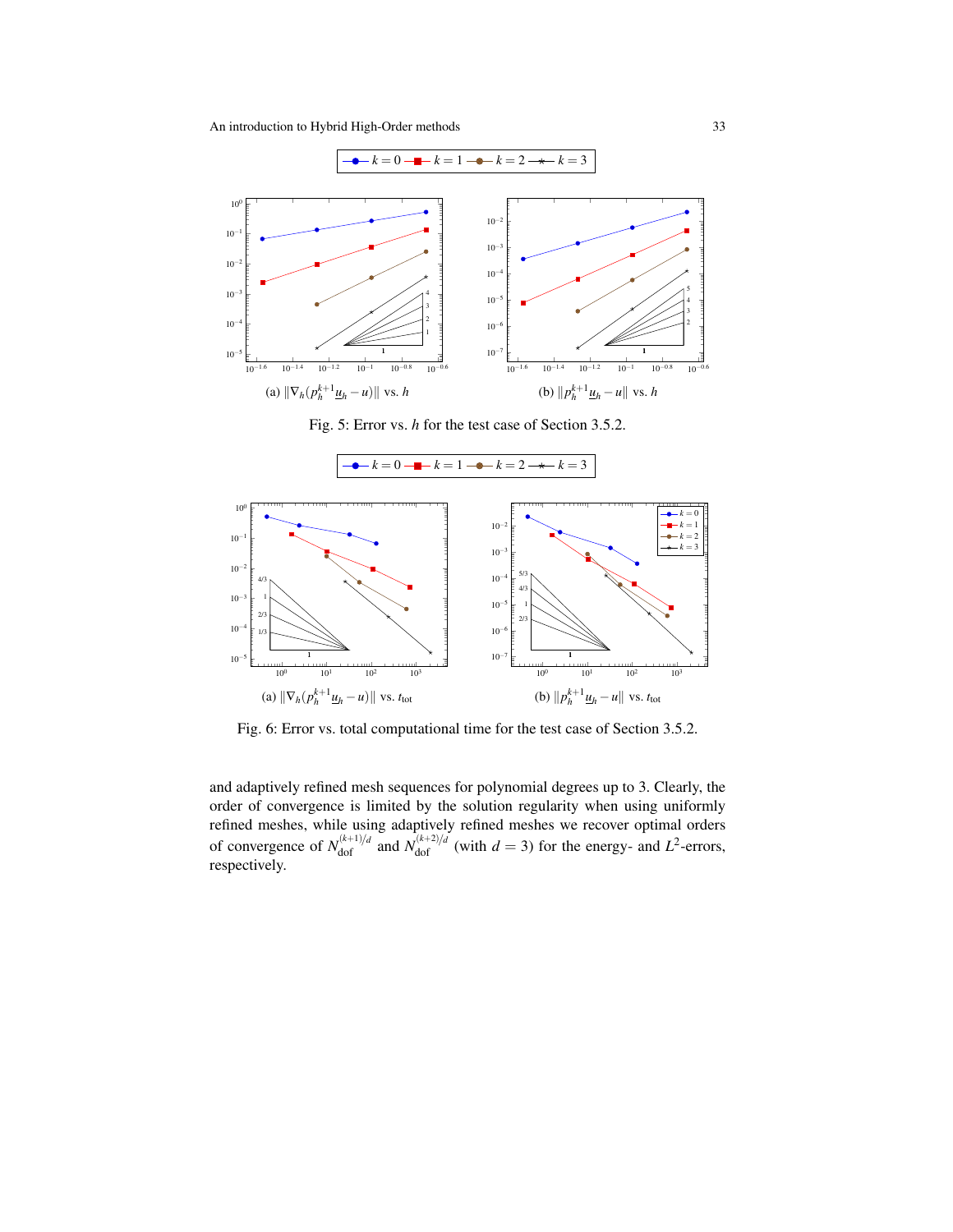(a) $\|\nabla_h(p_h^{k+1}\underline{u}_h - u)\|$ vs. $h$

(b) $\|p_h^{k+1}\underline{u}_h - u\|$ vs. $h$

Fig. 5: Error vs. $h$ for the test case of Section 3.5.2.

(a) $\|\nabla_h(p_h^{k+1}\underline{u}_h - u)\|$ vs. $t_{\text{tot}}$

(b) $\|p_h^{k+1}\underline{u}_h - u\|$ vs. $t_{\text{tot}}$

Fig. 6: Error vs. total computational time for the test case of Section 3.5.2.

and adaptively refined mesh sequences for polynomial degrees up to 3. Clearly, the order of convergence is limited by the solution regularity when using uniformly refined meshes, while using adaptively refined meshes we recover optimal orders of convergence of $N_{\text{dof}}^{(k+1)/d}$ and $N_{\text{dof}}^{(k+2)/d}$ (with $d = 3$) for the energy- and $L^2$-errors, respectively.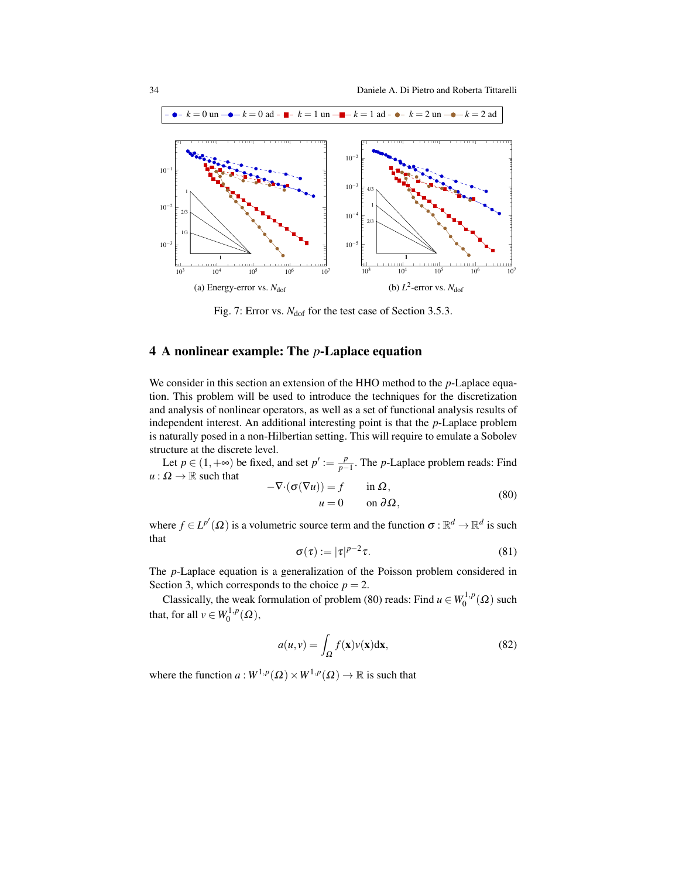Fig. 7: Error vs. $N_{\rm dof}$ for the test case of Section 3.5.3.

## 4 A nonlinear example: The $p$-Laplace equation

We consider in this section an extension of the HHO method to the $p$-Laplace equation. This problem will be used to introduce the techniques for the discretization and analysis of nonlinear operators, as well as a set of functional analysis results of independent interest. An additional interesting point is that the $p$-Laplace problem is naturally posed in a non-Hilbertian setting. This will require to emulate a Sobolev structure at the discrete level.

Let $p \in (1, +\infty)$ be fixed, and set $p' := \frac{p}{p-1}$. The $p$-Laplace problem reads: Find $u : \Omega \to \mathbb{R}$ such that

$$
\begin{aligned}
-\nabla\cdot(\sigma(\nabla u)) &= f \qquad \text{in } \Omega,\\
u &= 0 \qquad \text{on } \partial\Omega,
\end{aligned}
\tag{80}
$$

where $f \in L^{p'}(\Omega)$ is a volumetric source term and the function $\sigma : \mathbb{R}^d \to \mathbb{R}^d$ is such that

$$
\sigma(\tau) := |\tau|^{p-2}\tau. \tag{81}
$$

The $p$-Laplace equation is a generalization of the Poisson problem considered in Section 3, which corresponds to the choice $p = 2$.

Classically, the weak formulation of problem (80) reads: Find $u \in W_0^{1,p}(\Omega)$ such that, for all $v \in W_0^{1,p}(\Omega)$,

$$
a(u, v) = \int_\Omega f(\mathbf{x}) v(\mathbf{x}) \mathrm{d}\mathbf{x}, \tag{82}
$$

where the function $a : W^{1,p}(\Omega) \times W^{1,p}(\Omega) \to \mathbb{R}$ is such that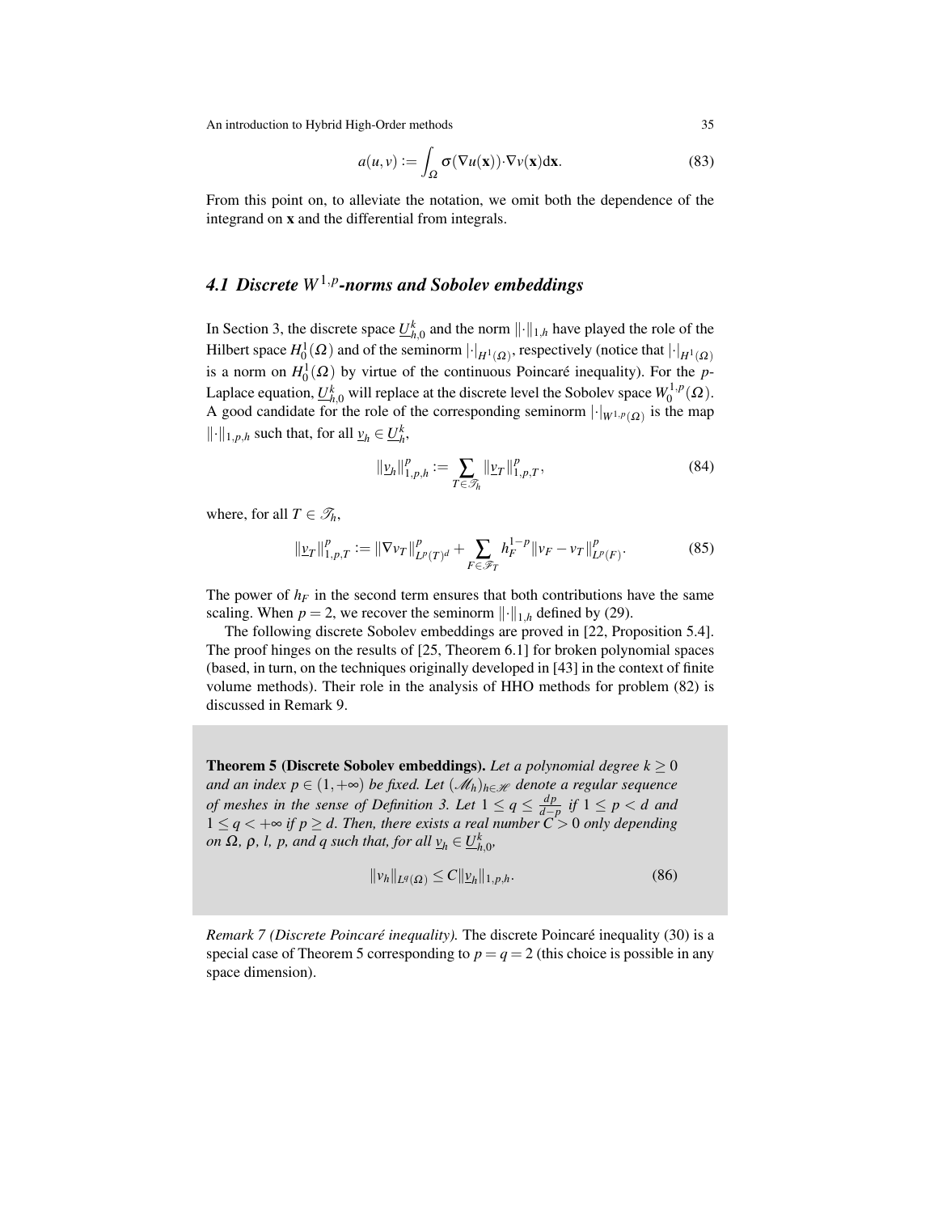$$a(u,v) := \int_{\Omega} \sigma(\nabla u(\mathbf{x}))\cdot\nabla v(\mathbf{x})\mathrm{d}\mathbf{x}. \tag{83}$$

From this point on, to alleviate the notation, we omit both the dependence of the integrand on $\mathbf{x}$ and the differential from integrals.

### 4.1 Discrete $W^{1,p}$-norms and Sobolev embeddings

In Section 3, the discrete space $\underline{U}_{h,0}^k$ and the norm $\|\cdot\|_{1,h}$ have played the role of the Hilbert space $H_0^1(\Omega)$ and of the seminorm $|\cdot|_{H^1(\Omega)}$, respectively (notice that $|\cdot|_{H^1(\Omega)}$ is a norm on $H_0^1(\Omega)$ by virtue of the continuous Poincaré inequality). For the $p$-Laplace equation, $\underline{U}_{h,0}^k$ will replace at the discrete level the Sobolev space $W_0^{1,p}(\Omega)$. A good candidate for the role of the corresponding seminorm $|\cdot|_{W^{1,p}(\Omega)}$ is the map $\|\cdot\|_{1,p,h}$ such that, for all $\underline{v}_h \in \underline{U}_h^k$,

$$\|\underline{v}_h\|_{1,p,h}^p := \sum_{T\in\mathscr{T}_h} \|\underline{v}_T\|_{1,p,T}^p, \tag{84}$$

where, for all $T \in \mathscr{T}_h$,

$$\|\underline{v}_T\|_{1,p,T}^p := \|\nabla v_T\|_{L^p(T)^d}^p + \sum_{F\in\mathscr{F}_T} h_F^{1-p}\|v_F - v_T\|_{L^p(F)}^p. \tag{85}$$

The power of $h_F$ in the second term ensures that both contributions have the same scaling. When $p = 2$, we recover the seminorm $\|\cdot\|_{1,h}$ defined by (29).

The following discrete Sobolev embeddings are proved in [22, Proposition 5.4]. The proof hinges on the results of [25, Theorem 6.1] for broken polynomial spaces (based, in turn, on the techniques originally developed in [43] in the context of finite volume methods). Their role in the analysis of HHO methods for problem (82) is discussed in Remark 9.

**Theorem 5 (Discrete Sobolev embeddings).** *Let a polynomial degree $k \geq 0$ and an index $p \in (1,+\infty)$ be fixed. Let $(\mathscr{M}_h)_{h\in\mathscr{H}}$ denote a regular sequence of meshes in the sense of Definition 3. Let $1 \leq q \leq \frac{dp}{d-p}$ if $1 \leq p < d$ and $1 \leq q < +\infty$ if $p \geq d$. Then, there exists a real number $C > 0$ only depending on $\Omega$, $\rho$, $l$, $p$, and $q$ such that, for all $\underline{v}_h \in \underline{U}_{h,0}^k$,*

$$\|v_h\|_{L^q(\Omega)} \leq C\|\underline{v}_h\|_{1,p,h}. \tag{86}$$

*Remark 7 (Discrete Poincaré inequality).* The discrete Poincaré inequality (30) is a special case of Theorem 5 corresponding to $p = q = 2$ (this choice is possible in any space dimension).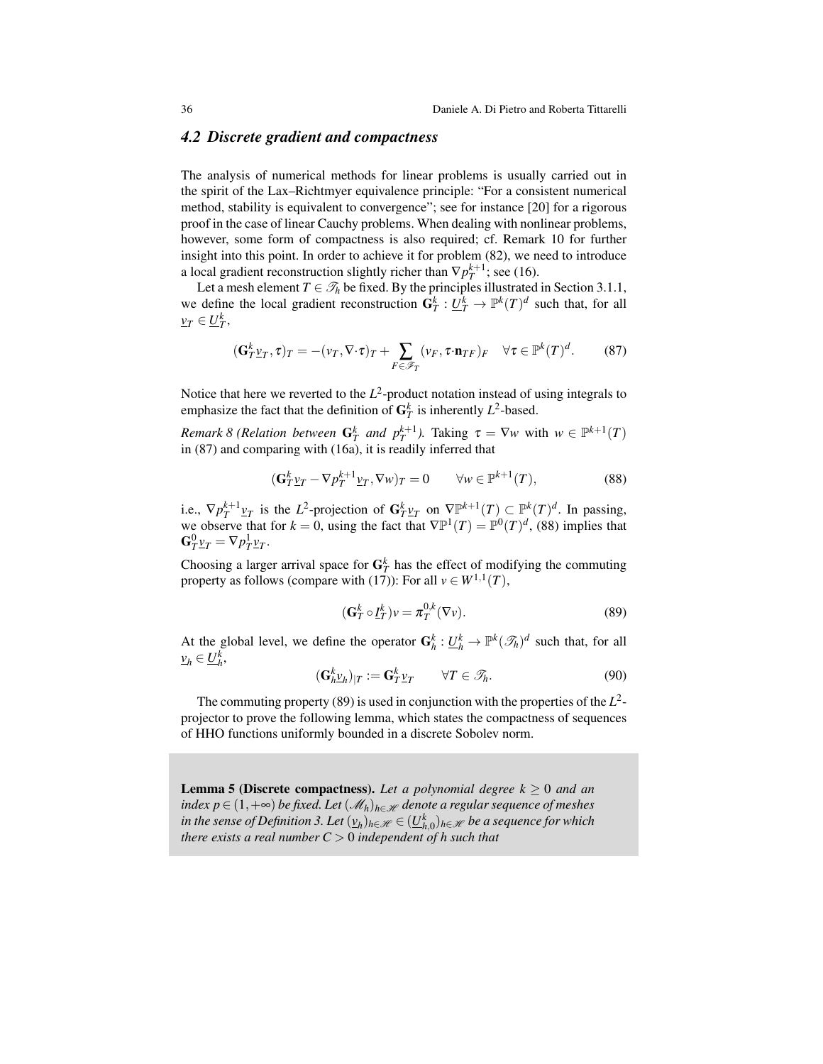### 4.2 Discrete gradient and compactness

The analysis of numerical methods for linear problems is usually carried out in the spirit of the Lax–Richtmyer equivalence principle: "For a consistent numerical method, stability is equivalent to convergence"; see for instance [20] for a rigorous proof in the case of linear Cauchy problems. When dealing with nonlinear problems, however, some form of compactness is also required; cf. Remark 10 for further insight into this point. In order to achieve it for problem (82), we need to introduce a local gradient reconstruction slightly richer than $\nabla p_T^{k+1}$; see (16).

Let a mesh element $T \in \mathcal{T}_h$ be fixed. By the principles illustrated in Section 3.1.1, we define the local gradient reconstruction $\mathbf{G}_T^k : \underline{U}_T^k \to \mathbb{P}^k(T)^d$ such that, for all $\underline{v}_T \in \underline{U}_T^k$,

$$(\mathbf{G}_T^k \underline{v}_T, \tau)_T = -(v_T, \nabla\cdot\tau)_T + \sum_{F \in \mathcal{F}_T} (v_F, \tau\cdot\mathbf{n}_{TF})_F \quad \forall \tau \in \mathbb{P}^k(T)^d. \tag{87}$$

Notice that here we reverted to the $L^2$-product notation instead of using integrals to emphasize the fact that the definition of $\mathbf{G}_T^k$ is inherently $L^2$-based.

*Remark 8 (Relation between $\mathbf{G}_T^k$ and $p_T^{k+1}$).* Taking $\tau = \nabla w$ with $w \in \mathbb{P}^{k+1}(T)$ in (87) and comparing with (16a), it is readily inferred that

$$(\mathbf{G}_T^k \underline{v}_T - \nabla p_T^{k+1} \underline{v}_T, \nabla w)_T = 0 \qquad \forall w \in \mathbb{P}^{k+1}(T), \tag{88}$$

i.e., $\nabla p_T^{k+1} \underline{v}_T$ is the $L^2$-projection of $\mathbf{G}_T^k \underline{v}_T$ on $\nabla \mathbb{P}^{k+1}(T) \subset \mathbb{P}^k(T)^d$. In passing, we observe that for $k = 0$, using the fact that $\nabla \mathbb{P}^1(T) = \mathbb{P}^0(T)^d$, (88) implies that $\mathbf{G}_T^0 \underline{v}_T = \nabla p_T^1 \underline{v}_T$.

Choosing a larger arrival space for $\mathbf{G}_T^k$ has the effect of modifying the commuting property as follows (compare with (17)): For all $v \in W^{1,1}(T)$,

$$(\mathbf{G}_T^k \circ \underline{I}_T^k) v = \pi_T^{0,k}(\nabla v). \tag{89}$$

At the global level, we define the operator $\mathbf{G}_h^k : \underline{U}_h^k \to \mathbb{P}^k(\mathcal{T}_h)^d$ such that, for all $\underline{v}_h \in \underline{U}_h^k$,

$$(\mathbf{G}_h^k \underline{v}_h)_{|T} := \mathbf{G}_T^k \underline{v}_T \qquad \forall T \in \mathcal{T}_h. \tag{90}$$

The commuting property (89) is used in conjunction with the properties of the $L^2$-projector to prove the following lemma, which states the compactness of sequences of HHO functions uniformly bounded in a discrete Sobolev norm.

**Lemma 5 (Discrete compactness).** *Let a polynomial degree $k \geq 0$ and an index $p \in (1, +\infty)$ be fixed. Let $(\mathcal{M}_h)_{h \in \mathcal{H}}$ denote a regular sequence of meshes in the sense of Definition 3. Let $(\underline{v}_h)_{h \in \mathcal{H}} \in (\underline{U}_{h,0}^k)_{h \in \mathcal{H}}$ be a sequence for which there exists a real number $C > 0$ independent of $h$ such that*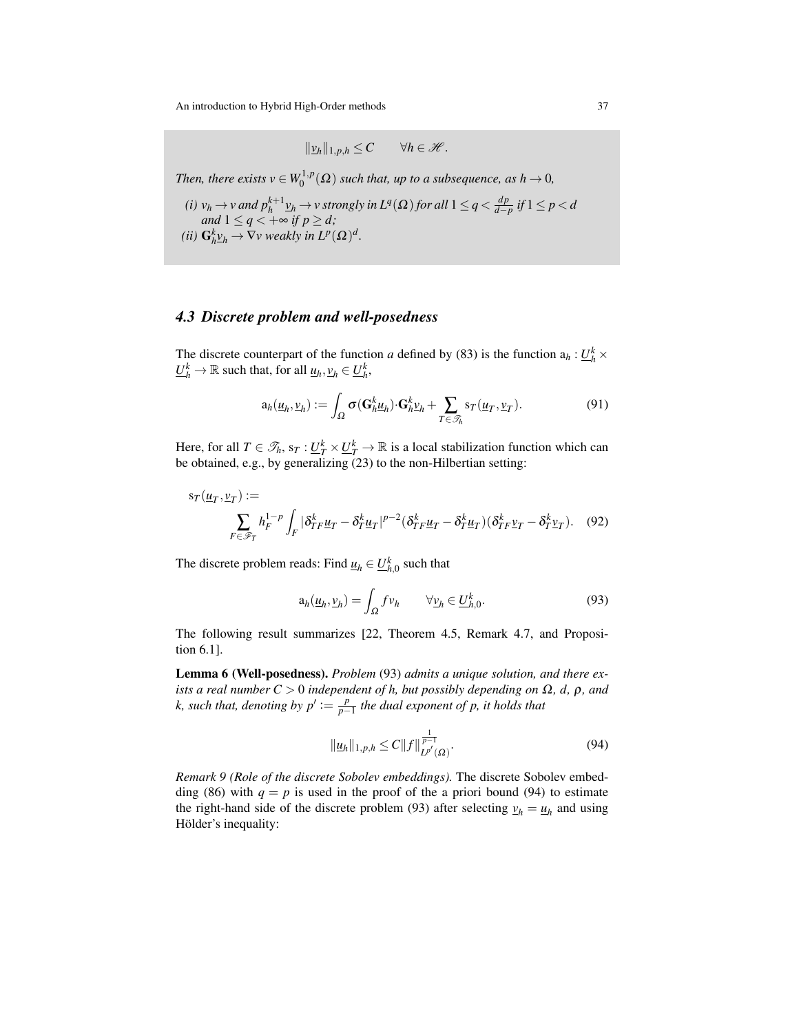$$\|\underline{v}_h\|_{1,p,h} \le C \qquad \forall h \in \mathcal{H}.$$

*Then, there exists $v \in W_0^{1,p}(\Omega)$ such that, up to a subsequence, as $h \to 0$,*

*(i) $v_h \to v$ and $p_h^{k+1}\underline{v}_h \to v$ strongly in $L^q(\Omega)$ for all $1 \le q < \frac{dp}{d-p}$ if $1 \le p < d$ and $1 \le q < +\infty$ if $p \ge d$;*
*(ii) $\mathbf{G}_h^k\underline{v}_h \to \nabla v$ weakly in $L^p(\Omega)^d$.*

### 4.3 Discrete problem and well-posedness

The discrete counterpart of the function $a$ defined by (83) is the function $\mathrm{a}_h : \underline{U}_h^k \times \underline{U}_h^k \to \mathbb{R}$ such that, for all $\underline{u}_h, \underline{v}_h \in \underline{U}_h^k$,

$$\mathrm{a}_h(\underline{u}_h, \underline{v}_h) := \int_\Omega \sigma(\mathbf{G}_h^k\underline{u}_h)\cdot\mathbf{G}_h^k\underline{v}_h + \sum_{T\in\mathcal{T}_h} \mathrm{s}_T(\underline{u}_T, \underline{v}_T). \tag{91}$$

Here, for all $T \in \mathcal{T}_h$, $\mathrm{s}_T : \underline{U}_T^k \times \underline{U}_T^k \to \mathbb{R}$ is a local stabilization function which can be obtained, e.g., by generalizing (23) to the non-Hilbertian setting:

$$\mathrm{s}_T(\underline{u}_T, \underline{v}_T) := \sum_{F\in\mathcal{F}_T} h_F^{1-p} \int_F |\delta_{TF}^k\underline{u}_T - \delta_T^k\underline{u}_T|^{p-2}(\delta_{TF}^k\underline{u}_T - \delta_T^k\underline{u}_T)(\delta_{TF}^k\underline{v}_T - \delta_T^k\underline{v}_T). \tag{92}$$

The discrete problem reads: Find $\underline{u}_h \in \underline{U}_{h,0}^k$ such that

$$\mathrm{a}_h(\underline{u}_h, \underline{v}_h) = \int_\Omega f v_h \qquad \forall \underline{v}_h \in \underline{U}_{h,0}^k. \tag{93}$$

The following result summarizes [22, Theorem 4.5, Remark 4.7, and Proposition 6.1].

**Lemma 6 (Well-posedness).** *Problem* (93) *admits a unique solution, and there exists a real number $C > 0$ independent of $h$, but possibly depending on $\Omega$, $d$, $\rho$, and $k$, such that, denoting by $p' := \frac{p}{p-1}$ the dual exponent of $p$, it holds that*

$$\|\underline{u}_h\|_{1,p,h} \le C\|f\|_{L^{p'}(\Omega)}^{\frac{1}{p-1}}. \tag{94}$$

*Remark 9 (Role of the discrete Sobolev embeddings).* The discrete Sobolev embedding (86) with $q = p$ is used in the proof of the a priori bound (94) to estimate the right-hand side of the discrete problem (93) after selecting $\underline{v}_h = \underline{u}_h$ and using Hölder's inequality: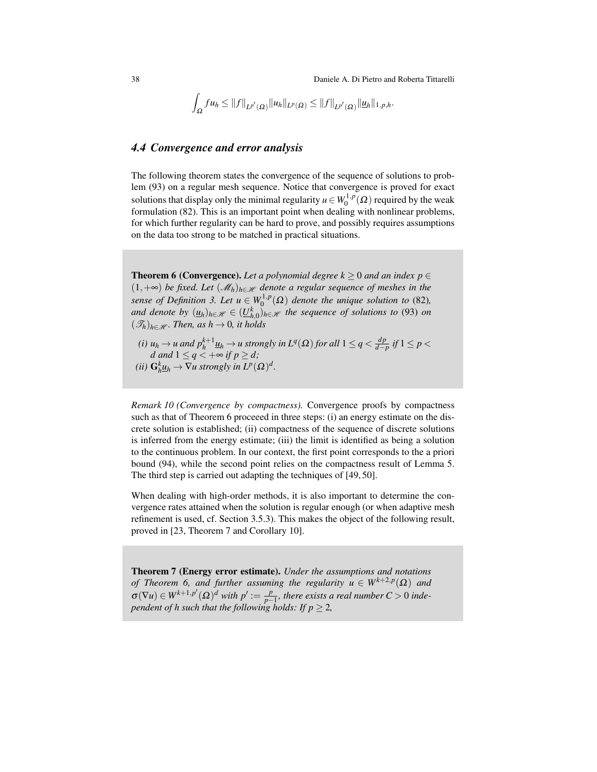$$\int_\Omega f u_h \le \|f\|_{L^{p'}(\Omega)} \|u_h\|_{L^p(\Omega)} \le \|f\|_{L^{p'}(\Omega)} \|\underline{u}_h\|_{1,p,h}.$$

### 4.4 Convergence and error analysis

The following theorem states the convergence of the sequence of solutions to problem (93) on a regular mesh sequence. Notice that convergence is proved for exact solutions that display only the minimal regularity $u \in W_0^{1,p}(\Omega)$ required by the weak formulation (82). This is an important point when dealing with nonlinear problems, for which further regularity can be hard to prove, and possibly requires assumptions on the data too strong to be matched in practical situations.

**Theorem 6 (Convergence).** *Let a polynomial degree $k \ge 0$ and an index $p \in (1, +\infty)$ be fixed. Let $(\mathcal{M}_h)_{h \in \mathcal{H}}$ denote a regular sequence of meshes in the sense of Definition 3. Let $u \in W_0^{1,p}(\Omega)$ denote the unique solution to* (82)*, and denote by $(\underline{u}_h)_{h \in \mathcal{H}} \in (\underline{U}_{h,0}^k)_{h \in \mathcal{H}}$ the sequence of solutions to* (93) *on $(\mathcal{T}_h)_{h \in \mathcal{H}}$. Then, as $h \to 0$, it holds*

*(i) $u_h \to u$ and $p_h^{k+1} \underline{u}_h \to u$ strongly in $L^q(\Omega)$ for all $1 \le q < \frac{dp}{d-p}$ if $1 \le p < d$ and $1 \le q < +\infty$ if $p \ge d$;*
*(ii) $\mathbf{G}_h^k \underline{u}_h \to \nabla u$ strongly in $L^p(\Omega)^d$.*

*Remark 10 (Convergence by compactness).* Convergence proofs by compactness such as that of Theorem 6 proceeed in three steps: (i) an energy estimate on the discrete solution is established; (ii) compactness of the sequence of discrete solutions is inferred from the energy estimate; (iii) the limit is identified as being a solution to the continuous problem. In our context, the first point corresponds to the a priori bound (94), while the second point relies on the compactness result of Lemma 5. The third step is carried out adapting the techniques of [49, 50].

When dealing with high-order methods, it is also important to determine the convergence rates attained when the solution is regular enough (or when adaptive mesh refinement is used, cf. Section 3.5.3). This makes the object of the following result, proved in [23, Theorem 7 and Corollary 10].

**Theorem 7 (Energy error estimate).** *Under the assumptions and notations of Theorem 6, and further assuming the regularity $u \in W^{k+2,p}(\Omega)$ and $\boldsymbol{\sigma}(\nabla u) \in W^{k+1,p'}(\Omega)^d$ with $p' := \frac{p}{p-1}$, there exists a real number $C > 0$ independent of $h$ such that the following holds: If $p \ge 2$,*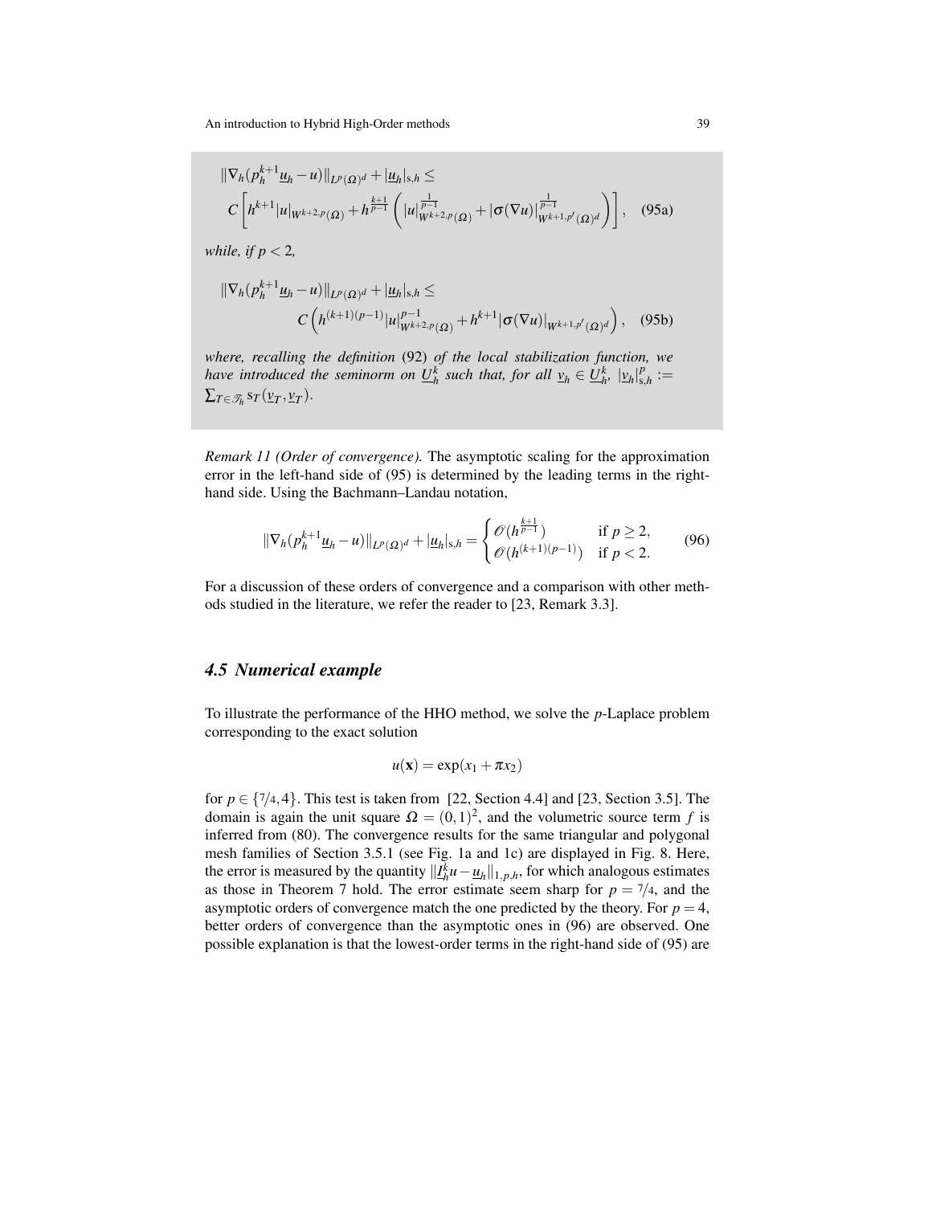$$
\begin{aligned}
&\|\nabla_h(p_h^{k+1}\underline{u}_h - u)\|_{L^p(\Omega)^d} + |\underline{u}_h|_{\mathrm{s},h} \leq \\
&\quad C\left[h^{k+1}|u|_{W^{k+2,p}(\Omega)} + h^{\frac{k+1}{p-1}}\left(|u|_{W^{k+2,p}(\Omega)}^{\frac{1}{p-1}} + |\sigma(\nabla u)|_{W^{k+1,p'}(\Omega)^d}^{\frac{1}{p-1}}\right)\right],
\end{aligned}
\tag{95a}
$$

*while, if $p < 2$,*

$$
\begin{aligned}
&\|\nabla_h(p_h^{k+1}\underline{u}_h - u)\|_{L^p(\Omega)^d} + |\underline{u}_h|_{\mathrm{s},h} \leq \\
&\qquad\qquad C\left(h^{(k+1)(p-1)}|u|_{W^{k+2,p}(\Omega)}^{p-1} + h^{k+1}|\sigma(\nabla u)|_{W^{k+1,p'}(\Omega)^d}\right),
\end{aligned}
\tag{95b}
$$

*where, recalling the definition (92) of the local stabilization function, we have introduced the seminorm on $\underline{U}_h^k$ such that, for all $\underline{v}_h \in \underline{U}_h^k$, $|\underline{v}_h|_{\mathrm{s},h}^p := \sum_{T\in\mathcal{T}_h} \mathrm{s}_T(\underline{v}_T, \underline{v}_T)$.*

*Remark 11 (Order of convergence).* The asymptotic scaling for the approximation error in the left-hand side of (95) is determined by the leading terms in the right-hand side. Using the Bachmann–Landau notation,

$$
\|\nabla_h(p_h^{k+1}\underline{u}_h - u)\|_{L^p(\Omega)^d} + |\underline{u}_h|_{\mathrm{s},h} = \begin{cases} \mathcal{O}(h^{\frac{k+1}{p-1}}) & \text{if } p \geq 2, \\ \mathcal{O}(h^{(k+1)(p-1)}) & \text{if } p < 2. \end{cases}
\tag{96}
$$

For a discussion of these orders of convergence and a comparison with other methods studied in the literature, we refer the reader to [23, Remark 3.3].

### 4.5 Numerical example

To illustrate the performance of the HHO method, we solve the $p$-Laplace problem corresponding to the exact solution

$$
u(\mathbf{x}) = \exp(x_1 + \pi x_2)
$$

for $p \in \{7/4, 4\}$. This test is taken from [22, Section 4.4] and [23, Section 3.5]. The domain is again the unit square $\Omega = (0,1)^2$, and the volumetric source term $f$ is inferred from (80). The convergence results for the same triangular and polygonal mesh families of Section 3.5.1 (see Fig. 1a and 1c) are displayed in Fig. 8. Here, the error is measured by the quantity $\|\underline{I}_h^k u - \underline{u}_h\|_{1,p,h}$, for which analogous estimates as those in Theorem 7 hold. The error estimate seem sharp for $p = 7/4$, and the asymptotic orders of convergence match the one predicted by the theory. For $p = 4$, better orders of convergence than the asymptotic ones in (96) are observed. One possible explanation is that the lowest-order terms in the right-hand side of (95) are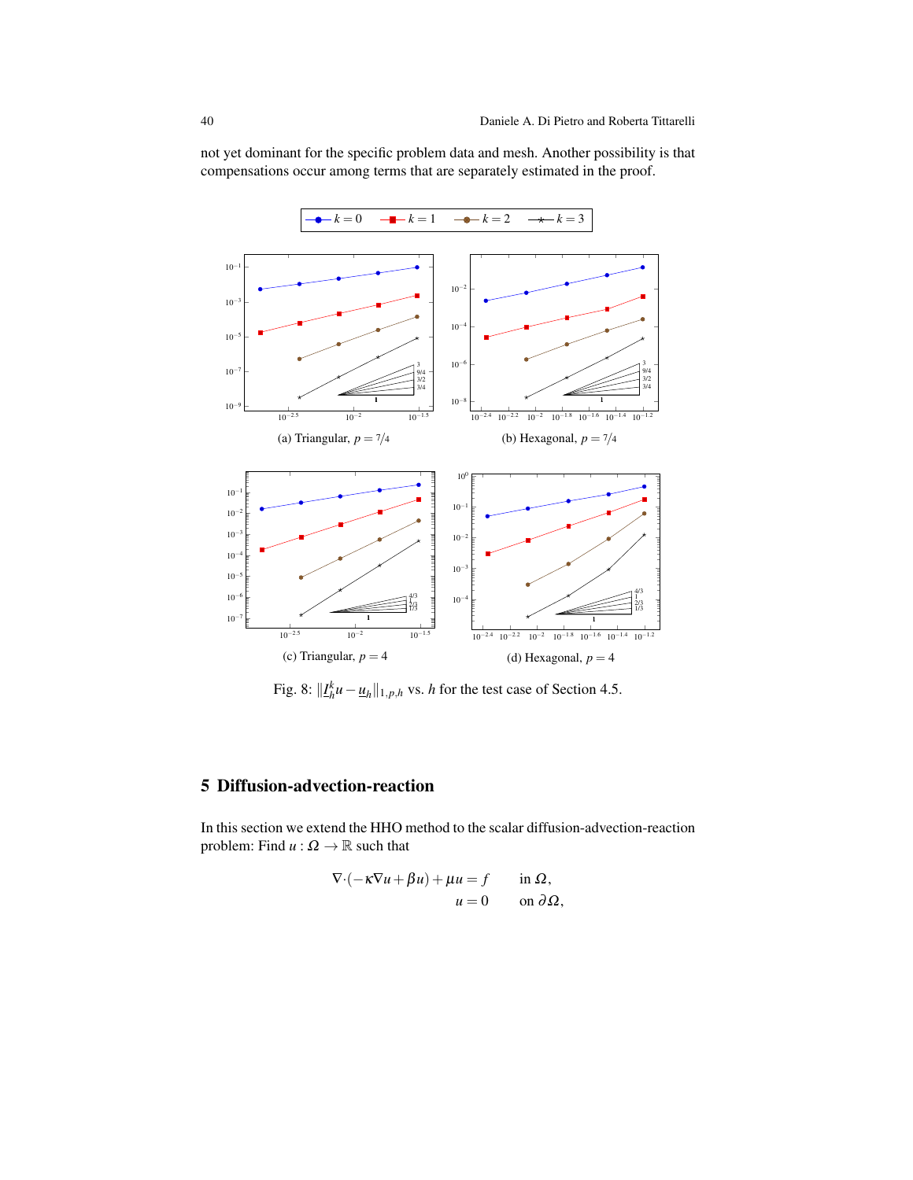not yet dominant for the specific problem data and mesh. Another possibility is that compensations occur among terms that are separately estimated in the proof.

(a) Triangular, $p = 7/4$

(b) Hexagonal, $p = 7/4$

(c) Triangular, $p = 4$

(d) Hexagonal, $p = 4$

Fig. 8: $\|\underline{I}_h^k u - \underline{u}_h\|_{1,p,h}$ vs. $h$ for the test case of Section 4.5.

## 5 Diffusion-advection-reaction

In this section we extend the HHO method to the scalar diffusion-advection-reaction problem: Find $u : \Omega \to \mathbb{R}$ such that

$$
\begin{aligned}
\nabla\cdot(-\kappa\nabla u + \beta u) + \mu u &= f \qquad \text{in } \Omega, \\
u &= 0 \qquad \text{on } \partial\Omega,
\end{aligned}
$$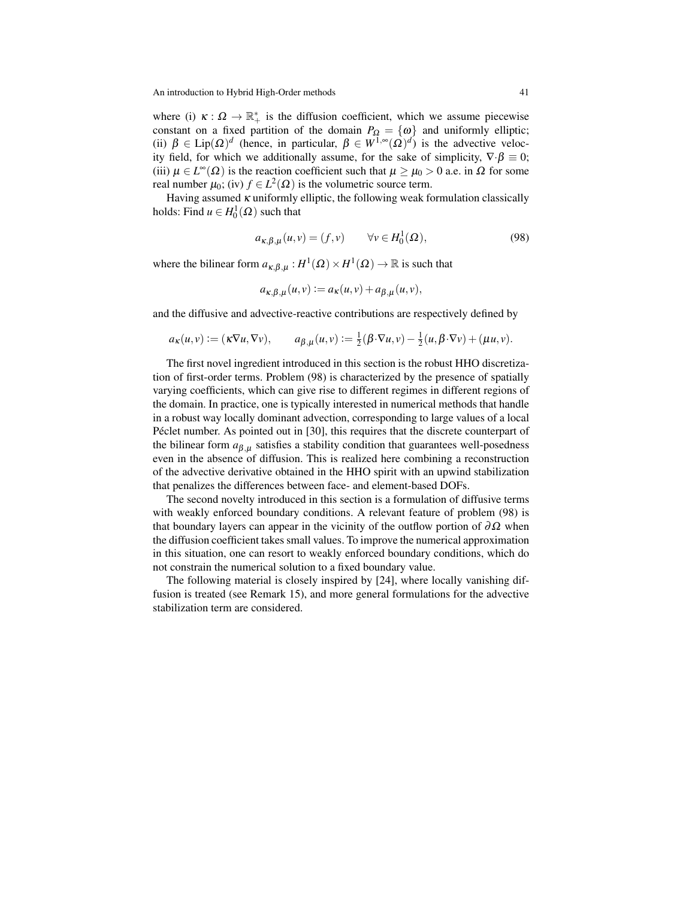where (i) $\kappa : \Omega \to \mathbb{R}_+^*$ is the diffusion coefficient, which we assume piecewise constant on a fixed partition of the domain $P_\Omega = \{\omega\}$ and uniformly elliptic; (ii) $\beta \in \mathrm{Lip}(\Omega)^d$ (hence, in particular, $\beta \in W^{1,\infty}(\Omega)^d$) is the advective velocity field, for which we additionally assume, for the sake of simplicity, $\nabla\cdot\beta \equiv 0$; (iii) $\mu \in L^\infty(\Omega)$ is the reaction coefficient such that $\mu \geq \mu_0 > 0$ a.e. in $\Omega$ for some real number $\mu_0$; (iv) $f \in L^2(\Omega)$ is the volumetric source term.

Having assumed $\kappa$ uniformly elliptic, the following weak formulation classically holds: Find $u \in H_0^1(\Omega)$ such that

$$a_{\kappa,\beta,\mu}(u,v) = (f,v) \qquad \forall v \in H_0^1(\Omega), \tag{98}$$

where the bilinear form $a_{\kappa,\beta,\mu} : H^1(\Omega) \times H^1(\Omega) \to \mathbb{R}$ is such that

$$a_{\kappa,\beta,\mu}(u,v) := a_\kappa(u,v) + a_{\beta,\mu}(u,v),$$

and the diffusive and advective-reactive contributions are respectively defined by

$$a_\kappa(u,v) := (\kappa\nabla u, \nabla v), \qquad a_{\beta,\mu}(u,v) := \tfrac{1}{2}(\beta\cdot\nabla u, v) - \tfrac{1}{2}(u, \beta\cdot\nabla v) + (\mu u, v).$$

The first novel ingredient introduced in this section is the robust HHO discretization of first-order terms. Problem (98) is characterized by the presence of spatially varying coefficients, which can give rise to different regimes in different regions of the domain. In practice, one is typically interested in numerical methods that handle in a robust way locally dominant advection, corresponding to large values of a local Péclet number. As pointed out in [30], this requires that the discrete counterpart of the bilinear form $a_{\beta,\mu}$ satisfies a stability condition that guarantees well-posedness even in the absence of diffusion. This is realized here combining a reconstruction of the advective derivative obtained in the HHO spirit with an upwind stabilization that penalizes the differences between face- and element-based DOFs.

The second novelty introduced in this section is a formulation of diffusive terms with weakly enforced boundary conditions. A relevant feature of problem (98) is that boundary layers can appear in the vicinity of the outflow portion of $\partial\Omega$ when the diffusion coefficient takes small values. To improve the numerical approximation in this situation, one can resort to weakly enforced boundary conditions, which do not constrain the numerical solution to a fixed boundary value.

The following material is closely inspired by [24], where locally vanishing diffusion is treated (see Remark 15), and more general formulations for the advective stabilization term are considered.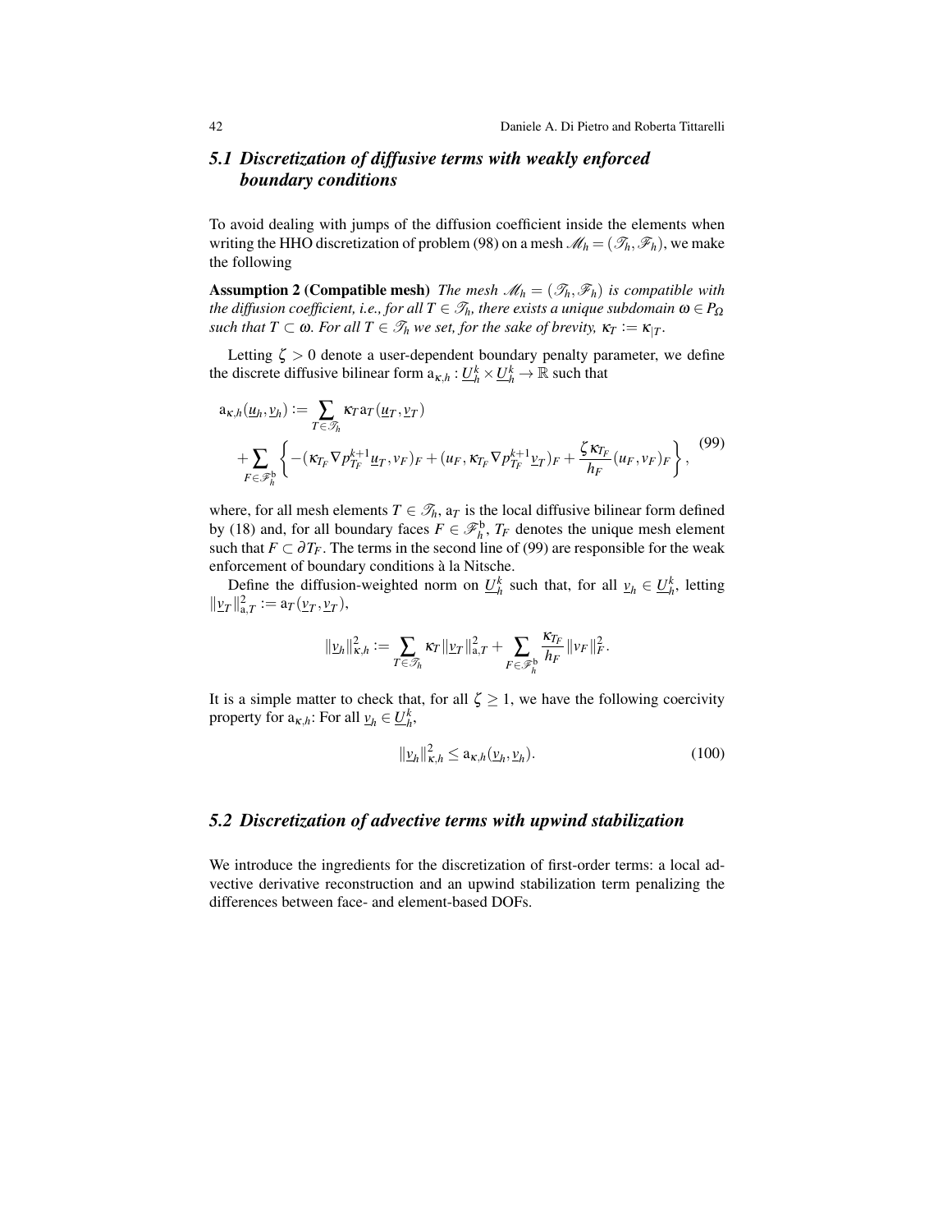## 5.1 Discretization of diffusive terms with weakly enforced boundary conditions

To avoid dealing with jumps of the diffusion coefficient inside the elements when writing the HHO discretization of problem (98) on a mesh $\mathcal{M}_h = (\mathcal{T}_h, \mathcal{F}_h)$, we make the following

**Assumption 2 (Compatible mesh)** *The mesh $\mathcal{M}_h = (\mathcal{T}_h, \mathcal{F}_h)$ is compatible with the diffusion coefficient, i.e., for all $T \in \mathcal{T}_h$, there exists a unique subdomain $\omega \in P_\Omega$ such that $T \subset \omega$. For all $T \in \mathcal{T}_h$ we set, for the sake of brevity, $\kappa_T := \kappa_{|T}$.*

Letting $\zeta > 0$ denote a user-dependent boundary penalty parameter, we define the discrete diffusive bilinear form $\mathrm{a}_{\kappa,h} : \underline{U}_h^k \times \underline{U}_h^k \to \mathbb{R}$ such that

$$
\begin{aligned}
\mathrm{a}_{\kappa,h}(\underline{u}_h, \underline{v}_h) &:= \sum_{T \in \mathcal{T}_h} \kappa_T \mathrm{a}_T(\underline{u}_T, \underline{v}_T) \\
&\quad + \sum_{F \in \mathcal{F}_h^{\mathrm{b}}} \left\{ -(\kappa_{T_F} \nabla p_{T_F}^{k+1} \underline{u}_T, v_F)_F + (u_F, \kappa_{T_F} \nabla p_{T_F}^{k+1} \underline{v}_T)_F + \frac{\zeta \kappa_{T_F}}{h_F} (u_F, v_F)_F \right\},
\end{aligned}
\tag{99}
$$

where, for all mesh elements $T \in \mathcal{T}_h$, $\mathrm{a}_T$ is the local diffusive bilinear form defined by (18) and, for all boundary faces $F \in \mathcal{F}_h^{\mathrm{b}}$, $T_F$ denotes the unique mesh element such that $F \subset \partial T_F$. The terms in the second line of (99) are responsible for the weak enforcement of boundary conditions à la Nitsche.

Define the diffusion-weighted norm on $\underline{U}_h^k$ such that, for all $\underline{v}_h \in \underline{U}_h^k$, letting $\|\underline{v}_T\|_{\mathrm{a},T}^2 := \mathrm{a}_T(\underline{v}_T, \underline{v}_T)$,

$$
\|\underline{v}_h\|_{\kappa,h}^2 := \sum_{T \in \mathcal{T}_h} \kappa_T \|\underline{v}_T\|_{\mathrm{a},T}^2 + \sum_{F \in \mathcal{F}_h^{\mathrm{b}}} \frac{\kappa_{T_F}}{h_F} \|v_F\|_F^2.
$$

It is a simple matter to check that, for all $\zeta \geq 1$, we have the following coercivity property for $\mathrm{a}_{\kappa,h}$: For all $\underline{v}_h \in \underline{U}_h^k$,

$$
\|\underline{v}_h\|_{\kappa,h}^2 \leq \mathrm{a}_{\kappa,h}(\underline{v}_h, \underline{v}_h). \tag{100}
$$

## 5.2 Discretization of advective terms with upwind stabilization

We introduce the ingredients for the discretization of first-order terms: a local advective derivative reconstruction and an upwind stabilization term penalizing the differences between face- and element-based DOFs.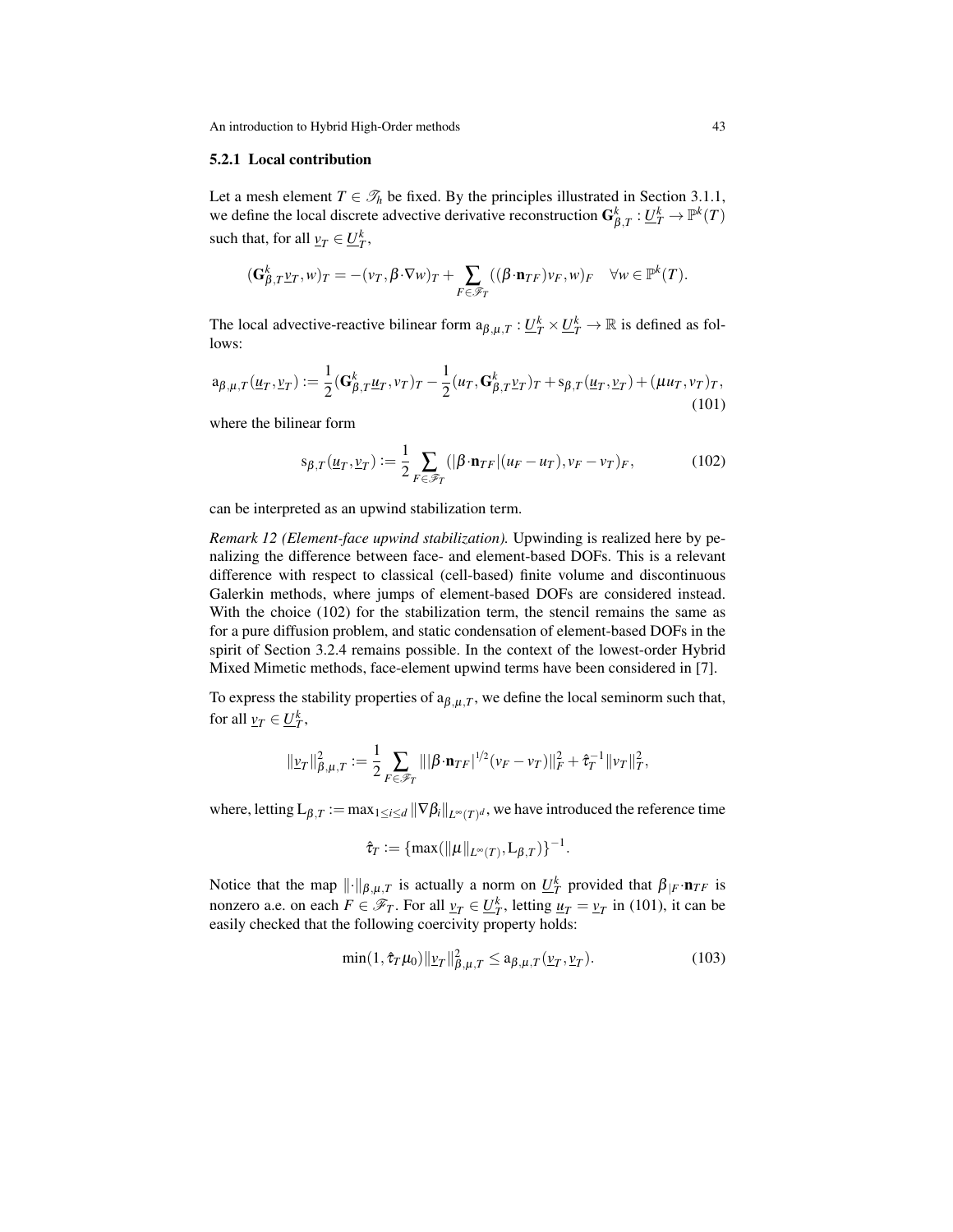### 5.2.1 Local contribution

Let a mesh element $T \in \mathscr{T}_h$ be fixed. By the principles illustrated in Section 3.1.1, we define the local discrete advective derivative reconstruction $\mathbf{G}^k_{\beta,T} : \underline{U}^k_T \to \mathbb{P}^k(T)$ such that, for all $\underline{v}_T \in \underline{U}^k_T$,

$$(\mathbf{G}^k_{\beta,T}\underline{v}_T, w)_T = -(v_T, \beta\cdot\nabla w)_T + \sum_{F\in\mathscr{F}_T}((\beta\cdot\mathbf{n}_{TF})v_F, w)_F \quad \forall w \in \mathbb{P}^k(T).$$

The local advective-reactive bilinear form $\mathrm{a}_{\beta,\mu,T} : \underline{U}^k_T \times \underline{U}^k_T \to \mathbb{R}$ is defined as follows:

$$\mathrm{a}_{\beta,\mu,T}(\underline{u}_T, \underline{v}_T) := \frac{1}{2}(\mathbf{G}^k_{\beta,T}\underline{u}_T, v_T)_T - \frac{1}{2}(u_T, \mathbf{G}^k_{\beta,T}\underline{v}_T)_T + \mathrm{s}_{\beta,T}(\underline{u}_T, \underline{v}_T) + (\mu u_T, v_T)_T, \tag{101}$$

where the bilinear form

$$\mathrm{s}_{\beta,T}(\underline{u}_T, \underline{v}_T) := \frac{1}{2}\sum_{F\in\mathscr{F}_T}(|\beta\cdot\mathbf{n}_{TF}|(u_F - u_T), v_F - v_T)_F, \tag{102}$$

can be interpreted as an upwind stabilization term.

*Remark 12 (Element-face upwind stabilization).* Upwinding is realized here by penalizing the difference between face- and element-based DOFs. This is a relevant difference with respect to classical (cell-based) finite volume and discontinuous Galerkin methods, where jumps of element-based DOFs are considered instead. With the choice (102) for the stabilization term, the stencil remains the same as for a pure diffusion problem, and static condensation of element-based DOFs in the spirit of Section 3.2.4 remains possible. In the context of the lowest-order Hybrid Mixed Mimetic methods, face-element upwind terms have been considered in [7].

To express the stability properties of $\mathrm{a}_{\beta,\mu,T}$, we define the local seminorm such that, for all $\underline{v}_T \in \underline{U}^k_T$,

$$\|\underline{v}_T\|^2_{\beta,\mu,T} := \frac{1}{2}\sum_{F\in\mathscr{F}_T}\||\beta\cdot\mathbf{n}_{TF}|^{1/2}(v_F - v_T)\|^2_F + \hat{\tau}_T^{-1}\|v_T\|^2_T,$$

where, letting $\mathrm{L}_{\beta,T} := \max_{1\le i\le d}\|\nabla\beta_i\|_{L^\infty(T)^d}$, we have introduced the reference time

$$\hat{\tau}_T := \{\max(\|\mu\|_{L^\infty(T)}, \mathrm{L}_{\beta,T})\}^{-1}.$$

Notice that the map $\|\cdot\|_{\beta,\mu,T}$ is actually a norm on $\underline{U}^k_T$ provided that $\beta_{|F}\cdot\mathbf{n}_{TF}$ is nonzero a.e. on each $F \in \mathscr{F}_T$. For all $\underline{v}_T \in \underline{U}^k_T$, letting $\underline{u}_T = \underline{v}_T$ in (101), it can be easily checked that the following coercivity property holds:

$$\min(1, \hat{\tau}_T\mu_0)\|\underline{v}_T\|^2_{\beta,\mu,T} \le \mathrm{a}_{\beta,\mu,T}(\underline{v}_T, \underline{v}_T). \tag{103}$$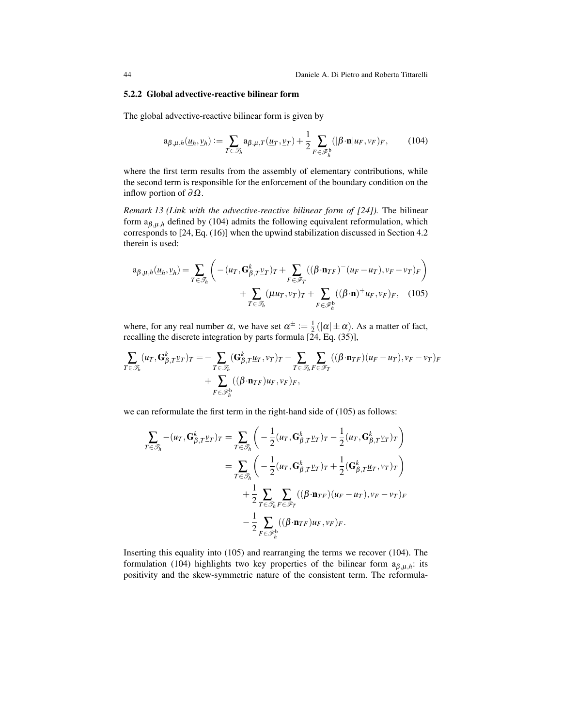### 5.2.2 Global advective-reactive bilinear form

The global advective-reactive bilinear form is given by

$$\mathrm{a}_{\beta,\mu,h}(\underline{u}_h,\underline{v}_h) := \sum_{T\in\mathscr{T}_h} \mathrm{a}_{\beta,\mu,T}(\underline{u}_T,\underline{v}_T) + \frac{1}{2}\sum_{F\in\mathscr{F}_h^{\mathrm{b}}} (|\beta\cdot\mathbf{n}|u_F, v_F)_F, \tag{104}$$

where the first term results from the assembly of elementary contributions, while the second term is responsible for the enforcement of the boundary condition on the inflow portion of $\partial\Omega$.

*Remark 13 (Link with the advective-reactive bilinear form of [24]).* The bilinear form $\mathrm{a}_{\beta,\mu,h}$ defined by (104) admits the following equivalent reformulation, which corresponds to [24, Eq. (16)] when the upwind stabilization discussed in Section 4.2 therein is used:

$$\begin{aligned}
\mathrm{a}_{\beta,\mu,h}(\underline{u}_h,\underline{v}_h) = \sum_{T\in\mathscr{T}_h} \left( -(u_T, \mathbf{G}^k_{\beta,T}\underline{v}_T)_T + \sum_{F\in\mathscr{F}_T} ((\beta\cdot\mathbf{n}_{TF})^-(u_F-u_T), v_F-v_T)_F \right) \\
+ \sum_{T\in\mathscr{T}_h} (\mu u_T, v_T)_T + \sum_{F\in\mathscr{F}_h^{\mathrm{b}}} ((\beta\cdot\mathbf{n})^+ u_F, v_F)_F,
\end{aligned} \tag{105}$$

where, for any real number $\alpha$, we have set $\alpha^\pm := \frac{1}{2}(|\alpha| \pm \alpha)$. As a matter of fact, recalling the discrete integration by parts formula [24, Eq. (35)],

$$\begin{aligned}
\sum_{T\in\mathscr{T}_h} (u_T, \mathbf{G}^k_{\beta,T}\underline{v}_T)_T = -\sum_{T\in\mathscr{T}_h} (\mathbf{G}^k_{\beta,T}\underline{u}_T, v_T)_T - \sum_{T\in\mathscr{T}_h}\sum_{F\in\mathscr{F}_T} ((\beta\cdot\mathbf{n}_{TF})(u_F-u_T), v_F-v_T)_F \\
+ \sum_{F\in\mathscr{F}_h^{\mathrm{b}}} ((\beta\cdot\mathbf{n}_{TF})u_F, v_F)_F,
\end{aligned}$$

we can reformulate the first term in the right-hand side of (105) as follows:

$$\begin{aligned}
\sum_{T\in\mathscr{T}_h} -(u_T, \mathbf{G}^k_{\beta,T}\underline{v}_T)_T &= \sum_{T\in\mathscr{T}_h} \left( -\frac{1}{2}(u_T, \mathbf{G}^k_{\beta,T}\underline{v}_T)_T - \frac{1}{2}(u_T, \mathbf{G}^k_{\beta,T}\underline{v}_T)_T \right) \\
&= \sum_{T\in\mathscr{T}_h} \left( -\frac{1}{2}(u_T, \mathbf{G}^k_{\beta,T}\underline{v}_T)_T + \frac{1}{2}(\mathbf{G}^k_{\beta,T}\underline{u}_T, v_T)_T \right) \\
&\quad + \frac{1}{2}\sum_{T\in\mathscr{T}_h}\sum_{F\in\mathscr{F}_T} ((\beta\cdot\mathbf{n}_{TF})(u_F-u_T), v_F-v_T)_F \\
&\quad - \frac{1}{2}\sum_{F\in\mathscr{F}_h^{\mathrm{b}}} ((\beta\cdot\mathbf{n}_{TF})u_F, v_F)_F.
\end{aligned}$$

Inserting this equality into (105) and rearranging the terms we recover (104). The formulation (104) highlights two key properties of the bilinear form $\mathrm{a}_{\beta,\mu,h}$: its positivity and the skew-symmetric nature of the consistent term. The reformula-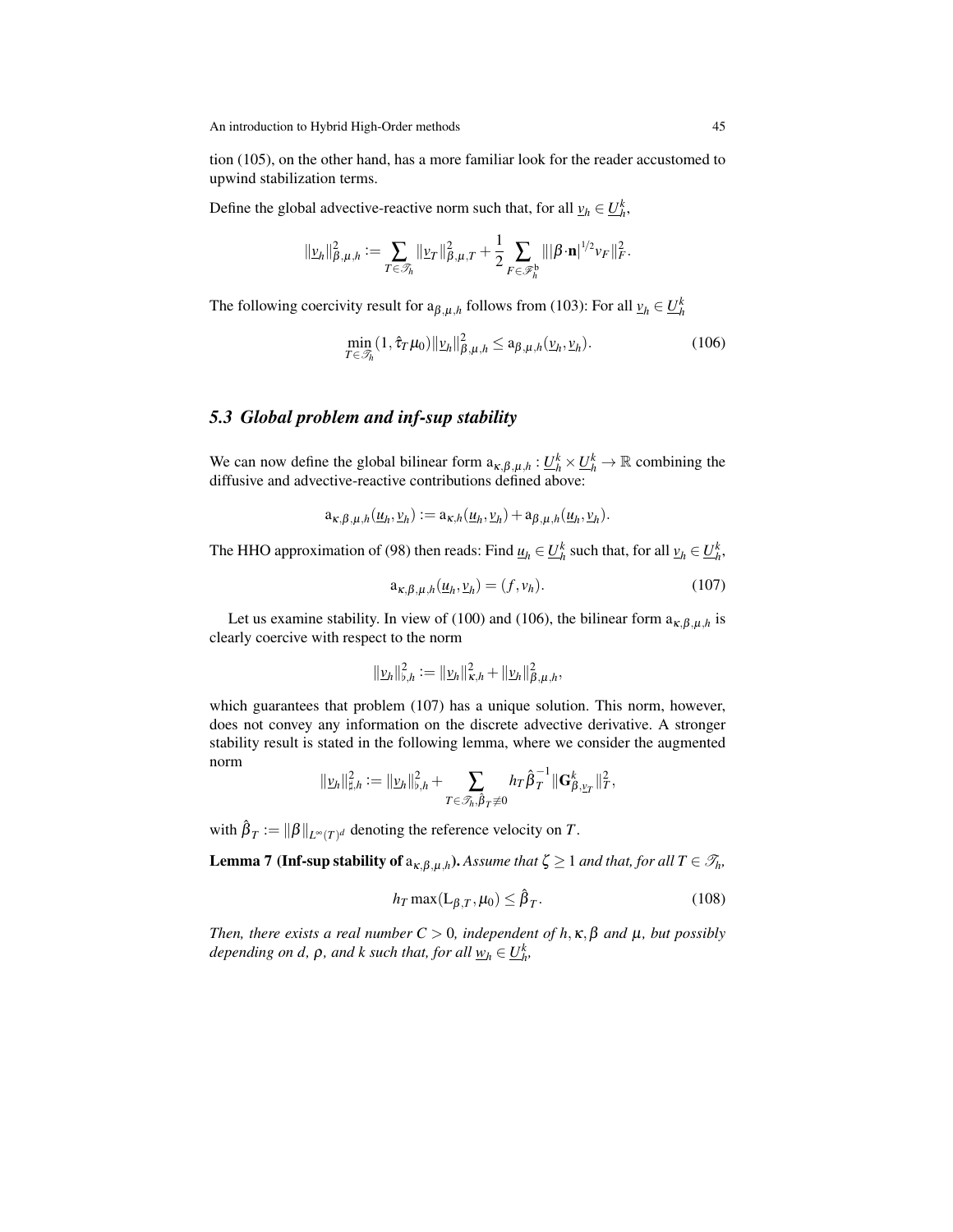tion (105), on the other hand, has a more familiar look for the reader accustomed to upwind stabilization terms.

Define the global advective-reactive norm such that, for all $\underline{v}_h \in \underline{U}_h^k$,

$$\|\underline{v}_h\|_{\beta,\mu,h}^2 := \sum_{T\in\mathscr{T}_h} \|\underline{v}_T\|_{\beta,\mu,T}^2 + \frac{1}{2}\sum_{F\in\mathscr{F}_h^{\mathrm{b}}} \||\beta{\cdot}\mathbf{n}|^{1/2} v_F\|_F^2.$$

The following coercivity result for $\mathrm{a}_{\beta,\mu,h}$ follows from (103): For all $\underline{v}_h \in \underline{U}_h^k$

$$\min_{T\in\mathscr{T}_h}(1, \hat{\tau}_T\mu_0)\|\underline{v}_h\|_{\beta,\mu,h}^2 \le \mathrm{a}_{\beta,\mu,h}(\underline{v}_h,\underline{v}_h). \tag{106}$$

### *5.3 Global problem and inf-sup stability*

We can now define the global bilinear form $\mathrm{a}_{\kappa,\beta,\mu,h} : \underline{U}_h^k \times \underline{U}_h^k \to \mathbb{R}$ combining the diffusive and advective-reactive contributions defined above:

$$\mathrm{a}_{\kappa,\beta,\mu,h}(\underline{u}_h,\underline{v}_h) := \mathrm{a}_{\kappa,h}(\underline{u}_h,\underline{v}_h) + \mathrm{a}_{\beta,\mu,h}(\underline{u}_h,\underline{v}_h).$$

The HHO approximation of (98) then reads: Find $\underline{u}_h \in \underline{U}_h^k$ such that, for all $\underline{v}_h \in \underline{U}_h^k$,

$$\mathrm{a}_{\kappa,\beta,\mu,h}(\underline{u}_h,\underline{v}_h) = (f, v_h). \tag{107}$$

Let us examine stability. In view of (100) and (106), the bilinear form $\mathrm{a}_{\kappa,\beta,\mu,h}$ is clearly coercive with respect to the norm

$$\|\underline{v}_h\|_{\flat,h}^2 := \|\underline{v}_h\|_{\kappa,h}^2 + \|\underline{v}_h\|_{\beta,\mu,h}^2,$$

which guarantees that problem (107) has a unique solution. This norm, however, does not convey any information on the discrete advective derivative. A stronger stability result is stated in the following lemma, where we consider the augmented norm

$$\|\underline{v}_h\|_{\sharp,h}^2 := \|\underline{v}_h\|_{\flat,h}^2 + \sum_{T\in\mathscr{T}_h,\hat{\beta}_T\neq 0} h_T\hat{\beta}_T^{-1}\|\mathbf{G}_{\beta,\underline{v}_T}^k\|_T^2,$$

with $\hat{\beta}_T := \|\beta\|_{L^\infty(T)^d}$ denoting the reference velocity on $T$.

**Lemma 7 (Inf-sup stability of $\mathrm{a}_{\kappa,\beta,\mu,h}$).** *Assume that $\zeta \ge 1$ and that, for all $T \in \mathscr{T}_h$,*

$$h_T \max(\mathrm{L}_{\beta,T}, \mu_0) \le \hat{\beta}_T. \tag{108}$$

*Then, there exists a real number $C > 0$, independent of $h, \kappa, \beta$ and $\mu$, but possibly depending on $d$, $\rho$, and $k$ such that, for all $\underline{w}_h \in \underline{U}_h^k$,*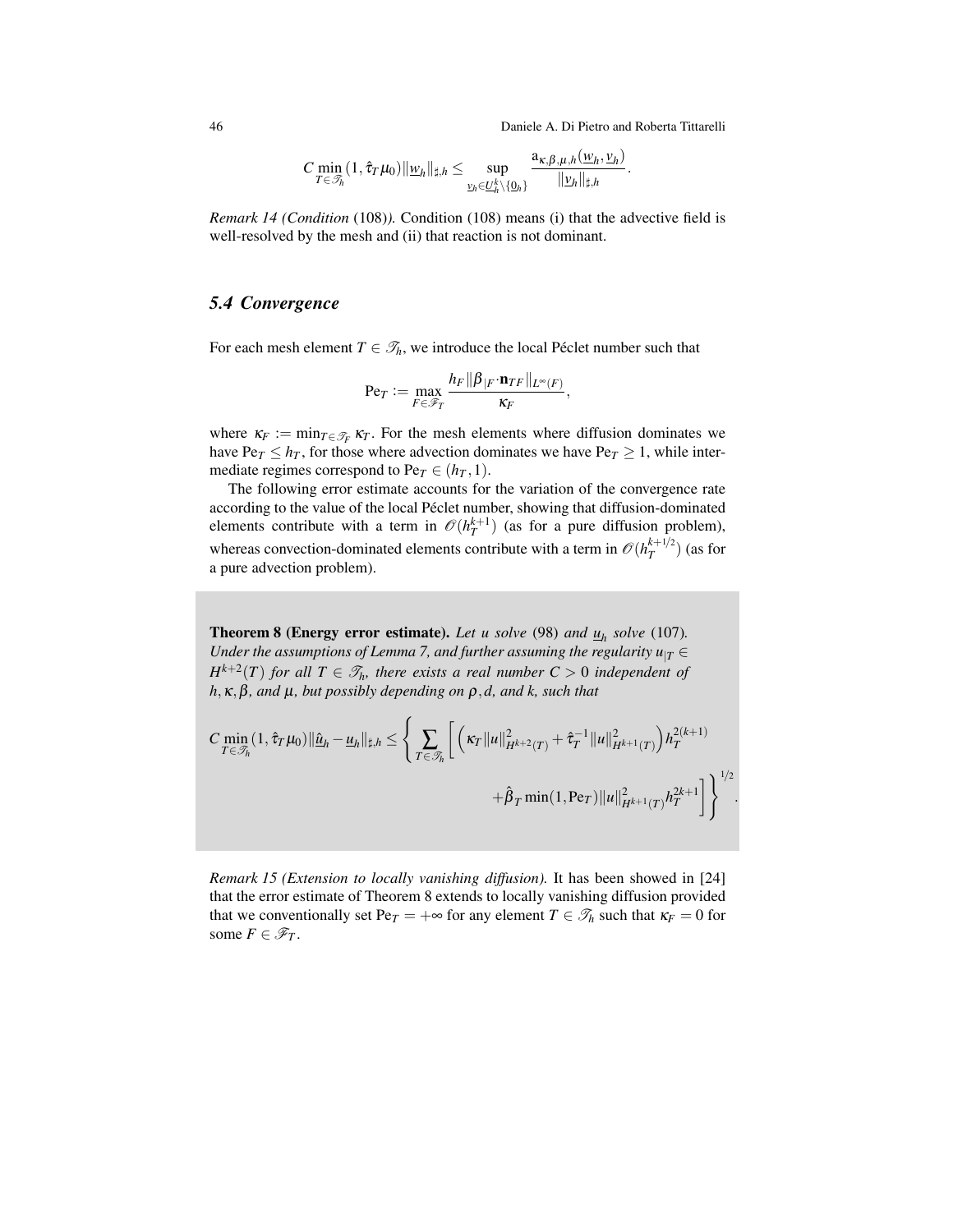$$C \min_{T\in\mathscr{T}_h} (1, \hat{\tau}_T \mu_0) \|\underline{w}_h\|_{\sharp,h} \le \sup_{\underline{v}_h \in \underline{U}_h^k \setminus \{\underline{0}_h\}} \frac{\mathrm{a}_{\kappa,\beta,\mu,h}(\underline{w}_h, \underline{v}_h)}{\|\underline{v}_h\|_{\sharp,h}}.$$

*Remark 14 (Condition* (108)*).* Condition (108) means (i) that the advective field is well-resolved by the mesh and (ii) that reaction is not dominant.

### 5.4 Convergence

For each mesh element $T \in \mathscr{T}_h$, we introduce the local Péclet number such that

$$\mathrm{Pe}_T := \max_{F\in\mathscr{F}_T} \frac{h_F \|\beta_{|F} \cdot \mathbf{n}_{TF}\|_{L^\infty(F)}}{\kappa_F},$$

where $\kappa_F := \min_{T\in\mathscr{T}_F} \kappa_T$. For the mesh elements where diffusion dominates we have $\mathrm{Pe}_T \le h_T$, for those where advection dominates we have $\mathrm{Pe}_T \ge 1$, while intermediate regimes correspond to $\mathrm{Pe}_T \in (h_T, 1)$.

The following error estimate accounts for the variation of the convergence rate according to the value of the local Péclet number, showing that diffusion-dominated elements contribute with a term in $\mathscr{O}(h_T^{k+1})$ (as for a pure diffusion problem), whereas convection-dominated elements contribute with a term in $\mathscr{O}(h_T^{k+1/2})$ (as for a pure advection problem).

**Theorem 8 (Energy error estimate).** *Let $u$ solve* (98) *and $\underline{u}_h$ solve* (107)*. Under the assumptions of Lemma 7, and further assuming the regularity $u_{|T} \in H^{k+2}(T)$ for all $T \in \mathscr{T}_h$, there exists a real number $C > 0$ independent of $h, \kappa, \beta$, and $\mu$, but possibly depending on $\rho, d$, and $k$, such that*

$$C \min_{T\in\mathscr{T}_h} (1, \hat{\tau}_T \mu_0) \|\underline{\hat{u}}_h - \underline{u}_h\|_{\sharp,h} \le \left\{ \sum_{T\in\mathscr{T}_h} \left[ \left( \kappa_T \|u\|_{H^{k+2}(T)}^2 + \hat{\tau}_T^{-1} \|u\|_{H^{k+1}(T)}^2 \right) h_T^{2(k+1)} \right.\right.$$
$$\left.\left. + \hat{\beta}_T \min(1, \mathrm{Pe}_T) \|u\|_{H^{k+1}(T)}^2 h_T^{2k+1} \right] \right\}^{1/2}.$$

*Remark 15 (Extension to locally vanishing diffusion).* It has been showed in [24] that the error estimate of Theorem 8 extends to locally vanishing diffusion provided that we conventionally set $\mathrm{Pe}_T = +\infty$ for any element $T \in \mathscr{T}_h$ such that $\kappa_F = 0$ for some $F \in \mathscr{F}_T$.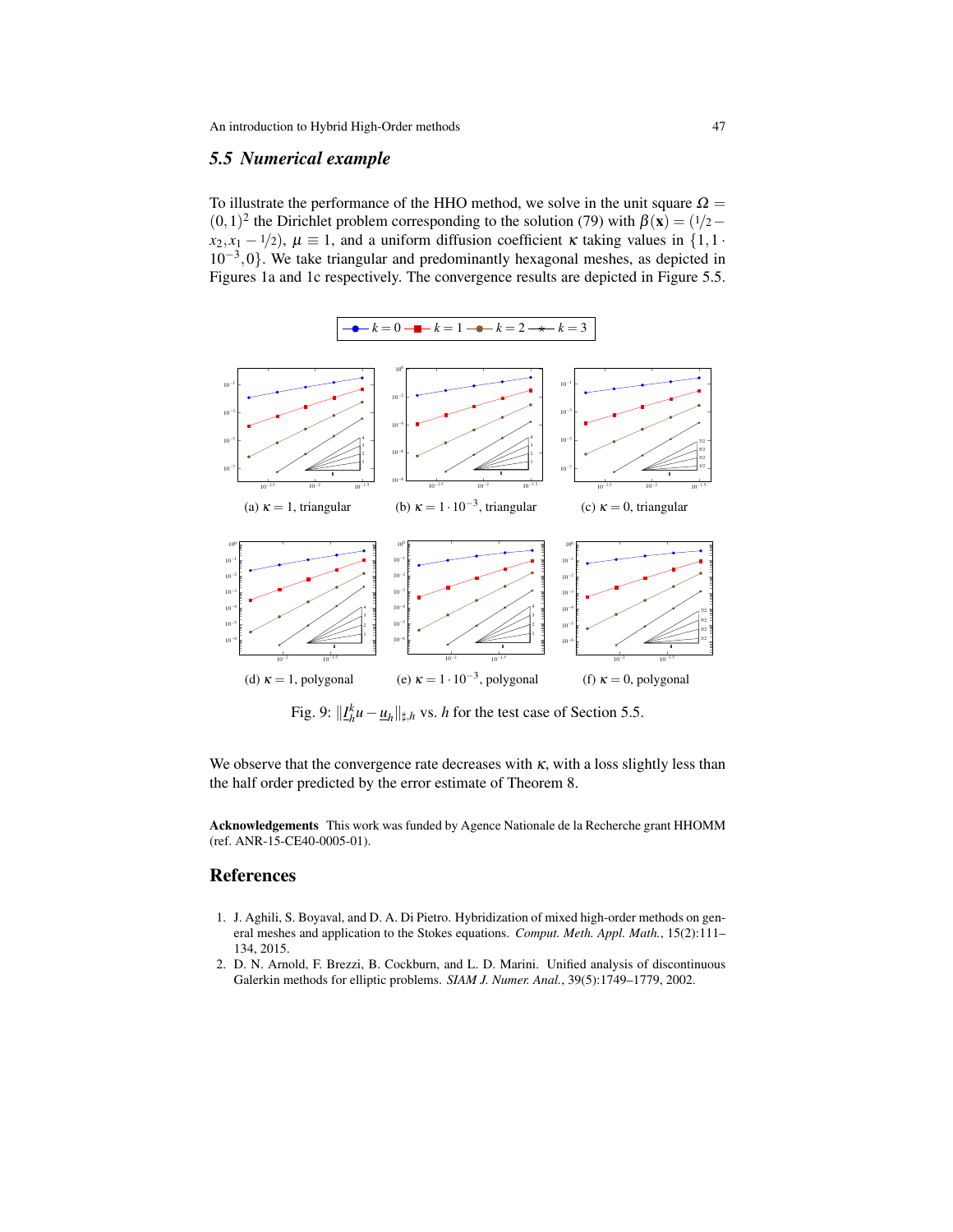### 5.5 Numerical example

To illustrate the performance of the HHO method, we solve in the unit square $\Omega = (0,1)^2$ the Dirichlet problem corresponding to the solution (79) with $\beta(\mathbf{x}) = (1/2 - x_2, x_1 - 1/2)$, $\mu \equiv 1$, and a uniform diffusion coefficient $\kappa$ taking values in $\{1, 1\cdot 10^{-3}, 0\}$. We take triangular and predominantly hexagonal meshes, as depicted in Figures 1a and 1c respectively. The convergence results are depicted in Figure 5.5.

(a) $\kappa = 1$, triangular (b) $\kappa = 1\cdot 10^{-3}$, triangular (c) $\kappa = 0$, triangular

(d) $\kappa = 1$, polygonal (e) $\kappa = 1\cdot 10^{-3}$, polygonal (f) $\kappa = 0$, polygonal

Fig. 9: $\|\underline{I}_h^k u - \underline{u}_h\|_{\sharp,h}$ vs. $h$ for the test case of Section 5.5.

We observe that the convergence rate decreases with $\kappa$, with a loss slightly less than the half order predicted by the error estimate of Theorem 8.

**Acknowledgements** This work was funded by Agence Nationale de la Recherche grant HHOMM (ref. ANR-15-CE40-0005-01).

## References

1. J. Aghili, S. Boyaval, and D. A. Di Pietro. Hybridization of mixed high-order methods on general meshes and application to the Stokes equations. *Comput. Meth. Appl. Math.*, 15(2):111–134, 2015.
2. D. N. Arnold, F. Brezzi, B. Cockburn, and L. D. Marini. Unified analysis of discontinuous Galerkin methods for elliptic problems. *SIAM J. Numer. Anal.*, 39(5):1749–1779, 2002.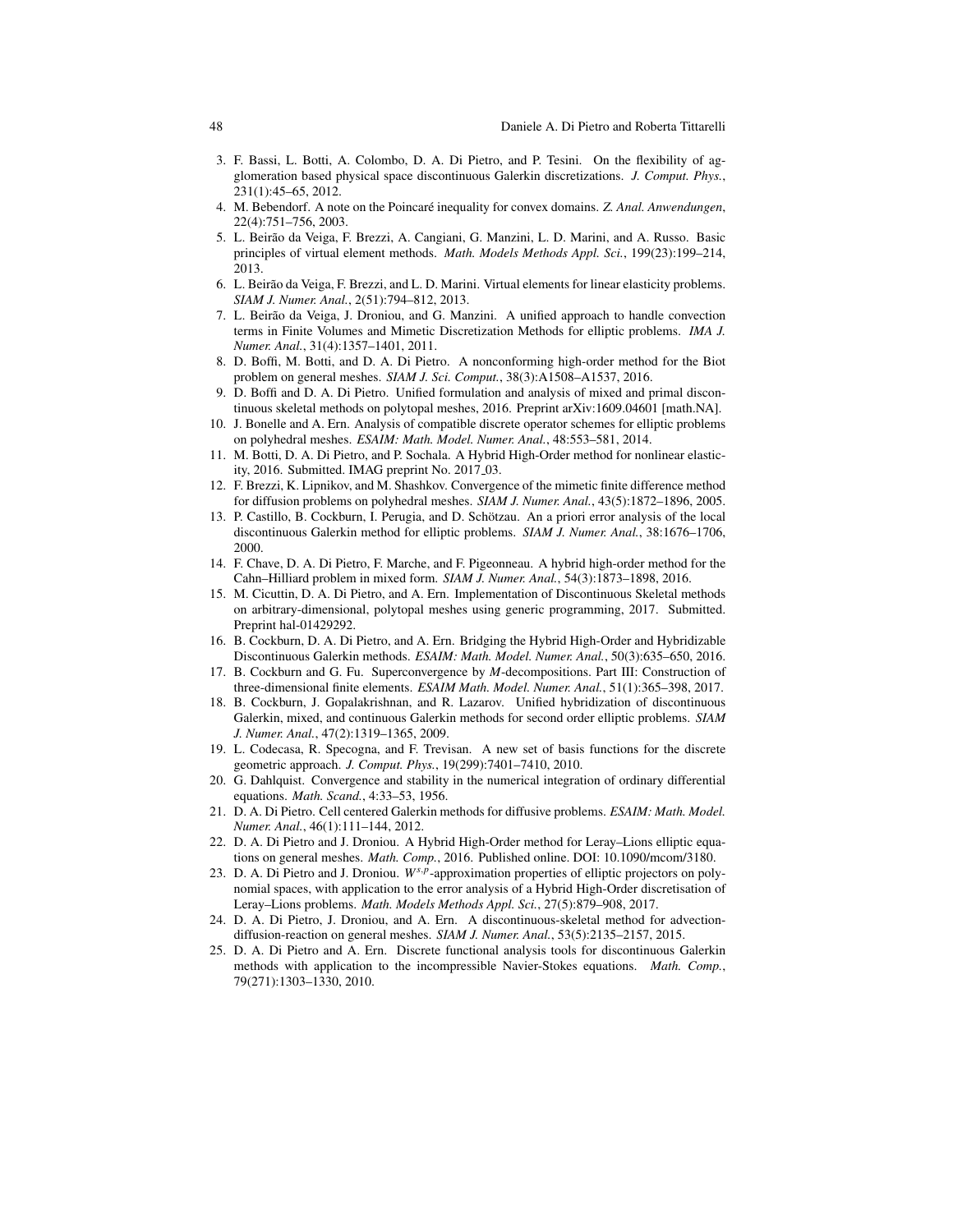3. F. Bassi, L. Botti, A. Colombo, D. A. Di Pietro, and P. Tesini. On the flexibility of agglomeration based physical space discontinuous Galerkin discretizations. *J. Comput. Phys.*, 231(1):45–65, 2012.
4. M. Bebendorf. A note on the Poincaré inequality for convex domains. *Z. Anal. Anwendungen*, 22(4):751–756, 2003.
5. L. Beirão da Veiga, F. Brezzi, A. Cangiani, G. Manzini, L. D. Marini, and A. Russo. Basic principles of virtual element methods. *Math. Models Methods Appl. Sci.*, 199(23):199–214, 2013.
6. L. Beirão da Veiga, F. Brezzi, and L. D. Marini. Virtual elements for linear elasticity problems. *SIAM J. Numer. Anal.*, 2(51):794–812, 2013.
7. L. Beirão da Veiga, J. Droniou, and G. Manzini. A unified approach to handle convection terms in Finite Volumes and Mimetic Discretization Methods for elliptic problems. *IMA J. Numer. Anal.*, 31(4):1357–1401, 2011.
8. D. Boffi, M. Botti, and D. A. Di Pietro. A nonconforming high-order method for the Biot problem on general meshes. *SIAM J. Sci. Comput.*, 38(3):A1508–A1537, 2016.
9. D. Boffi and D. A. Di Pietro. Unified formulation and analysis of mixed and primal discontinuous skeletal methods on polytopal meshes, 2016. Preprint arXiv:1609.04601 [math.NA].
10. J. Bonelle and A. Ern. Analysis of compatible discrete operator schemes for elliptic problems on polyhedral meshes. *ESAIM: Math. Model. Numer. Anal.*, 48:553–581, 2014.
11. M. Botti, D. A. Di Pietro, and P. Sochala. A Hybrid High-Order method for nonlinear elasticity, 2016. Submitted. IMAG preprint No. 2017_03.
12. F. Brezzi, K. Lipnikov, and M. Shashkov. Convergence of the mimetic finite difference method for diffusion problems on polyhedral meshes. *SIAM J. Numer. Anal.*, 43(5):1872–1896, 2005.
13. P. Castillo, B. Cockburn, I. Perugia, and D. Schötzau. An a priori error analysis of the local discontinuous Galerkin method for elliptic problems. *SIAM J. Numer. Anal.*, 38:1676–1706, 2000.
14. F. Chave, D. A. Di Pietro, F. Marche, and F. Pigeonneau. A hybrid high-order method for the Cahn–Hilliard problem in mixed form. *SIAM J. Numer. Anal.*, 54(3):1873–1898, 2016.
15. M. Cicuttin, D. A. Di Pietro, and A. Ern. Implementation of Discontinuous Skeletal methods on arbitrary-dimensional, polytopal meshes using generic programming, 2017. Submitted. Preprint hal-01429292.
16. B. Cockburn, D. A. Di Pietro, and A. Ern. Bridging the Hybrid High-Order and Hybridizable Discontinuous Galerkin methods. *ESAIM: Math. Model. Numer. Anal.*, 50(3):635–650, 2016.
17. B. Cockburn and G. Fu. Superconvergence by $M$-decompositions. Part III: Construction of three-dimensional finite elements. *ESAIM Math. Model. Numer. Anal.*, 51(1):365–398, 2017.
18. B. Cockburn, J. Gopalakrishnan, and R. Lazarov. Unified hybridization of discontinuous Galerkin, mixed, and continuous Galerkin methods for second order elliptic problems. *SIAM J. Numer. Anal.*, 47(2):1319–1365, 2009.
19. L. Codecasa, R. Specogna, and F. Trevisan. A new set of basis functions for the discrete geometric approach. *J. Comput. Phys.*, 19(299):7401–7410, 2010.
20. G. Dahlquist. Convergence and stability in the numerical integration of ordinary differential equations. *Math. Scand.*, 4:33–53, 1956.
21. D. A. Di Pietro. Cell centered Galerkin methods for diffusive problems. *ESAIM: Math. Model. Numer. Anal.*, 46(1):111–144, 2012.
22. D. A. Di Pietro and J. Droniou. A Hybrid High-Order method for Leray–Lions elliptic equations on general meshes. *Math. Comp.*, 2016. Published online. DOI: 10.1090/mcom/3180.
23. D. A. Di Pietro and J. Droniou. $W^{s,p}$-approximation properties of elliptic projectors on polynomial spaces, with application to the error analysis of a Hybrid High-Order discretisation of Leray–Lions problems. *Math. Models Methods Appl. Sci.*, 27(5):879–908, 2017.
24. D. A. Di Pietro, J. Droniou, and A. Ern. A discontinuous-skeletal method for advection-diffusion-reaction on general meshes. *SIAM J. Numer. Anal.*, 53(5):2135–2157, 2015.
25. D. A. Di Pietro and A. Ern. Discrete functional analysis tools for discontinuous Galerkin methods with application to the incompressible Navier-Stokes equations. *Math. Comp.*, 79(271):1303–1330, 2010.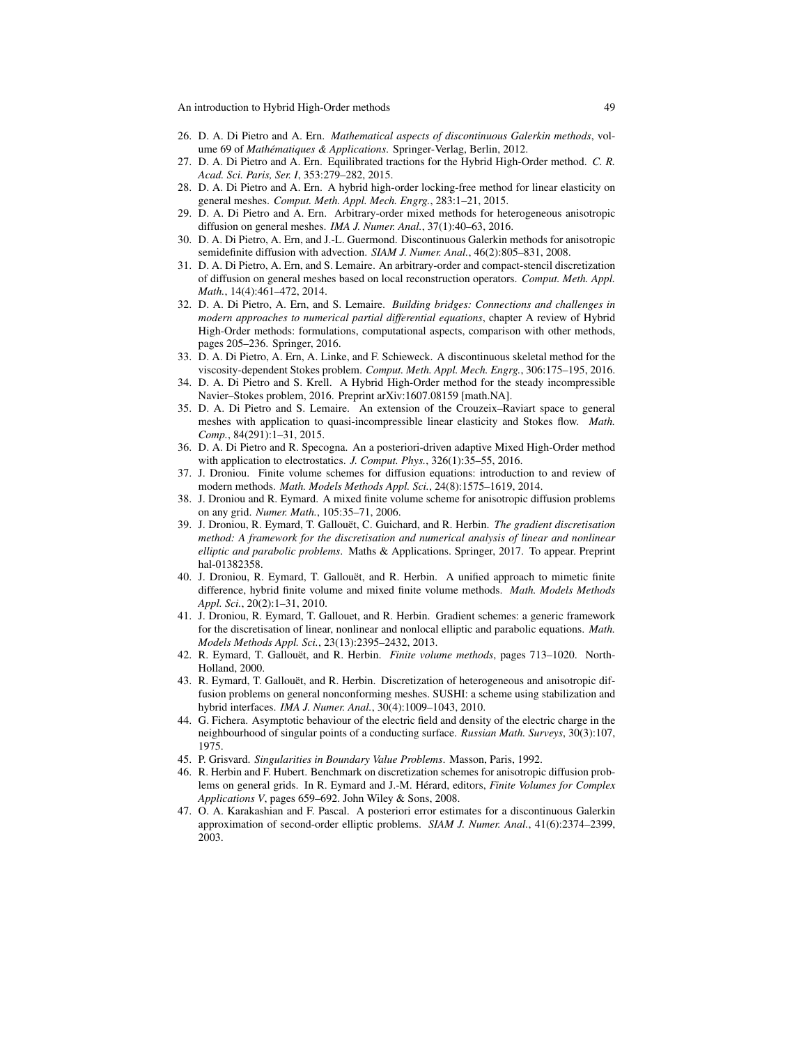26. D. A. Di Pietro and A. Ern. *Mathematical aspects of discontinuous Galerkin methods*, volume 69 of *Mathématiques & Applications*. Springer-Verlag, Berlin, 2012.
27. D. A. Di Pietro and A. Ern. Equilibrated tractions for the Hybrid High-Order method. *C. R. Acad. Sci. Paris, Ser. I*, 353:279–282, 2015.
28. D. A. Di Pietro and A. Ern. A hybrid high-order locking-free method for linear elasticity on general meshes. *Comput. Meth. Appl. Mech. Engrg.*, 283:1–21, 2015.
29. D. A. Di Pietro and A. Ern. Arbitrary-order mixed methods for heterogeneous anisotropic diffusion on general meshes. *IMA J. Numer. Anal.*, 37(1):40–63, 2016.
30. D. A. Di Pietro, A. Ern, and J.-L. Guermond. Discontinuous Galerkin methods for anisotropic semidefinite diffusion with advection. *SIAM J. Numer. Anal.*, 46(2):805–831, 2008.
31. D. A. Di Pietro, A. Ern, and S. Lemaire. An arbitrary-order and compact-stencil discretization of diffusion on general meshes based on local reconstruction operators. *Comput. Meth. Appl. Math.*, 14(4):461–472, 2014.
32. D. A. Di Pietro, A. Ern, and S. Lemaire. *Building bridges: Connections and challenges in modern approaches to numerical partial differential equations*, chapter A review of Hybrid High-Order methods: formulations, computational aspects, comparison with other methods, pages 205–236. Springer, 2016.
33. D. A. Di Pietro, A. Ern, A. Linke, and F. Schieweck. A discontinuous skeletal method for the viscosity-dependent Stokes problem. *Comput. Meth. Appl. Mech. Engrg.*, 306:175–195, 2016.
34. D. A. Di Pietro and S. Krell. A Hybrid High-Order method for the steady incompressible Navier–Stokes problem, 2016. Preprint arXiv:1607.08159 [math.NA].
35. D. A. Di Pietro and S. Lemaire. An extension of the Crouzeix–Raviart space to general meshes with application to quasi-incompressible linear elasticity and Stokes flow. *Math. Comp.*, 84(291):1–31, 2015.
36. D. A. Di Pietro and R. Specogna. An a posteriori-driven adaptive Mixed High-Order method with application to electrostatics. *J. Comput. Phys.*, 326(1):35–55, 2016.
37. J. Droniou. Finite volume schemes for diffusion equations: introduction to and review of modern methods. *Math. Models Methods Appl. Sci.*, 24(8):1575–1619, 2014.
38. J. Droniou and R. Eymard. A mixed finite volume scheme for anisotropic diffusion problems on any grid. *Numer. Math.*, 105:35–71, 2006.
39. J. Droniou, R. Eymard, T. Gallouët, C. Guichard, and R. Herbin. *The gradient discretisation method: A framework for the discretisation and numerical analysis of linear and nonlinear elliptic and parabolic problems*. Maths & Applications. Springer, 2017. To appear. Preprint hal-01382358.
40. J. Droniou, R. Eymard, T. Gallouët, and R. Herbin. A unified approach to mimetic finite difference, hybrid finite volume and mixed finite volume methods. *Math. Models Methods Appl. Sci.*, 20(2):1–31, 2010.
41. J. Droniou, R. Eymard, T. Gallouet, and R. Herbin. Gradient schemes: a generic framework for the discretisation of linear, nonlinear and nonlocal elliptic and parabolic equations. *Math. Models Methods Appl. Sci.*, 23(13):2395–2432, 2013.
42. R. Eymard, T. Gallouët, and R. Herbin. *Finite volume methods*, pages 713–1020. North-Holland, 2000.
43. R. Eymard, T. Gallouët, and R. Herbin. Discretization of heterogeneous and anisotropic diffusion problems on general nonconforming meshes. SUSHI: a scheme using stabilization and hybrid interfaces. *IMA J. Numer. Anal.*, 30(4):1009–1043, 2010.
44. G. Fichera. Asymptotic behaviour of the electric field and density of the electric charge in the neighbourhood of singular points of a conducting surface. *Russian Math. Surveys*, 30(3):107, 1975.
45. P. Grisvard. *Singularities in Boundary Value Problems*. Masson, Paris, 1992.
46. R. Herbin and F. Hubert. Benchmark on discretization schemes for anisotropic diffusion problems on general grids. In R. Eymard and J.-M. Hérard, editors, *Finite Volumes for Complex Applications V*, pages 659–692. John Wiley & Sons, 2008.
47. O. A. Karakashian and F. Pascal. A posteriori error estimates for a discontinuous Galerkin approximation of second-order elliptic problems. *SIAM J. Numer. Anal.*, 41(6):2374–2399, 2003.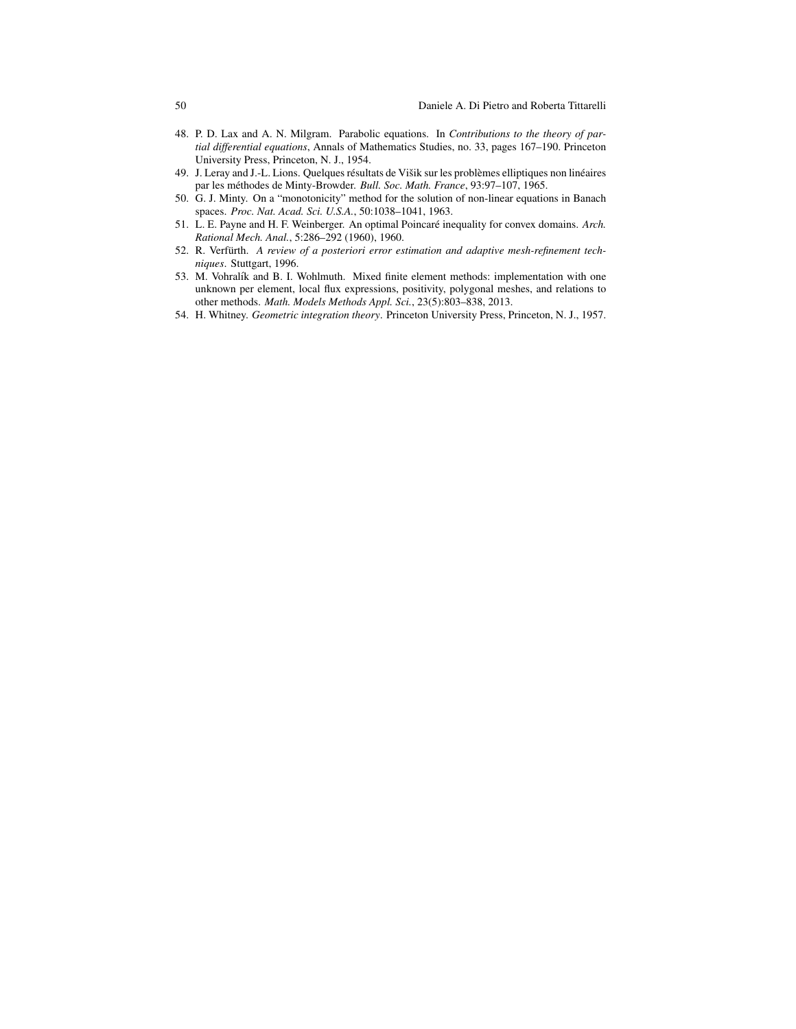48. P. D. Lax and A. N. Milgram. Parabolic equations. In *Contributions to the theory of partial differential equations*, Annals of Mathematics Studies, no. 33, pages 167–190. Princeton University Press, Princeton, N. J., 1954.
49. J. Leray and J.-L. Lions. Quelques résultats de Višik sur les problèmes elliptiques non linéaires par les méthodes de Minty-Browder. *Bull. Soc. Math. France*, 93:97–107, 1965.
50. G. J. Minty. On a "monotonicity" method for the solution of non-linear equations in Banach spaces. *Proc. Nat. Acad. Sci. U.S.A.*, 50:1038–1041, 1963.
51. L. E. Payne and H. F. Weinberger. An optimal Poincaré inequality for convex domains. *Arch. Rational Mech. Anal.*, 5:286–292 (1960), 1960.
52. R. Verfürth. *A review of a posteriori error estimation and adaptive mesh-refinement techniques*. Stuttgart, 1996.
53. M. Vohralík and B. I. Wohlmuth. Mixed finite element methods: implementation with one unknown per element, local flux expressions, positivity, polygonal meshes, and relations to other methods. *Math. Models Methods Appl. Sci.*, 23(5):803–838, 2013.
54. H. Whitney. *Geometric integration theory*. Princeton University Press, Princeton, N. J., 1957.